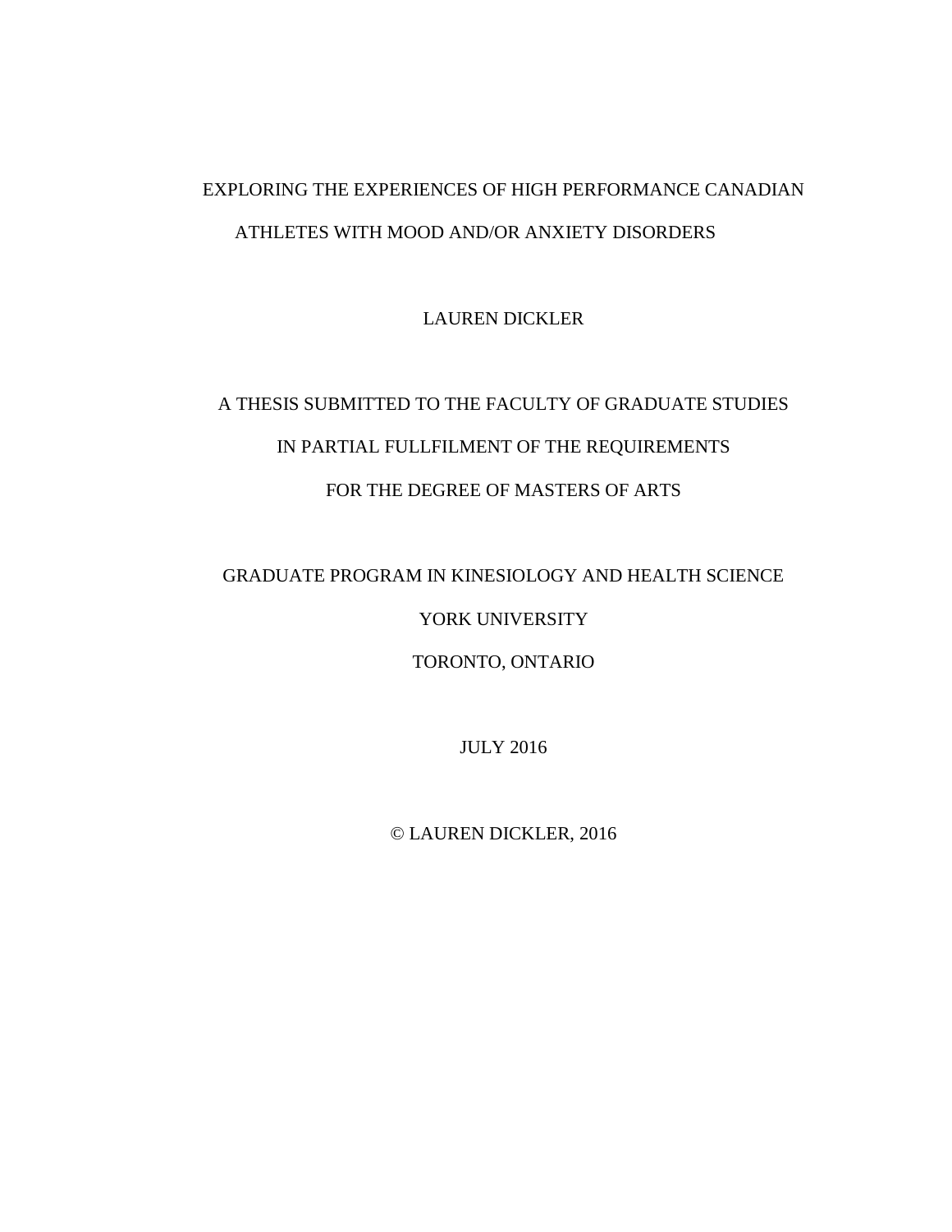# EXPLORING THE EXPERIENCES OF HIGH PERFORMANCE CANADIAN ATHLETES WITH MOOD AND/OR ANXIETY DISORDERS

LAUREN DICKLER

A THESIS SUBMITTED TO THE FACULTY OF GRADUATE STUDIES

IN PARTIAL FULLFILMENT OF THE REQUIREMENTS

FOR THE DEGREE OF MASTERS OF ARTS

GRADUATE PROGRAM IN KINESIOLOGY AND HEALTH SCIENCE

YORK UNIVERSITY

TORONTO, ONTARIO

JULY 2016

© LAUREN DICKLER, 2016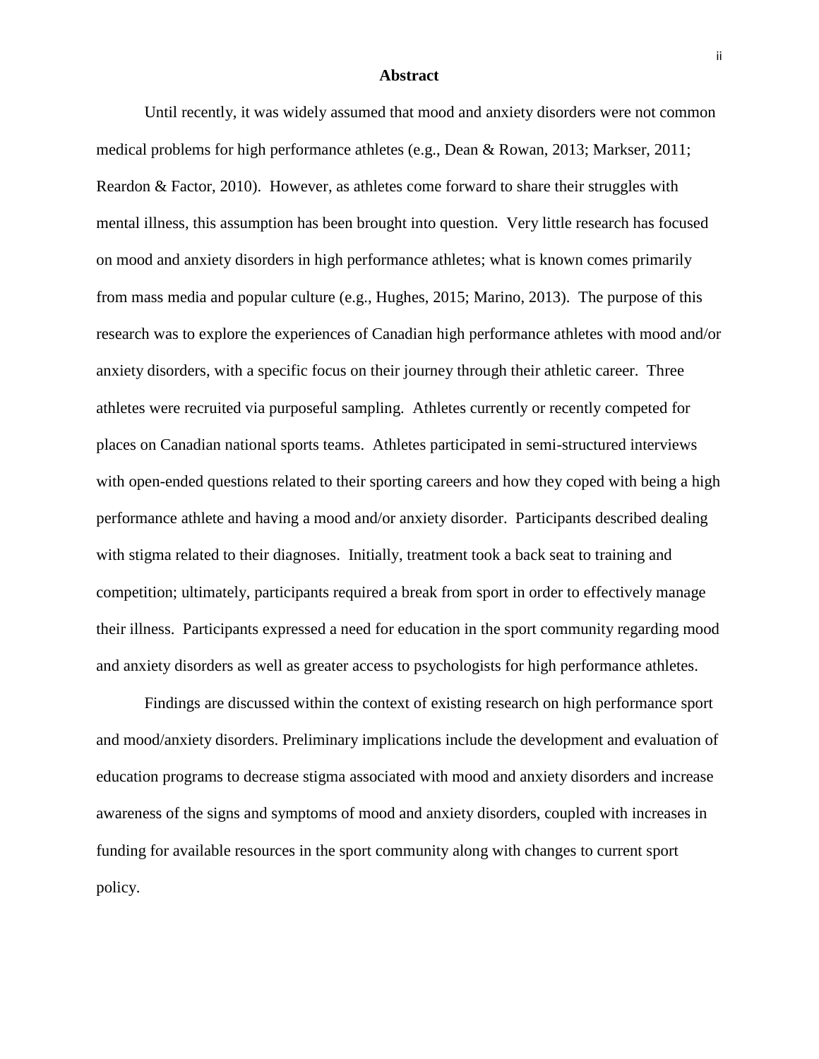# Abstract

Until recently, it was widely assumed that mood and anxiety disorders were not common medical problems for high performance athletes (e.g., Dean & Rowan, 2013; Markser, 2011; Reardon & Factor, 2010). However, as athletes come forward to share their struggles with mental illness, this assumption has been brought into question. Very little research has focused on mood and anxiety disorders in high performance athletes; what is known comes primarily from mass media and popular culture (e.g., Hughes, 2015; Marino, 2013). The purpose of this research was to explore the experiences of Canadian high performance athletes with mood and/or anxiety disorders, with a specific focus on their journey through their athletic career. Three athletes were recruited via purposeful sampling. Athletes currently or recently competed for places on Canadian national sports teams. Athletes participated in semi-structured interviews with open-ended questions related to their sporting careers and how they coped with being a high performance athlete and having a mood and/or anxiety disorder. Participants described dealing with stigma related to their diagnoses. Initially, treatment took a back seat to training and competition; ultimately, participants required a break from sport in order to effectively manage their illness. Participants expressed a need for education in the sport community regarding mood and anxiety disorders as well as greater access to psychologists for high performance athletes.

Findings are discussed within the context of existing research on high performance sport and mood/anxiety disorders. Preliminary implications include the development and evaluation of education programs to decrease stigma associated with mood and anxiety disorders and increase awareness of the signs and symptoms of mood and anxiety disorders, coupled with increases in funding for available resources in the sport community along with changes to current sport policy.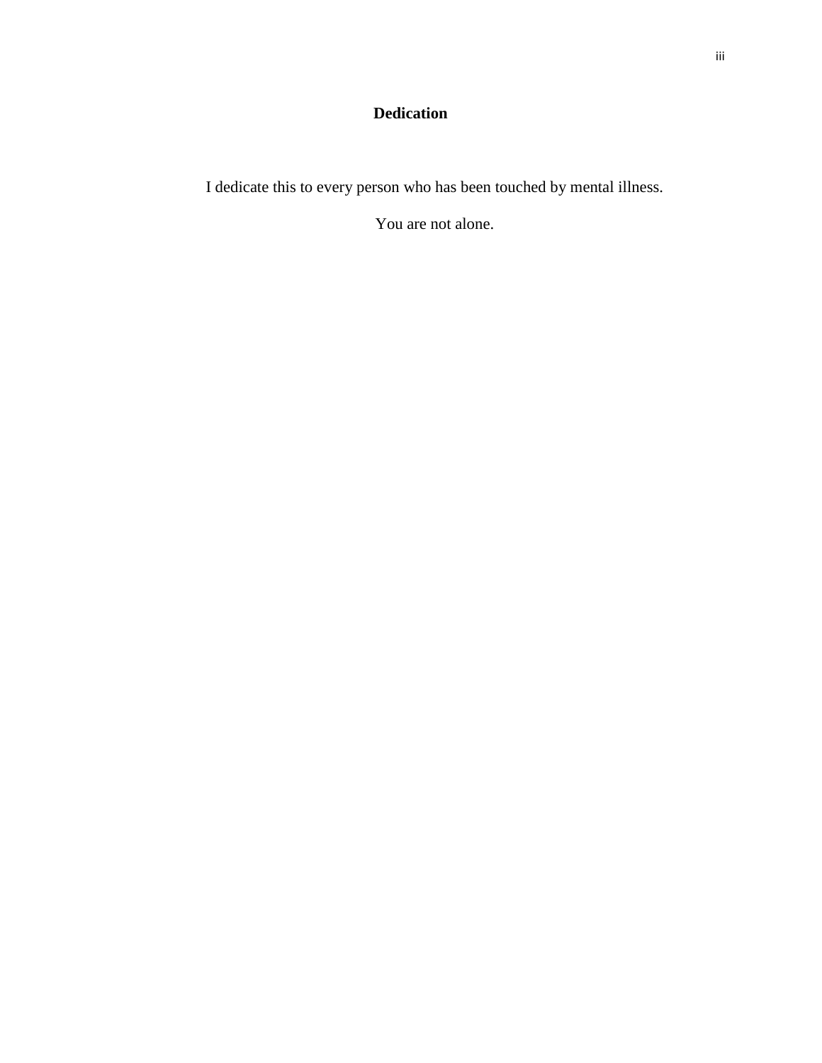## Dedication

I dedicate this to every person who has been touched by mental illness.

You are not alone.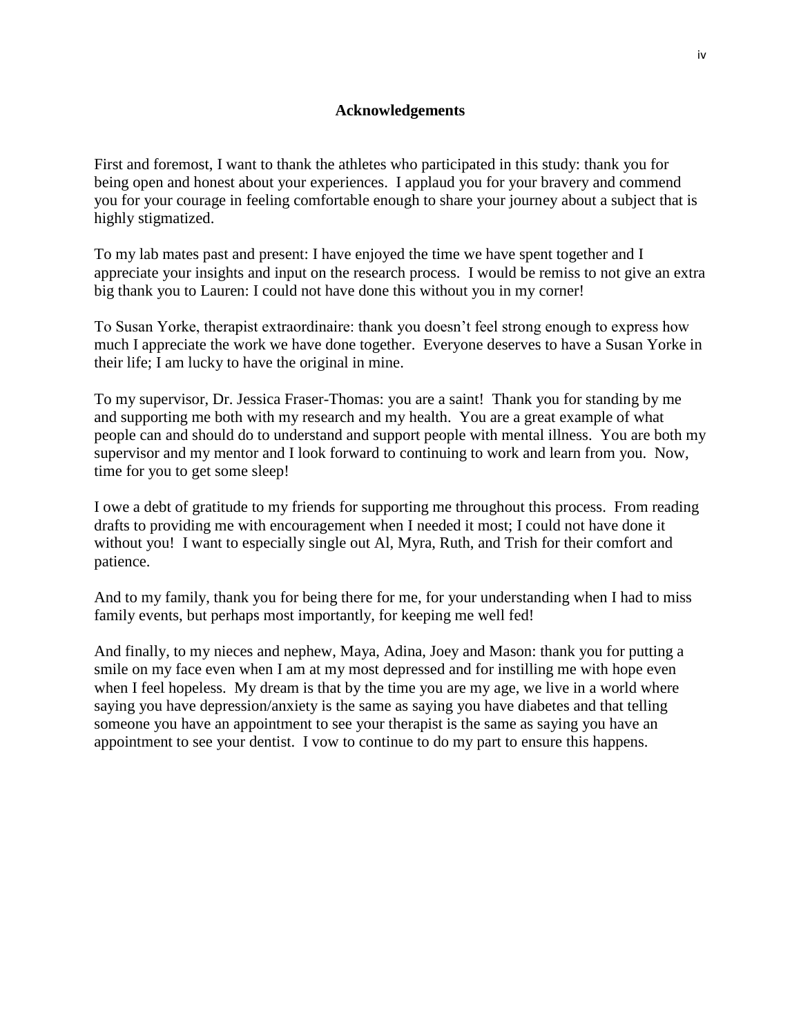# Acknowledgements

First and foremost, I want to thank the athletes who participated in this study: thank you for being open and honest about your experiences. I applaud you for your bravery and commend you for your courage in feeling comfortable enough to share your journey about a subject that is highly stigmatized.

To my lab mates past and present: I have enjoyed the time we have spent together and I appreciate your insights and input on the research process. I would be remiss to not give an extra big thank you to Lauren: I could not have done this without you in my corner!

To Susan Yorke, therapist extraordinaire: thank you doesn't feel strong enough to express how much I appreciate the work we have done together. Everyone deserves to have a Susan Yorke in their life; I am lucky to have the original in mine.

To my supervisor, Dr. Jessica Fraser-Thomas: you are a saint! Thank you for standing by me and supporting me both with my research and my health. You are a great example of what people can and should do to understand and support people with mental illness. You are both my supervisor and my mentor and I look forward to continuing to work and learn from you. Now, time for you to get some sleep!

I owe a debt of gratitude to my friends for supporting me throughout this process. From reading drafts to providing me with encouragement when I needed it most; I could not have done it without you! I want to especially single out Al, Myra, Ruth, and Trish for their comfort and patience.

And to my family, thank you for being there for me, for your understanding when I had to miss family events, but perhaps most importantly, for keeping me well fed!

And finally, to my nieces and nephew, Maya, Adina, Joey and Mason: thank you for putting a smile on my face even when I am at my most depressed and for instilling me with hope even when I feel hopeless. My dream is that by the time you are my age, we live in a world where saying you have depression/anxiety is the same as saying you have diabetes and that telling someone you have an appointment to see your therapist is the same as saying you have an appointment to see your dentist. I vow to continue to do my part to ensure this happens.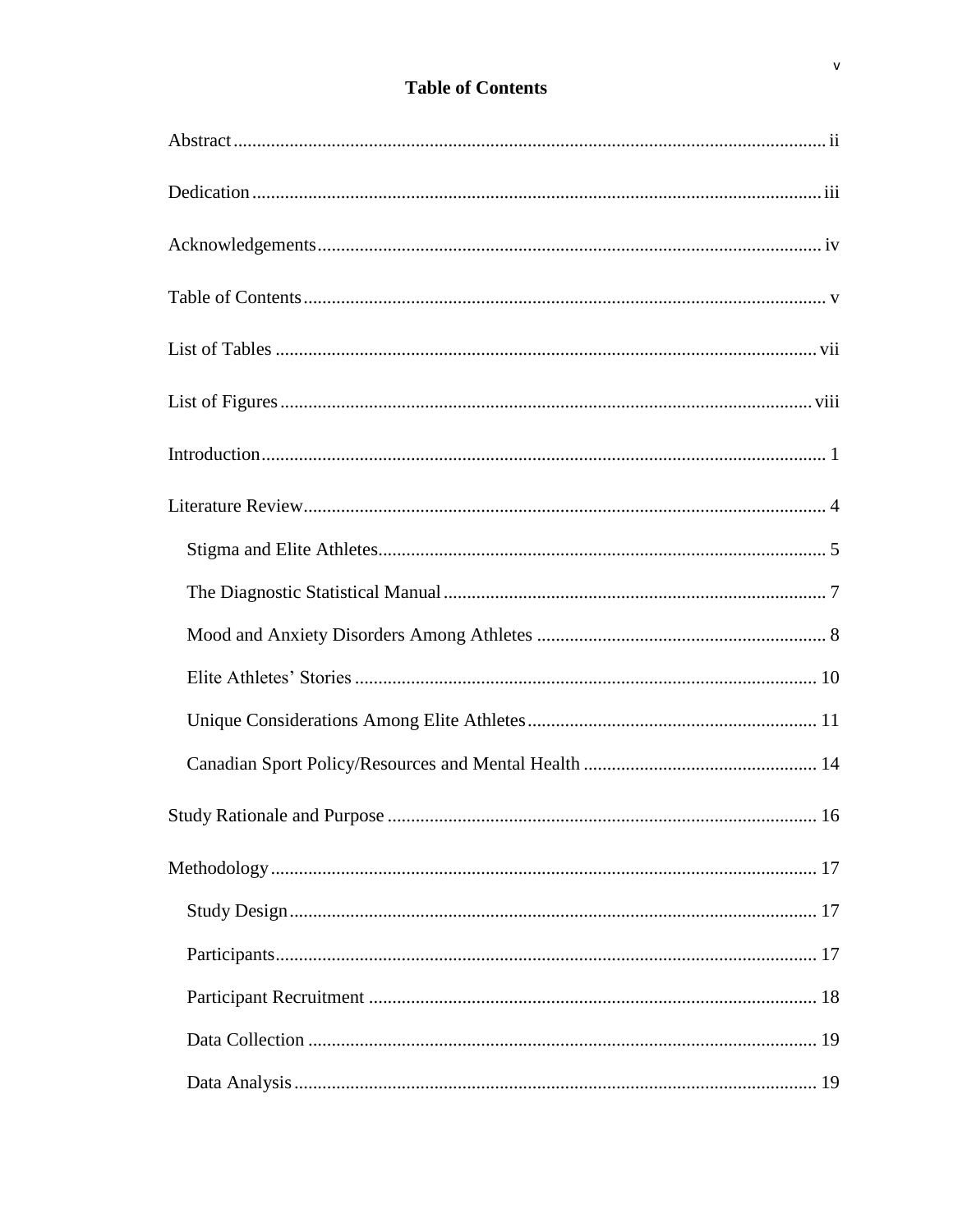# Table of Contents

Abstract ............................................................................................................................ ii

Dedication ......................................................................................................................... iii

Acknowledgements ........................................................................................................... iv

Table of Contents ............................................................................................................... v

List of Tables .................................................................................................................... vii

List of Figures ................................................................................................................. viii

Introduction ........................................................................................................................ 1

Literature Review ............................................................................................................... 4

- Stigma and Elite Athletes ............................................................................................... 5
- The Diagnostic Statistical Manual ................................................................................. 7
- Mood and Anxiety Disorders Among Athletes ............................................................. 8
- Elite Athletes' Stories .................................................................................................. 10
- Unique Considerations Among Elite Athletes ............................................................. 11
- Canadian Sport Policy/Resources and Mental Health ................................................. 14

Study Rationale and Purpose ........................................................................................... 16

Methodology .................................................................................................................... 17

- Study Design ................................................................................................................ 17
- Participants ................................................................................................................... 17
- Participant Recruitment ............................................................................................... 18
- Data Collection ............................................................................................................ 19
- Data Analysis ............................................................................................................... 19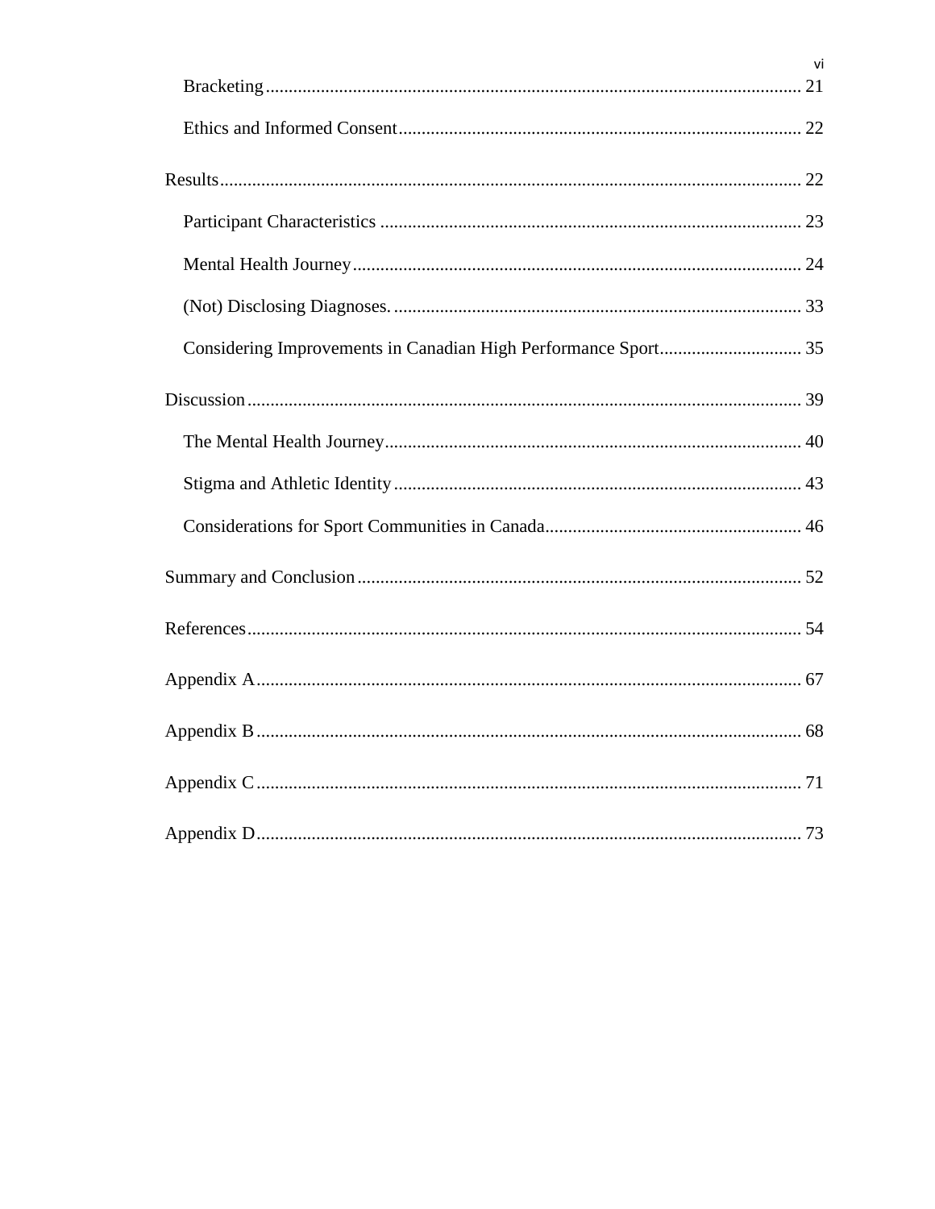Bracketing ..................................................................................................... 21

Ethics and Informed Consent ........................................................................ 22

Results ............................................................................................................ 22

Participant Characteristics ............................................................................ 23

Mental Health Journey .................................................................................. 24

(Not) Disclosing Diagnoses. ......................................................................... 33

Considering Improvements in Canadian High Performance Sport ............................... 35

Discussion ...................................................................................................... 39

The Mental Health Journey ........................................................................... 40

Stigma and Athletic Identity ......................................................................... 43

Considerations for Sport Communities in Canada ........................................................ 46

Summary and Conclusion ................................................................................. 52

References ....................................................................................................... 54

Appendix A ..................................................................................................... 67

Appendix B ..................................................................................................... 68

Appendix C ..................................................................................................... 71

Appendix D ..................................................................................................... 73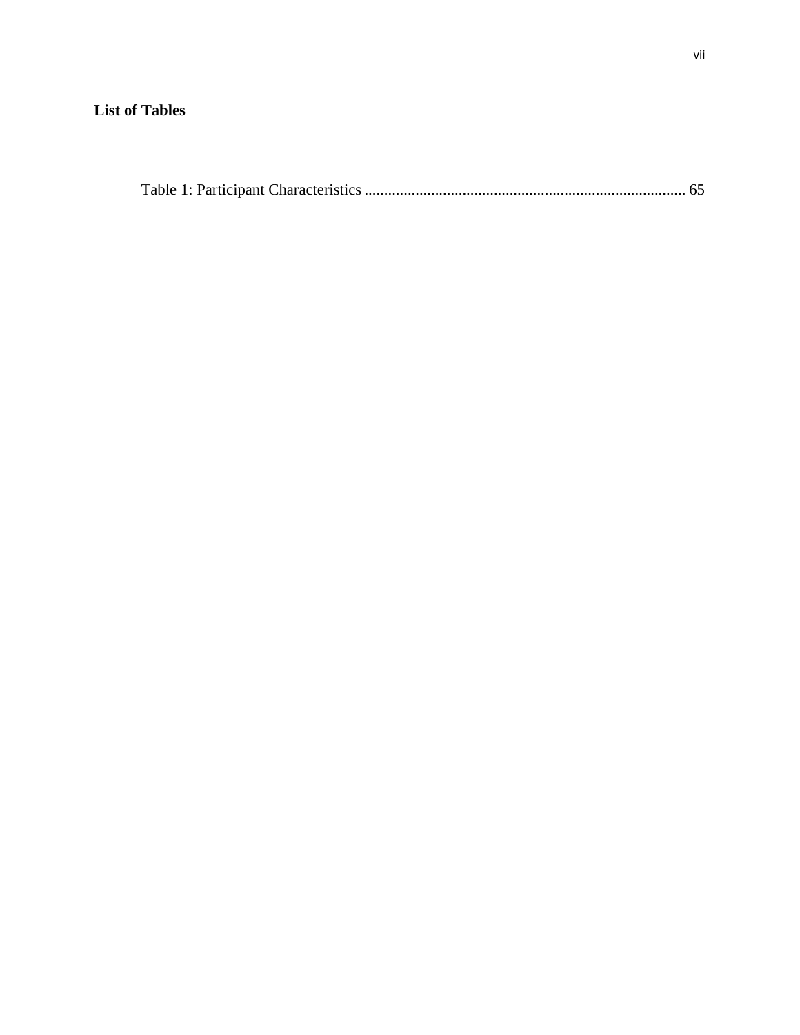# List of Tables

Table 1: Participant Characteristics ................................................................................. 65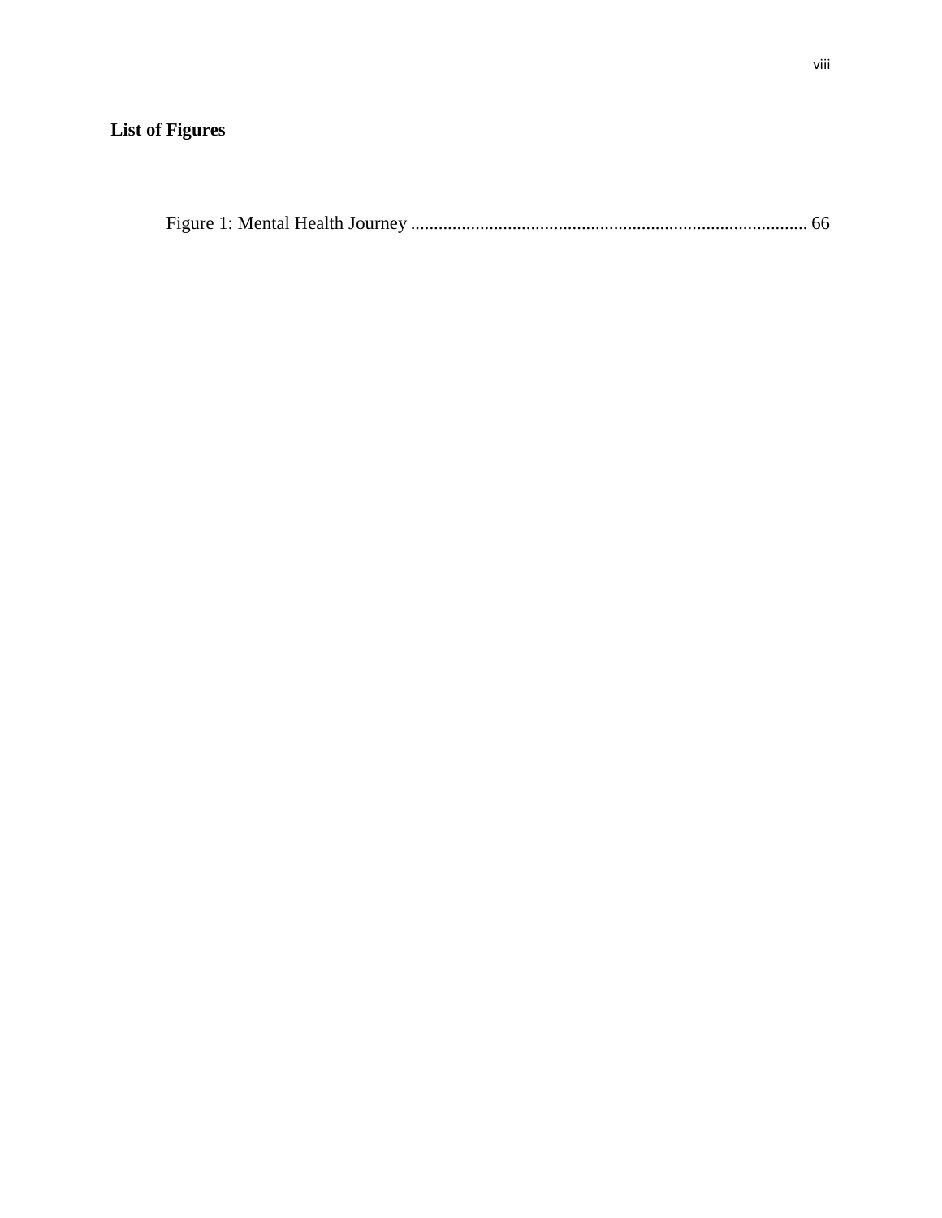## List of Figures

Figure 1: Mental Health Journey ..................................................................................... 66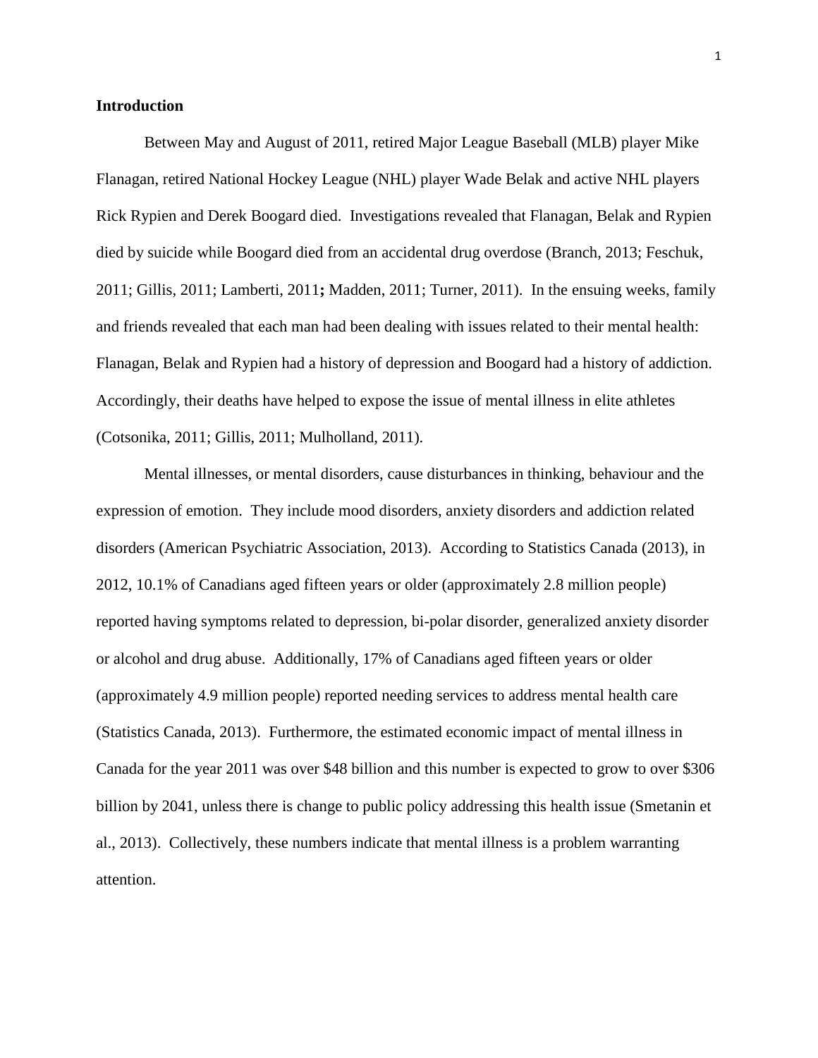**Introduction**

Between May and August of 2011, retired Major League Baseball (MLB) player Mike Flanagan, retired National Hockey League (NHL) player Wade Belak and active NHL players Rick Rypien and Derek Boogard died. Investigations revealed that Flanagan, Belak and Rypien died by suicide while Boogard died from an accidental drug overdose (Branch, 2013; Feschuk, 2011; Gillis, 2011; Lamberti, 2011**;** Madden, 2011; Turner, 2011). In the ensuing weeks, family and friends revealed that each man had been dealing with issues related to their mental health: Flanagan, Belak and Rypien had a history of depression and Boogard had a history of addiction. Accordingly, their deaths have helped to expose the issue of mental illness in elite athletes (Cotsonika, 2011; Gillis, 2011; Mulholland, 2011).

Mental illnesses, or mental disorders, cause disturbances in thinking, behaviour and the expression of emotion. They include mood disorders, anxiety disorders and addiction related disorders (American Psychiatric Association, 2013). According to Statistics Canada (2013), in 2012, 10.1% of Canadians aged fifteen years or older (approximately 2.8 million people) reported having symptoms related to depression, bi-polar disorder, generalized anxiety disorder or alcohol and drug abuse. Additionally, 17% of Canadians aged fifteen years or older (approximately 4.9 million people) reported needing services to address mental health care (Statistics Canada, 2013). Furthermore, the estimated economic impact of mental illness in Canada for the year 2011 was over $48 billion and this number is expected to grow to over $306 billion by 2041, unless there is change to public policy addressing this health issue (Smetanin et al., 2013). Collectively, these numbers indicate that mental illness is a problem warranting attention.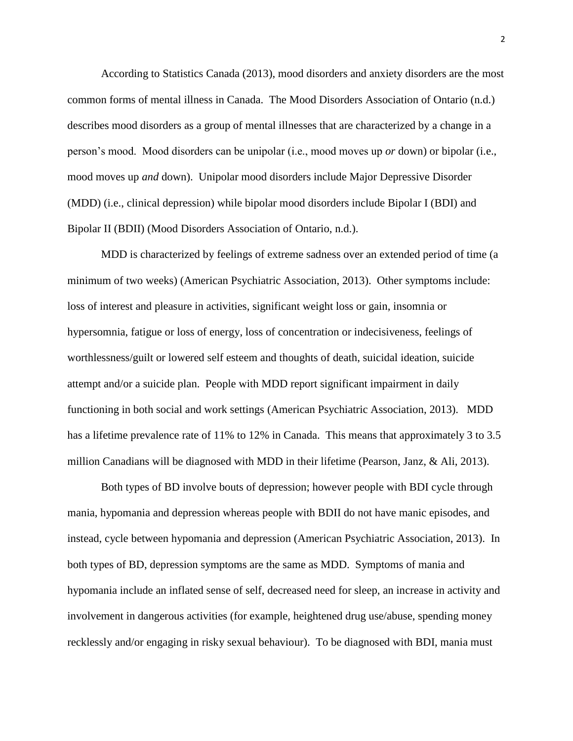According to Statistics Canada (2013), mood disorders and anxiety disorders are the most common forms of mental illness in Canada. The Mood Disorders Association of Ontario (n.d.) describes mood disorders as a group of mental illnesses that are characterized by a change in a person's mood. Mood disorders can be unipolar (i.e., mood moves up *or* down) or bipolar (i.e., mood moves up *and* down). Unipolar mood disorders include Major Depressive Disorder (MDD) (i.e., clinical depression) while bipolar mood disorders include Bipolar I (BDI) and Bipolar II (BDII) (Mood Disorders Association of Ontario, n.d.).

MDD is characterized by feelings of extreme sadness over an extended period of time (a minimum of two weeks) (American Psychiatric Association, 2013). Other symptoms include: loss of interest and pleasure in activities, significant weight loss or gain, insomnia or hypersomnia, fatigue or loss of energy, loss of concentration or indecisiveness, feelings of worthlessness/guilt or lowered self esteem and thoughts of death, suicidal ideation, suicide attempt and/or a suicide plan. People with MDD report significant impairment in daily functioning in both social and work settings (American Psychiatric Association, 2013). MDD has a lifetime prevalence rate of 11% to 12% in Canada. This means that approximately 3 to 3.5 million Canadians will be diagnosed with MDD in their lifetime (Pearson, Janz, & Ali, 2013).

Both types of BD involve bouts of depression; however people with BDI cycle through mania, hypomania and depression whereas people with BDII do not have manic episodes, and instead, cycle between hypomania and depression (American Psychiatric Association, 2013). In both types of BD, depression symptoms are the same as MDD. Symptoms of mania and hypomania include an inflated sense of self, decreased need for sleep, an increase in activity and involvement in dangerous activities (for example, heightened drug use/abuse, spending money recklessly and/or engaging in risky sexual behaviour). To be diagnosed with BDI, mania must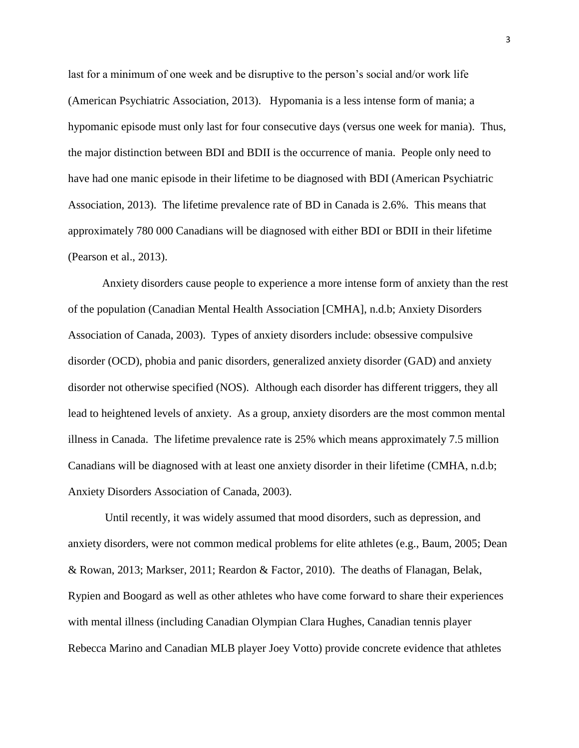last for a minimum of one week and be disruptive to the person's social and/or work life (American Psychiatric Association, 2013). Hypomania is a less intense form of mania; a hypomanic episode must only last for four consecutive days (versus one week for mania). Thus, the major distinction between BDI and BDII is the occurrence of mania. People only need to have had one manic episode in their lifetime to be diagnosed with BDI (American Psychiatric Association, 2013). The lifetime prevalence rate of BD in Canada is 2.6%. This means that approximately 780 000 Canadians will be diagnosed with either BDI or BDII in their lifetime (Pearson et al., 2013).

Anxiety disorders cause people to experience a more intense form of anxiety than the rest of the population (Canadian Mental Health Association [CMHA], n.d.b; Anxiety Disorders Association of Canada, 2003). Types of anxiety disorders include: obsessive compulsive disorder (OCD), phobia and panic disorders, generalized anxiety disorder (GAD) and anxiety disorder not otherwise specified (NOS). Although each disorder has different triggers, they all lead to heightened levels of anxiety. As a group, anxiety disorders are the most common mental illness in Canada. The lifetime prevalence rate is 25% which means approximately 7.5 million Canadians will be diagnosed with at least one anxiety disorder in their lifetime (CMHA, n.d.b; Anxiety Disorders Association of Canada, 2003).

Until recently, it was widely assumed that mood disorders, such as depression, and anxiety disorders, were not common medical problems for elite athletes (e.g., Baum, 2005; Dean & Rowan, 2013; Markser, 2011; Reardon & Factor, 2010). The deaths of Flanagan, Belak, Rypien and Boogard as well as other athletes who have come forward to share their experiences with mental illness (including Canadian Olympian Clara Hughes, Canadian tennis player Rebecca Marino and Canadian MLB player Joey Votto) provide concrete evidence that athletes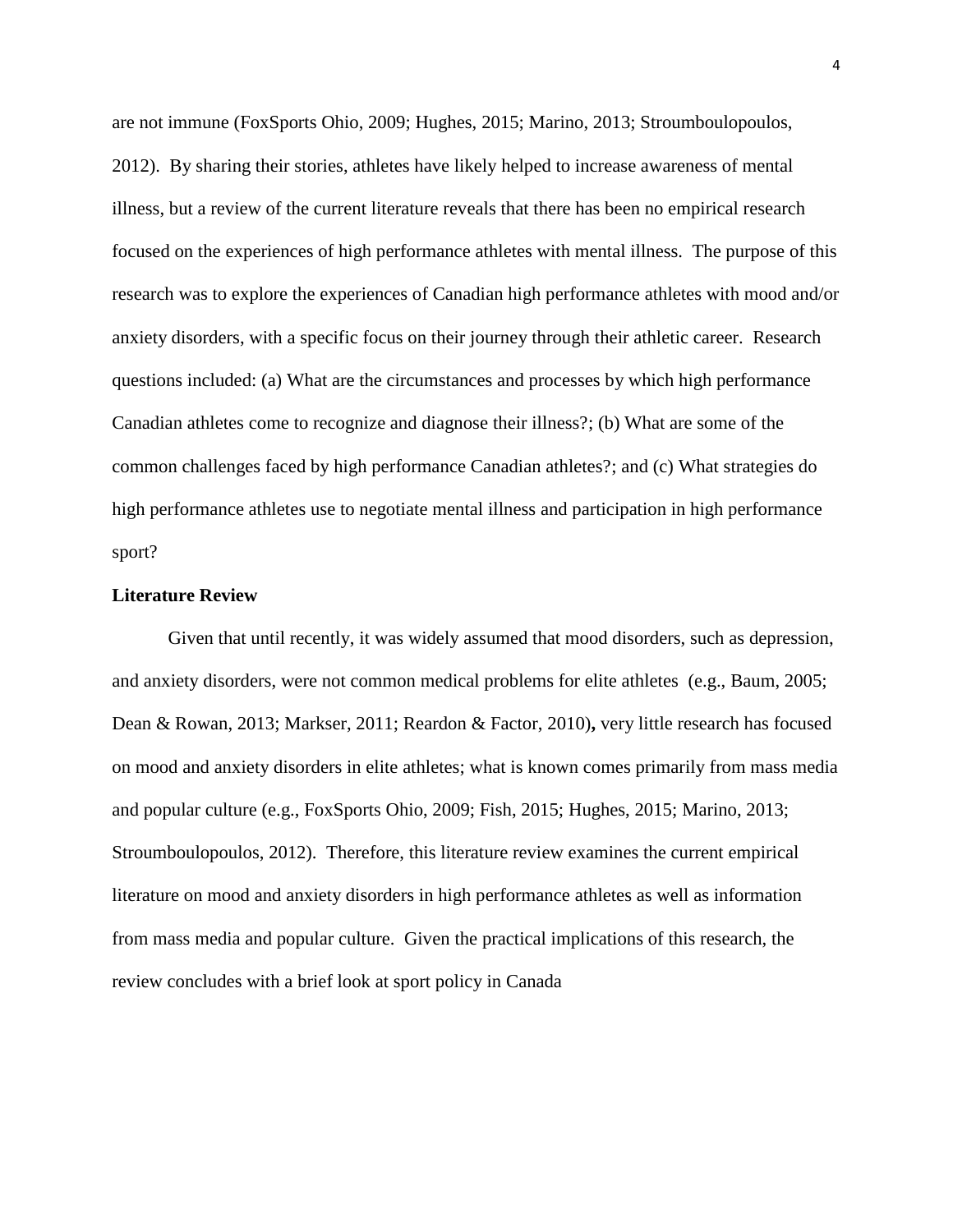are not immune (FoxSports Ohio, 2009; Hughes, 2015; Marino, 2013; Stroumboulopoulos, 2012). By sharing their stories, athletes have likely helped to increase awareness of mental illness, but a review of the current literature reveals that there has been no empirical research focused on the experiences of high performance athletes with mental illness. The purpose of this research was to explore the experiences of Canadian high performance athletes with mood and/or anxiety disorders, with a specific focus on their journey through their athletic career. Research questions included: (a) What are the circumstances and processes by which high performance Canadian athletes come to recognize and diagnose their illness?; (b) What are some of the common challenges faced by high performance Canadian athletes?; and (c) What strategies do high performance athletes use to negotiate mental illness and participation in high performance sport?

## Literature Review

Given that until recently, it was widely assumed that mood disorders, such as depression, and anxiety disorders, were not common medical problems for elite athletes (e.g., Baum, 2005; Dean & Rowan, 2013; Markser, 2011; Reardon & Factor, 2010), very little research has focused on mood and anxiety disorders in elite athletes; what is known comes primarily from mass media and popular culture (e.g., FoxSports Ohio, 2009; Fish, 2015; Hughes, 2015; Marino, 2013; Stroumboulopoulos, 2012). Therefore, this literature review examines the current empirical literature on mood and anxiety disorders in high performance athletes as well as information from mass media and popular culture. Given the practical implications of this research, the review concludes with a brief look at sport policy in Canada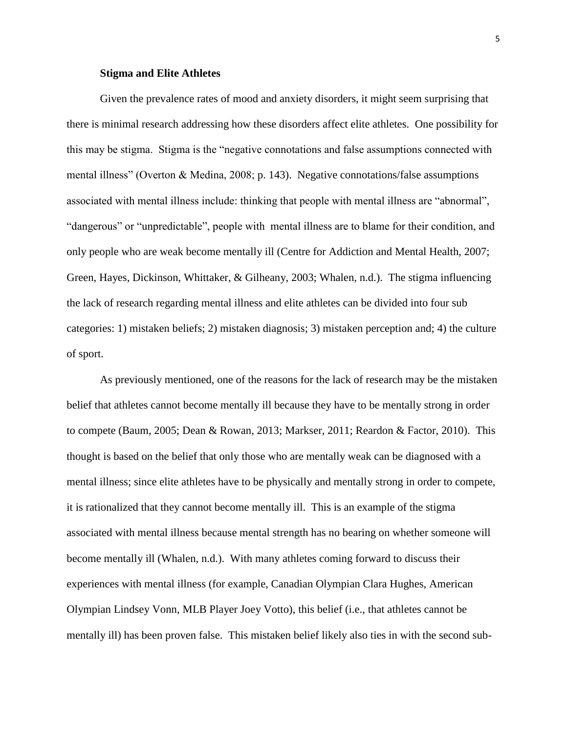### Stigma and Elite Athletes

Given the prevalence rates of mood and anxiety disorders, it might seem surprising that there is minimal research addressing how these disorders affect elite athletes. One possibility for this may be stigma. Stigma is the "negative connotations and false assumptions connected with mental illness" (Overton & Medina, 2008; p. 143). Negative connotations/false assumptions associated with mental illness include: thinking that people with mental illness are "abnormal", "dangerous" or "unpredictable", people with mental illness are to blame for their condition, and only people who are weak become mentally ill (Centre for Addiction and Mental Health, 2007; Green, Hayes, Dickinson, Whittaker, & Gilheany, 2003; Whalen, n.d.). The stigma influencing the lack of research regarding mental illness and elite athletes can be divided into four sub categories: 1) mistaken beliefs; 2) mistaken diagnosis; 3) mistaken perception and; 4) the culture of sport.

As previously mentioned, one of the reasons for the lack of research may be the mistaken belief that athletes cannot become mentally ill because they have to be mentally strong in order to compete (Baum, 2005; Dean & Rowan, 2013; Markser, 2011; Reardon & Factor, 2010). This thought is based on the belief that only those who are mentally weak can be diagnosed with a mental illness; since elite athletes have to be physically and mentally strong in order to compete, it is rationalized that they cannot become mentally ill. This is an example of the stigma associated with mental illness because mental strength has no bearing on whether someone will become mentally ill (Whalen, n.d.). With many athletes coming forward to discuss their experiences with mental illness (for example, Canadian Olympian Clara Hughes, American Olympian Lindsey Vonn, MLB Player Joey Votto), this belief (i.e., that athletes cannot be mentally ill) has been proven false. This mistaken belief likely also ties in with the second sub-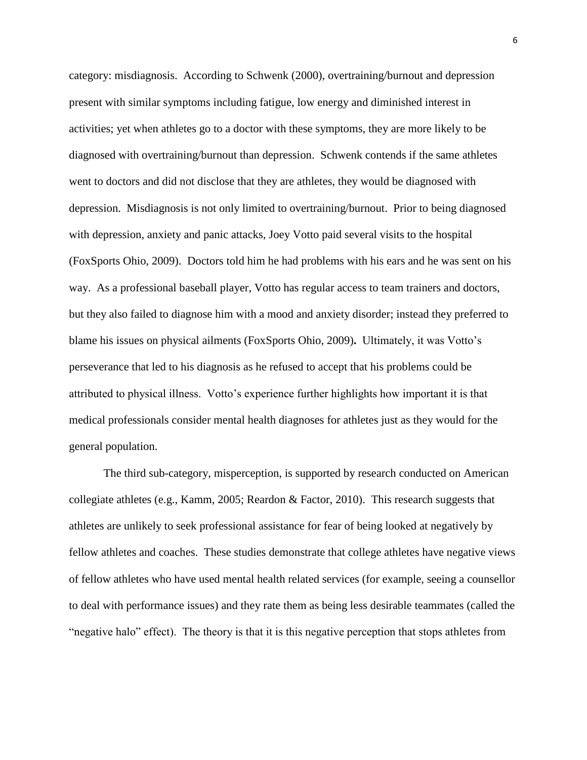category: misdiagnosis. According to Schwenk (2000), overtraining/burnout and depression present with similar symptoms including fatigue, low energy and diminished interest in activities; yet when athletes go to a doctor with these symptoms, they are more likely to be diagnosed with overtraining/burnout than depression. Schwenk contends if the same athletes went to doctors and did not disclose that they are athletes, they would be diagnosed with depression. Misdiagnosis is not only limited to overtraining/burnout. Prior to being diagnosed with depression, anxiety and panic attacks, Joey Votto paid several visits to the hospital (FoxSports Ohio, 2009). Doctors told him he had problems with his ears and he was sent on his way. As a professional baseball player, Votto has regular access to team trainers and doctors, but they also failed to diagnose him with a mood and anxiety disorder; instead they preferred to blame his issues on physical ailments (FoxSports Ohio, 2009). Ultimately, it was Votto's perseverance that led to his diagnosis as he refused to accept that his problems could be attributed to physical illness. Votto's experience further highlights how important it is that medical professionals consider mental health diagnoses for athletes just as they would for the general population.

The third sub-category, misperception, is supported by research conducted on American collegiate athletes (e.g., Kamm, 2005; Reardon & Factor, 2010). This research suggests that athletes are unlikely to seek professional assistance for fear of being looked at negatively by fellow athletes and coaches. These studies demonstrate that college athletes have negative views of fellow athletes who have used mental health related services (for example, seeing a counsellor to deal with performance issues) and they rate them as being less desirable teammates (called the "negative halo" effect). The theory is that it is this negative perception that stops athletes from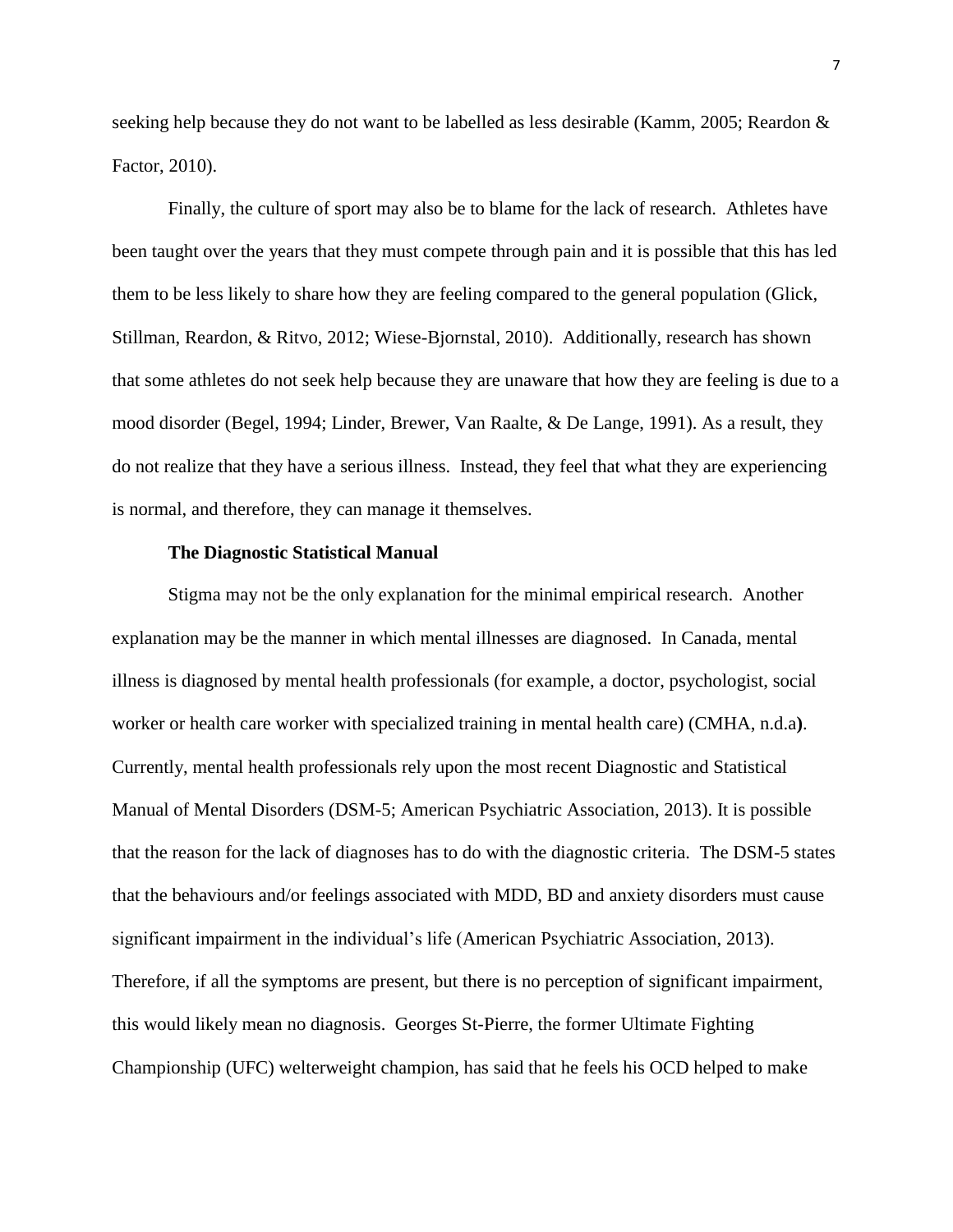seeking help because they do not want to be labelled as less desirable (Kamm, 2005; Reardon & Factor, 2010).

Finally, the culture of sport may also be to blame for the lack of research. Athletes have been taught over the years that they must compete through pain and it is possible that this has led them to be less likely to share how they are feeling compared to the general population (Glick, Stillman, Reardon, & Ritvo, 2012; Wiese-Bjornstal, 2010). Additionally, research has shown that some athletes do not seek help because they are unaware that how they are feeling is due to a mood disorder (Begel, 1994; Linder, Brewer, Van Raalte, & De Lange, 1991). As a result, they do not realize that they have a serious illness. Instead, they feel that what they are experiencing is normal, and therefore, they can manage it themselves.

**The Diagnostic Statistical Manual**

Stigma may not be the only explanation for the minimal empirical research. Another explanation may be the manner in which mental illnesses are diagnosed. In Canada, mental illness is diagnosed by mental health professionals (for example, a doctor, psychologist, social worker or health care worker with specialized training in mental health care) (CMHA, n.d.a**)**. Currently, mental health professionals rely upon the most recent Diagnostic and Statistical Manual of Mental Disorders (DSM-5; American Psychiatric Association, 2013). It is possible that the reason for the lack of diagnoses has to do with the diagnostic criteria. The DSM-5 states that the behaviours and/or feelings associated with MDD, BD and anxiety disorders must cause significant impairment in the individual's life (American Psychiatric Association, 2013). Therefore, if all the symptoms are present, but there is no perception of significant impairment, this would likely mean no diagnosis. Georges St-Pierre, the former Ultimate Fighting Championship (UFC) welterweight champion, has said that he feels his OCD helped to make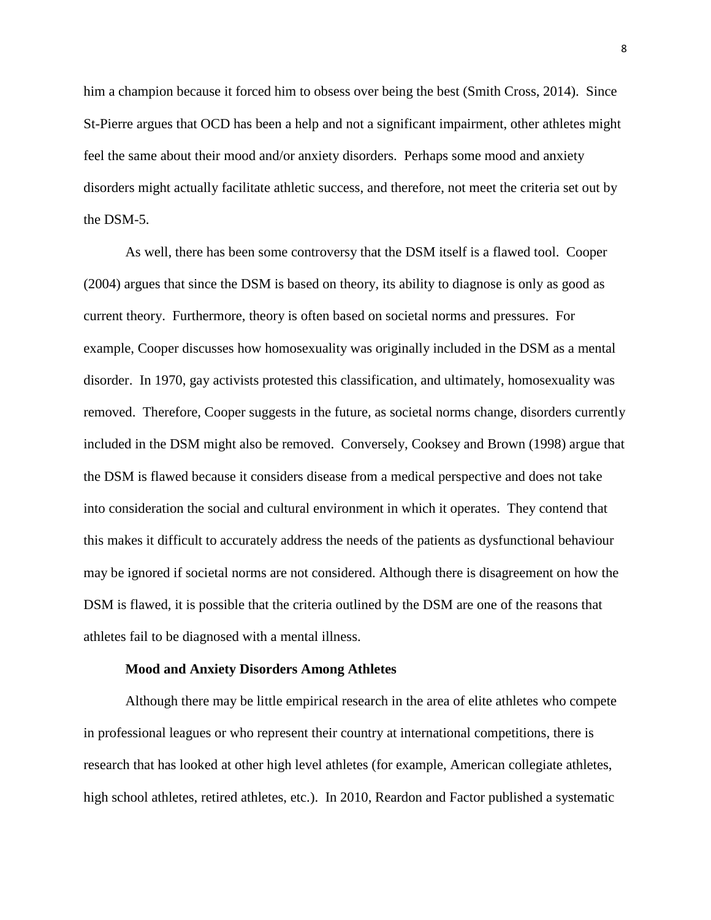him a champion because it forced him to obsess over being the best (Smith Cross, 2014). Since St-Pierre argues that OCD has been a help and not a significant impairment, other athletes might feel the same about their mood and/or anxiety disorders. Perhaps some mood and anxiety disorders might actually facilitate athletic success, and therefore, not meet the criteria set out by the DSM-5.

As well, there has been some controversy that the DSM itself is a flawed tool. Cooper (2004) argues that since the DSM is based on theory, its ability to diagnose is only as good as current theory. Furthermore, theory is often based on societal norms and pressures. For example, Cooper discusses how homosexuality was originally included in the DSM as a mental disorder. In 1970, gay activists protested this classification, and ultimately, homosexuality was removed. Therefore, Cooper suggests in the future, as societal norms change, disorders currently included in the DSM might also be removed. Conversely, Cooksey and Brown (1998) argue that the DSM is flawed because it considers disease from a medical perspective and does not take into consideration the social and cultural environment in which it operates. They contend that this makes it difficult to accurately address the needs of the patients as dysfunctional behaviour may be ignored if societal norms are not considered. Although there is disagreement on how the DSM is flawed, it is possible that the criteria outlined by the DSM are one of the reasons that athletes fail to be diagnosed with a mental illness.

### Mood and Anxiety Disorders Among Athletes

Although there may be little empirical research in the area of elite athletes who compete in professional leagues or who represent their country at international competitions, there is research that has looked at other high level athletes (for example, American collegiate athletes, high school athletes, retired athletes, etc.). In 2010, Reardon and Factor published a systematic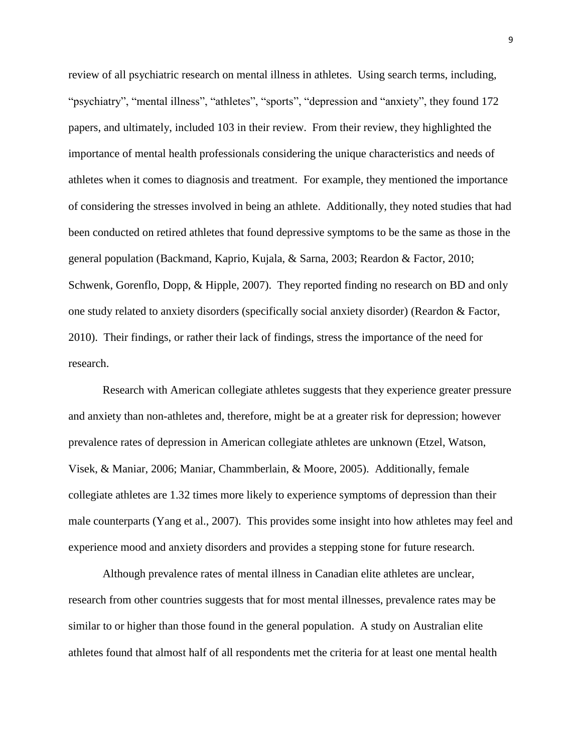review of all psychiatric research on mental illness in athletes. Using search terms, including, “psychiatry”, “mental illness”, “athletes”, “sports”, “depression and “anxiety”, they found 172 papers, and ultimately, included 103 in their review. From their review, they highlighted the importance of mental health professionals considering the unique characteristics and needs of athletes when it comes to diagnosis and treatment. For example, they mentioned the importance of considering the stresses involved in being an athlete. Additionally, they noted studies that had been conducted on retired athletes that found depressive symptoms to be the same as those in the general population (Backmand, Kaprio, Kujala, & Sarna, 2003; Reardon & Factor, 2010; Schwenk, Gorenflo, Dopp, & Hipple, 2007). They reported finding no research on BD and only one study related to anxiety disorders (specifically social anxiety disorder) (Reardon & Factor, 2010). Their findings, or rather their lack of findings, stress the importance of the need for research.

Research with American collegiate athletes suggests that they experience greater pressure and anxiety than non-athletes and, therefore, might be at a greater risk for depression; however prevalence rates of depression in American collegiate athletes are unknown (Etzel, Watson, Visek, & Maniar, 2006; Maniar, Chammberlain, & Moore, 2005). Additionally, female collegiate athletes are 1.32 times more likely to experience symptoms of depression than their male counterparts (Yang et al., 2007). This provides some insight into how athletes may feel and experience mood and anxiety disorders and provides a stepping stone for future research.

Although prevalence rates of mental illness in Canadian elite athletes are unclear, research from other countries suggests that for most mental illnesses, prevalence rates may be similar to or higher than those found in the general population. A study on Australian elite athletes found that almost half of all respondents met the criteria for at least one mental health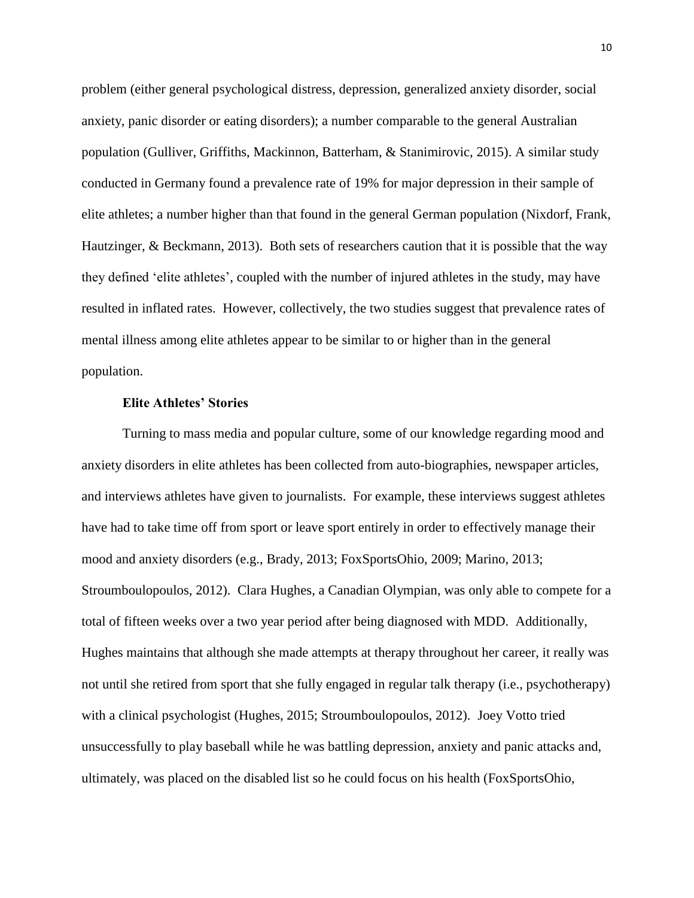problem (either general psychological distress, depression, generalized anxiety disorder, social anxiety, panic disorder or eating disorders); a number comparable to the general Australian population (Gulliver, Griffiths, Mackinnon, Batterham, & Stanimirovic, 2015). A similar study conducted in Germany found a prevalence rate of 19% for major depression in their sample of elite athletes; a number higher than that found in the general German population (Nixdorf, Frank, Hautzinger, & Beckmann, 2013). Both sets of researchers caution that it is possible that the way they defined 'elite athletes', coupled with the number of injured athletes in the study, may have resulted in inflated rates. However, collectively, the two studies suggest that prevalence rates of mental illness among elite athletes appear to be similar to or higher than in the general population.

### Elite Athletes' Stories

Turning to mass media and popular culture, some of our knowledge regarding mood and anxiety disorders in elite athletes has been collected from auto-biographies, newspaper articles, and interviews athletes have given to journalists. For example, these interviews suggest athletes have had to take time off from sport or leave sport entirely in order to effectively manage their mood and anxiety disorders (e.g., Brady, 2013; FoxSportsOhio, 2009; Marino, 2013; Stroumboulopoulos, 2012). Clara Hughes, a Canadian Olympian, was only able to compete for a total of fifteen weeks over a two year period after being diagnosed with MDD. Additionally, Hughes maintains that although she made attempts at therapy throughout her career, it really was not until she retired from sport that she fully engaged in regular talk therapy (i.e., psychotherapy) with a clinical psychologist (Hughes, 2015; Stroumboulopoulos, 2012). Joey Votto tried unsuccessfully to play baseball while he was battling depression, anxiety and panic attacks and, ultimately, was placed on the disabled list so he could focus on his health (FoxSportsOhio,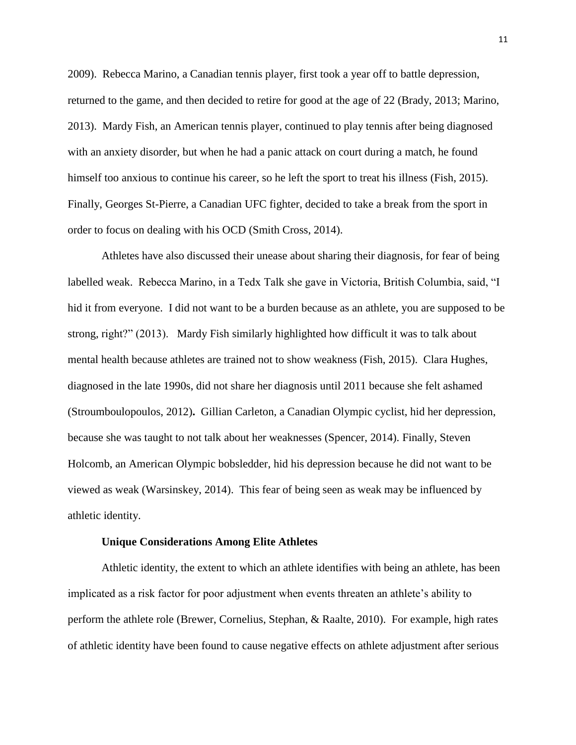2009). Rebecca Marino, a Canadian tennis player, first took a year off to battle depression, returned to the game, and then decided to retire for good at the age of 22 (Brady, 2013; Marino, 2013). Mardy Fish, an American tennis player, continued to play tennis after being diagnosed with an anxiety disorder, but when he had a panic attack on court during a match, he found himself too anxious to continue his career, so he left the sport to treat his illness (Fish, 2015). Finally, Georges St-Pierre, a Canadian UFC fighter, decided to take a break from the sport in order to focus on dealing with his OCD (Smith Cross, 2014).

Athletes have also discussed their unease about sharing their diagnosis, for fear of being labelled weak. Rebecca Marino, in a Tedx Talk she gave in Victoria, British Columbia, said, "I hid it from everyone. I did not want to be a burden because as an athlete, you are supposed to be strong, right?" (2013). Mardy Fish similarly highlighted how difficult it was to talk about mental health because athletes are trained not to show weakness (Fish, 2015). Clara Hughes, diagnosed in the late 1990s, did not share her diagnosis until 2011 because she felt ashamed (Stroumboulopoulos, 2012). Gillian Carleton, a Canadian Olympic cyclist, hid her depression, because she was taught to not talk about her weaknesses (Spencer, 2014). Finally, Steven Holcomb, an American Olympic bobsledder, hid his depression because he did not want to be viewed as weak (Warsinskey, 2014). This fear of being seen as weak may be influenced by athletic identity.

### Unique Considerations Among Elite Athletes

Athletic identity, the extent to which an athlete identifies with being an athlete, has been implicated as a risk factor for poor adjustment when events threaten an athlete's ability to perform the athlete role (Brewer, Cornelius, Stephan, & Raalte, 2010). For example, high rates of athletic identity have been found to cause negative effects on athlete adjustment after serious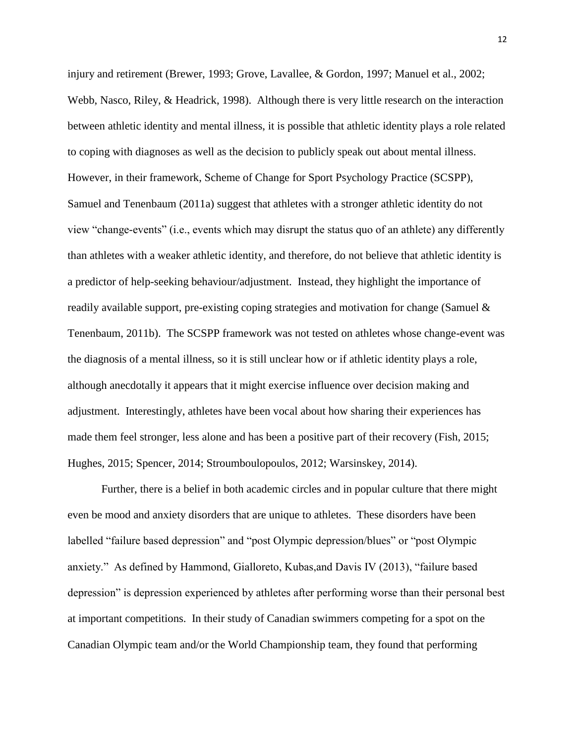injury and retirement (Brewer, 1993; Grove, Lavallee, & Gordon, 1997; Manuel et al., 2002; Webb, Nasco, Riley, & Headrick, 1998). Although there is very little research on the interaction between athletic identity and mental illness, it is possible that athletic identity plays a role related to coping with diagnoses as well as the decision to publicly speak out about mental illness. However, in their framework, Scheme of Change for Sport Psychology Practice (SCSPP), Samuel and Tenenbaum (2011a) suggest that athletes with a stronger athletic identity do not view "change-events" (i.e., events which may disrupt the status quo of an athlete) any differently than athletes with a weaker athletic identity, and therefore, do not believe that athletic identity is a predictor of help-seeking behaviour/adjustment. Instead, they highlight the importance of readily available support, pre-existing coping strategies and motivation for change (Samuel & Tenenbaum, 2011b). The SCSPP framework was not tested on athletes whose change-event was the diagnosis of a mental illness, so it is still unclear how or if athletic identity plays a role, although anecdotally it appears that it might exercise influence over decision making and adjustment. Interestingly, athletes have been vocal about how sharing their experiences has made them feel stronger, less alone and has been a positive part of their recovery (Fish, 2015; Hughes, 2015; Spencer, 2014; Stroumboulopoulos, 2012; Warsinskey, 2014).

Further, there is a belief in both academic circles and in popular culture that there might even be mood and anxiety disorders that are unique to athletes. These disorders have been labelled "failure based depression" and "post Olympic depression/blues" or "post Olympic anxiety." As defined by Hammond, Gialloreto, Kubas,and Davis IV (2013), "failure based depression" is depression experienced by athletes after performing worse than their personal best at important competitions. In their study of Canadian swimmers competing for a spot on the Canadian Olympic team and/or the World Championship team, they found that performing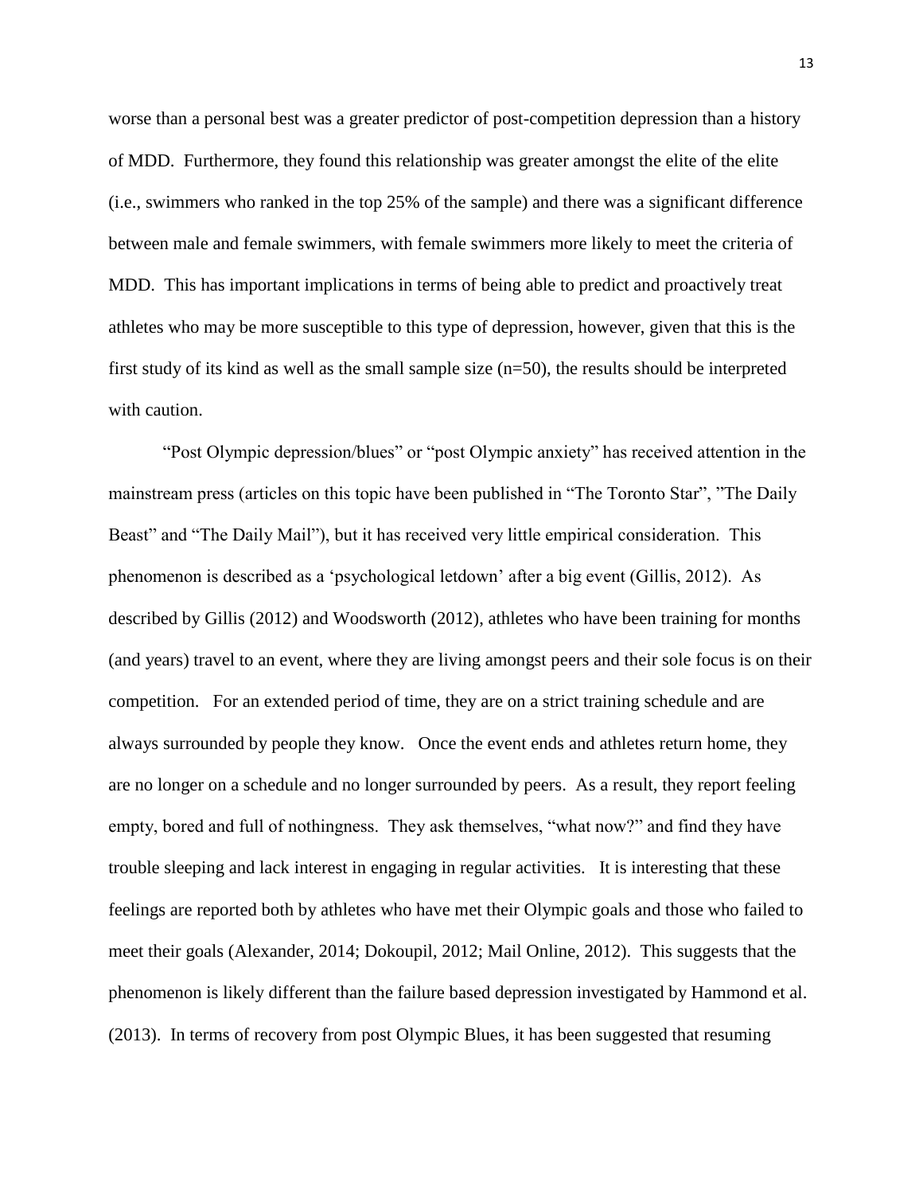worse than a personal best was a greater predictor of post-competition depression than a history of MDD. Furthermore, they found this relationship was greater amongst the elite of the elite (i.e., swimmers who ranked in the top 25% of the sample) and there was a significant difference between male and female swimmers, with female swimmers more likely to meet the criteria of MDD. This has important implications in terms of being able to predict and proactively treat athletes who may be more susceptible to this type of depression, however, given that this is the first study of its kind as well as the small sample size (n=50), the results should be interpreted with caution.

"Post Olympic depression/blues" or "post Olympic anxiety" has received attention in the mainstream press (articles on this topic have been published in "The Toronto Star", "The Daily Beast" and "The Daily Mail"), but it has received very little empirical consideration. This phenomenon is described as a 'psychological letdown' after a big event (Gillis, 2012). As described by Gillis (2012) and Woodsworth (2012), athletes who have been training for months (and years) travel to an event, where they are living amongst peers and their sole focus is on their competition. For an extended period of time, they are on a strict training schedule and are always surrounded by people they know. Once the event ends and athletes return home, they are no longer on a schedule and no longer surrounded by peers. As a result, they report feeling empty, bored and full of nothingness. They ask themselves, "what now?" and find they have trouble sleeping and lack interest in engaging in regular activities. It is interesting that these feelings are reported both by athletes who have met their Olympic goals and those who failed to meet their goals (Alexander, 2014; Dokoupil, 2012; Mail Online, 2012). This suggests that the phenomenon is likely different than the failure based depression investigated by Hammond et al. (2013). In terms of recovery from post Olympic Blues, it has been suggested that resuming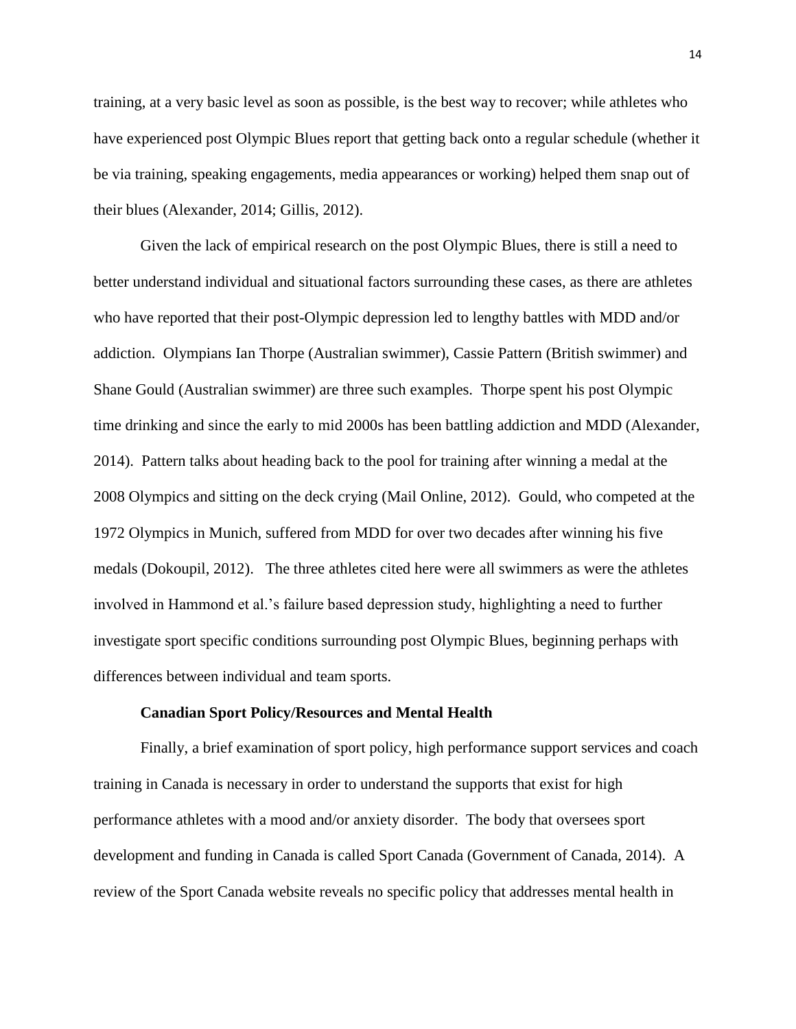training, at a very basic level as soon as possible, is the best way to recover; while athletes who have experienced post Olympic Blues report that getting back onto a regular schedule (whether it be via training, speaking engagements, media appearances or working) helped them snap out of their blues (Alexander, 2014; Gillis, 2012).

Given the lack of empirical research on the post Olympic Blues, there is still a need to better understand individual and situational factors surrounding these cases, as there are athletes who have reported that their post-Olympic depression led to lengthy battles with MDD and/or addiction. Olympians Ian Thorpe (Australian swimmer), Cassie Pattern (British swimmer) and Shane Gould (Australian swimmer) are three such examples. Thorpe spent his post Olympic time drinking and since the early to mid 2000s has been battling addiction and MDD (Alexander, 2014). Pattern talks about heading back to the pool for training after winning a medal at the 2008 Olympics and sitting on the deck crying (Mail Online, 2012). Gould, who competed at the 1972 Olympics in Munich, suffered from MDD for over two decades after winning his five medals (Dokoupil, 2012). The three athletes cited here were all swimmers as were the athletes involved in Hammond et al.'s failure based depression study, highlighting a need to further investigate sport specific conditions surrounding post Olympic Blues, beginning perhaps with differences between individual and team sports.

### Canadian Sport Policy/Resources and Mental Health

Finally, a brief examination of sport policy, high performance support services and coach training in Canada is necessary in order to understand the supports that exist for high performance athletes with a mood and/or anxiety disorder. The body that oversees sport development and funding in Canada is called Sport Canada (Government of Canada, 2014). A review of the Sport Canada website reveals no specific policy that addresses mental health in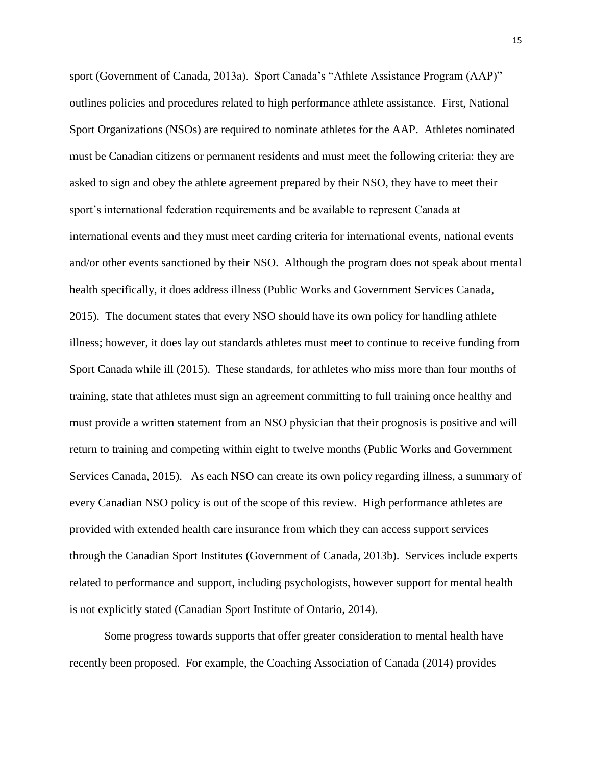sport (Government of Canada, 2013a). Sport Canada's "Athlete Assistance Program (AAP)" outlines policies and procedures related to high performance athlete assistance. First, National Sport Organizations (NSOs) are required to nominate athletes for the AAP. Athletes nominated must be Canadian citizens or permanent residents and must meet the following criteria: they are asked to sign and obey the athlete agreement prepared by their NSO, they have to meet their sport's international federation requirements and be available to represent Canada at international events and they must meet carding criteria for international events, national events and/or other events sanctioned by their NSO. Although the program does not speak about mental health specifically, it does address illness (Public Works and Government Services Canada, 2015). The document states that every NSO should have its own policy for handling athlete illness; however, it does lay out standards athletes must meet to continue to receive funding from Sport Canada while ill (2015). These standards, for athletes who miss more than four months of training, state that athletes must sign an agreement committing to full training once healthy and must provide a written statement from an NSO physician that their prognosis is positive and will return to training and competing within eight to twelve months (Public Works and Government Services Canada, 2015). As each NSO can create its own policy regarding illness, a summary of every Canadian NSO policy is out of the scope of this review. High performance athletes are provided with extended health care insurance from which they can access support services through the Canadian Sport Institutes (Government of Canada, 2013b). Services include experts related to performance and support, including psychologists, however support for mental health is not explicitly stated (Canadian Sport Institute of Ontario, 2014).

Some progress towards supports that offer greater consideration to mental health have recently been proposed. For example, the Coaching Association of Canada (2014) provides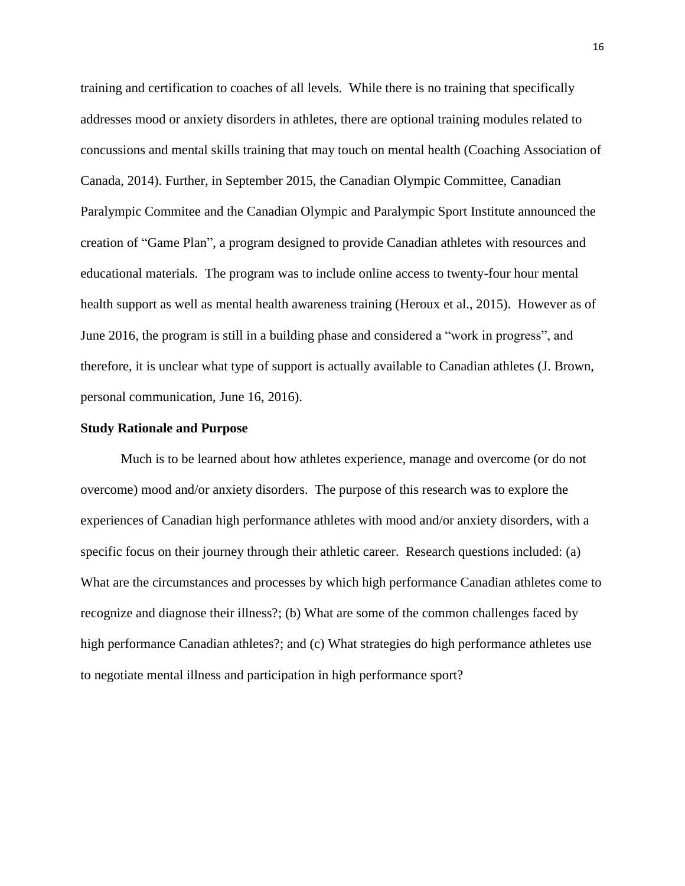training and certification to coaches of all levels. While there is no training that specifically addresses mood or anxiety disorders in athletes, there are optional training modules related to concussions and mental skills training that may touch on mental health (Coaching Association of Canada, 2014). Further, in September 2015, the Canadian Olympic Committee, Canadian Paralympic Commitee and the Canadian Olympic and Paralympic Sport Institute announced the creation of "Game Plan", a program designed to provide Canadian athletes with resources and educational materials. The program was to include online access to twenty-four hour mental health support as well as mental health awareness training (Heroux et al., 2015). However as of June 2016, the program is still in a building phase and considered a "work in progress", and therefore, it is unclear what type of support is actually available to Canadian athletes (J. Brown, personal communication, June 16, 2016).

## Study Rationale and Purpose

Much is to be learned about how athletes experience, manage and overcome (or do not overcome) mood and/or anxiety disorders. The purpose of this research was to explore the experiences of Canadian high performance athletes with mood and/or anxiety disorders, with a specific focus on their journey through their athletic career. Research questions included: (a) What are the circumstances and processes by which high performance Canadian athletes come to recognize and diagnose their illness?; (b) What are some of the common challenges faced by high performance Canadian athletes?; and (c) What strategies do high performance athletes use to negotiate mental illness and participation in high performance sport?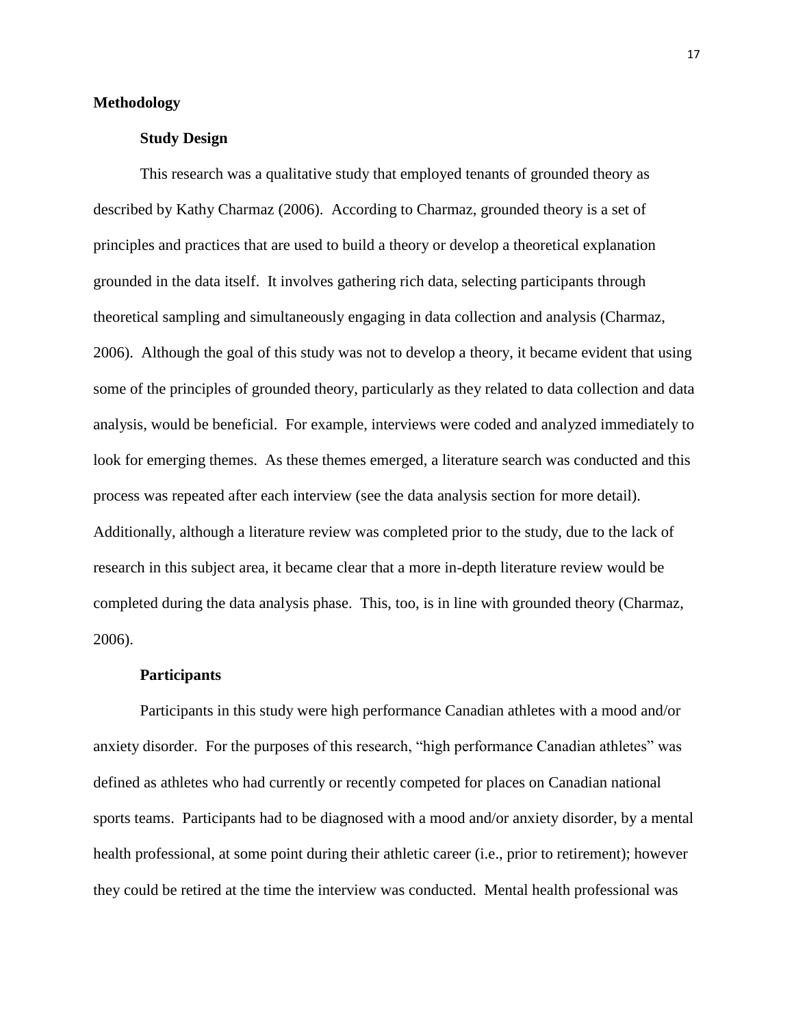## Methodology

### Study Design

This research was a qualitative study that employed tenants of grounded theory as described by Kathy Charmaz (2006). According to Charmaz, grounded theory is a set of principles and practices that are used to build a theory or develop a theoretical explanation grounded in the data itself. It involves gathering rich data, selecting participants through theoretical sampling and simultaneously engaging in data collection and analysis (Charmaz, 2006). Although the goal of this study was not to develop a theory, it became evident that using some of the principles of grounded theory, particularly as they related to data collection and data analysis, would be beneficial. For example, interviews were coded and analyzed immediately to look for emerging themes. As these themes emerged, a literature search was conducted and this process was repeated after each interview (see the data analysis section for more detail). Additionally, although a literature review was completed prior to the study, due to the lack of research in this subject area, it became clear that a more in-depth literature review would be completed during the data analysis phase. This, too, is in line with grounded theory (Charmaz, 2006).

### Participants

Participants in this study were high performance Canadian athletes with a mood and/or anxiety disorder. For the purposes of this research, "high performance Canadian athletes" was defined as athletes who had currently or recently competed for places on Canadian national sports teams. Participants had to be diagnosed with a mood and/or anxiety disorder, by a mental health professional, at some point during their athletic career (i.e., prior to retirement); however they could be retired at the time the interview was conducted. Mental health professional was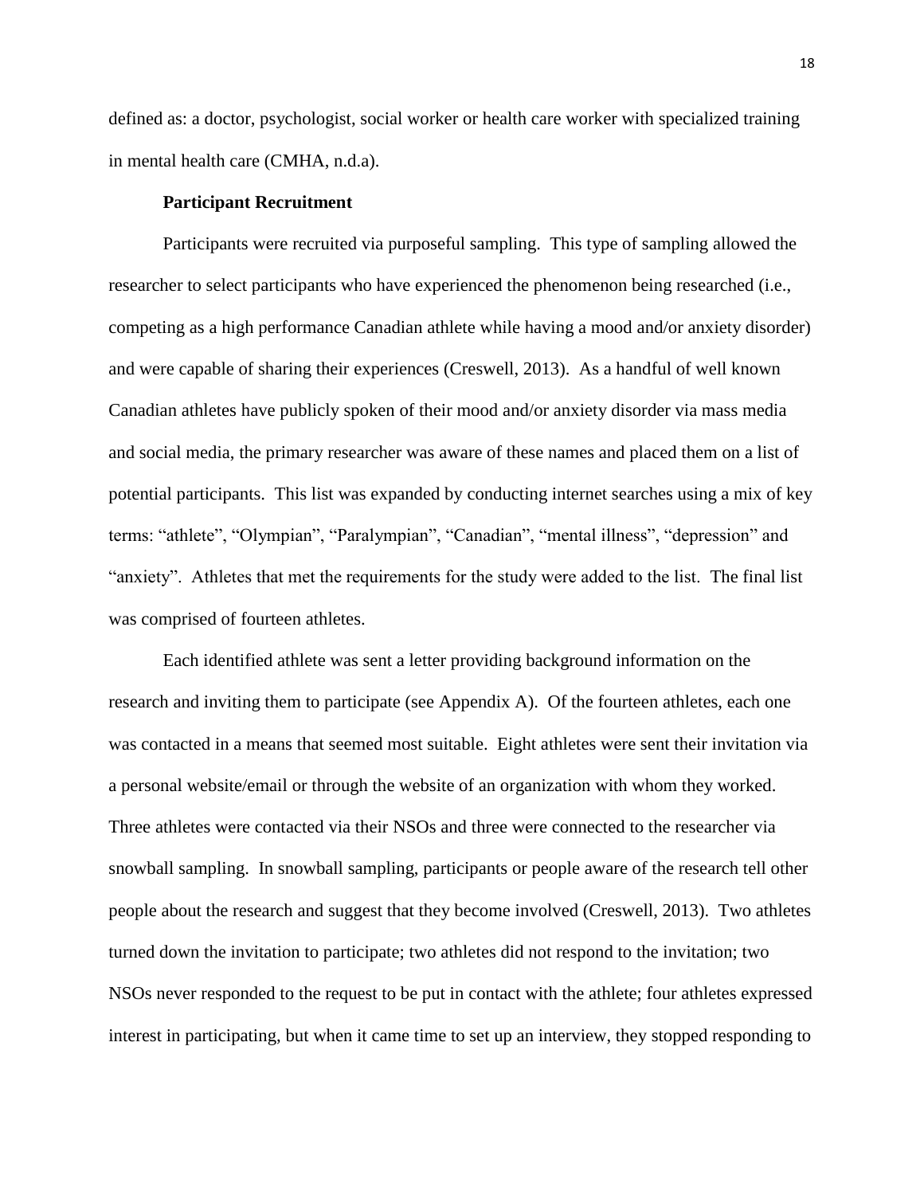defined as: a doctor, psychologist, social worker or health care worker with specialized training in mental health care (CMHA, n.d.a).

### Participant Recruitment

Participants were recruited via purposeful sampling. This type of sampling allowed the researcher to select participants who have experienced the phenomenon being researched (i.e., competing as a high performance Canadian athlete while having a mood and/or anxiety disorder) and were capable of sharing their experiences (Creswell, 2013). As a handful of well known Canadian athletes have publicly spoken of their mood and/or anxiety disorder via mass media and social media, the primary researcher was aware of these names and placed them on a list of potential participants. This list was expanded by conducting internet searches using a mix of key terms: "athlete", "Olympian", "Paralympian", "Canadian", "mental illness", "depression" and "anxiety". Athletes that met the requirements for the study were added to the list. The final list was comprised of fourteen athletes.

Each identified athlete was sent a letter providing background information on the research and inviting them to participate (see Appendix A). Of the fourteen athletes, each one was contacted in a means that seemed most suitable. Eight athletes were sent their invitation via a personal website/email or through the website of an organization with whom they worked. Three athletes were contacted via their NSOs and three were connected to the researcher via snowball sampling. In snowball sampling, participants or people aware of the research tell other people about the research and suggest that they become involved (Creswell, 2013). Two athletes turned down the invitation to participate; two athletes did not respond to the invitation; two NSOs never responded to the request to be put in contact with the athlete; four athletes expressed interest in participating, but when it came time to set up an interview, they stopped responding to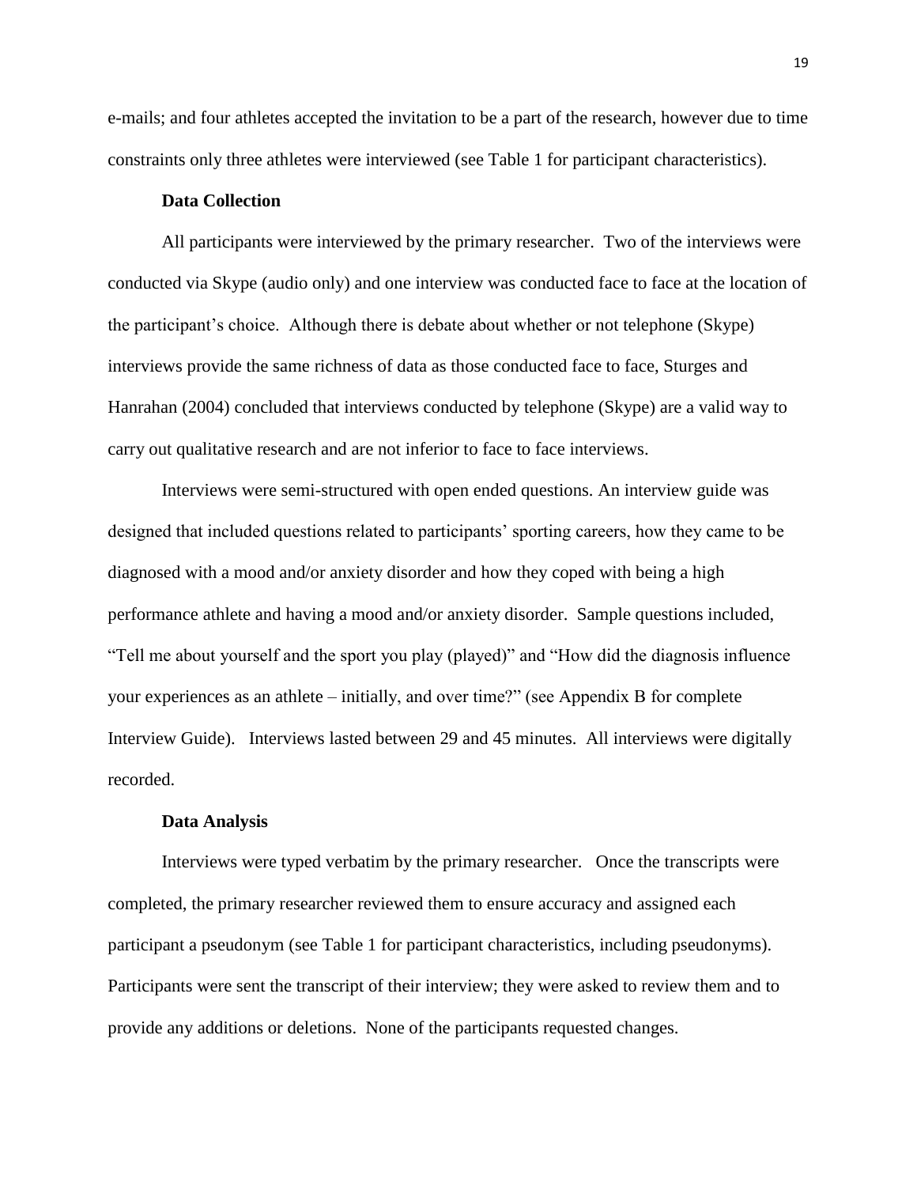e-mails; and four athletes accepted the invitation to be a part of the research, however due to time constraints only three athletes were interviewed (see Table 1 for participant characteristics).

**Data Collection**

All participants were interviewed by the primary researcher. Two of the interviews were conducted via Skype (audio only) and one interview was conducted face to face at the location of the participant's choice. Although there is debate about whether or not telephone (Skype) interviews provide the same richness of data as those conducted face to face, Sturges and Hanrahan (2004) concluded that interviews conducted by telephone (Skype) are a valid way to carry out qualitative research and are not inferior to face to face interviews.

Interviews were semi-structured with open ended questions. An interview guide was designed that included questions related to participants' sporting careers, how they came to be diagnosed with a mood and/or anxiety disorder and how they coped with being a high performance athlete and having a mood and/or anxiety disorder. Sample questions included, "Tell me about yourself and the sport you play (played)" and "How did the diagnosis influence your experiences as an athlete – initially, and over time?" (see Appendix B for complete Interview Guide). Interviews lasted between 29 and 45 minutes. All interviews were digitally recorded.

**Data Analysis**

Interviews were typed verbatim by the primary researcher. Once the transcripts were completed, the primary researcher reviewed them to ensure accuracy and assigned each participant a pseudonym (see Table 1 for participant characteristics, including pseudonyms). Participants were sent the transcript of their interview; they were asked to review them and to provide any additions or deletions. None of the participants requested changes.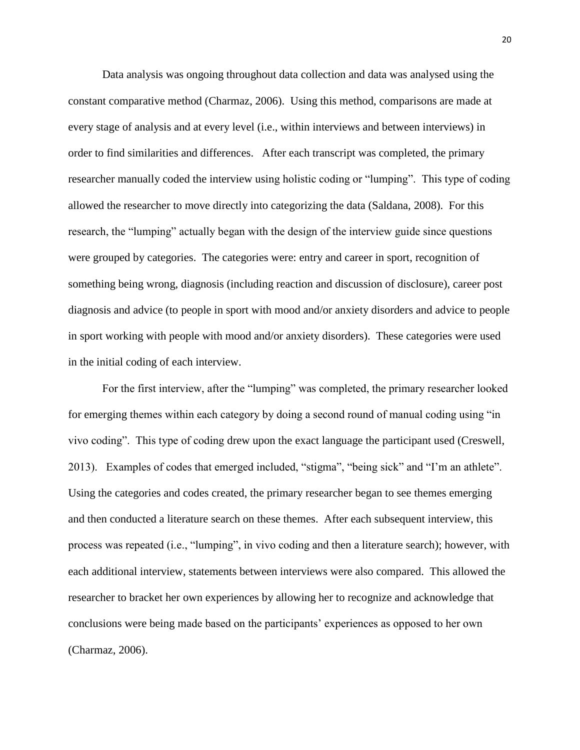Data analysis was ongoing throughout data collection and data was analysed using the constant comparative method (Charmaz, 2006). Using this method, comparisons are made at every stage of analysis and at every level (i.e., within interviews and between interviews) in order to find similarities and differences. After each transcript was completed, the primary researcher manually coded the interview using holistic coding or "lumping". This type of coding allowed the researcher to move directly into categorizing the data (Saldana, 2008). For this research, the "lumping" actually began with the design of the interview guide since questions were grouped by categories. The categories were: entry and career in sport, recognition of something being wrong, diagnosis (including reaction and discussion of disclosure), career post diagnosis and advice (to people in sport with mood and/or anxiety disorders and advice to people in sport working with people with mood and/or anxiety disorders). These categories were used in the initial coding of each interview.

For the first interview, after the "lumping" was completed, the primary researcher looked for emerging themes within each category by doing a second round of manual coding using "in vivo coding". This type of coding drew upon the exact language the participant used (Creswell, 2013). Examples of codes that emerged included, "stigma", "being sick" and "I'm an athlete". Using the categories and codes created, the primary researcher began to see themes emerging and then conducted a literature search on these themes. After each subsequent interview, this process was repeated (i.e., "lumping", in vivo coding and then a literature search); however, with each additional interview, statements between interviews were also compared. This allowed the researcher to bracket her own experiences by allowing her to recognize and acknowledge that conclusions were being made based on the participants' experiences as opposed to her own (Charmaz, 2006).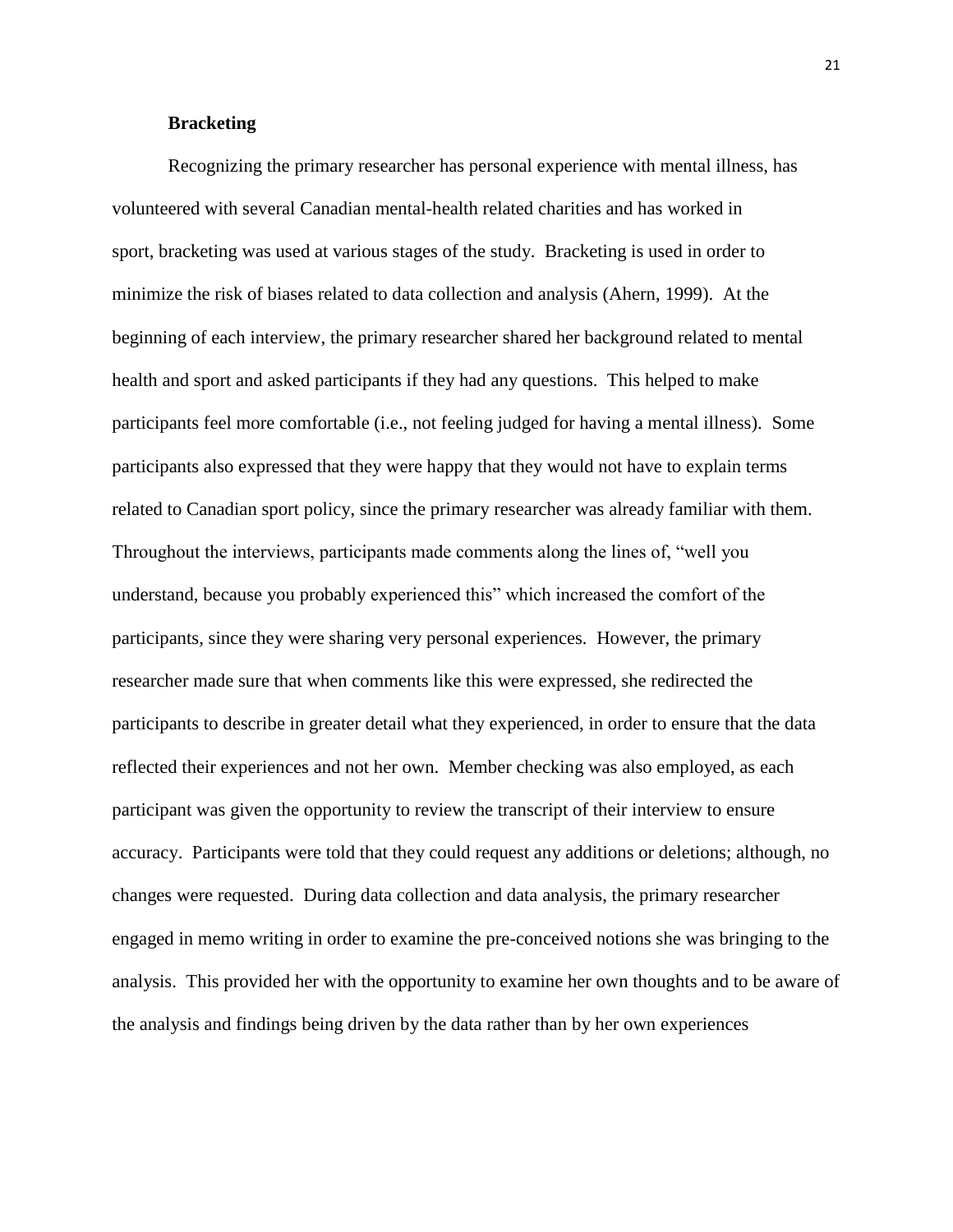### Bracketing

Recognizing the primary researcher has personal experience with mental illness, has volunteered with several Canadian mental-health related charities and has worked in sport, bracketing was used at various stages of the study. Bracketing is used in order to minimize the risk of biases related to data collection and analysis (Ahern, 1999). At the beginning of each interview, the primary researcher shared her background related to mental health and sport and asked participants if they had any questions. This helped to make participants feel more comfortable (i.e., not feeling judged for having a mental illness). Some participants also expressed that they were happy that they would not have to explain terms related to Canadian sport policy, since the primary researcher was already familiar with them. Throughout the interviews, participants made comments along the lines of, "well you understand, because you probably experienced this" which increased the comfort of the participants, since they were sharing very personal experiences. However, the primary researcher made sure that when comments like this were expressed, she redirected the participants to describe in greater detail what they experienced, in order to ensure that the data reflected their experiences and not her own. Member checking was also employed, as each participant was given the opportunity to review the transcript of their interview to ensure accuracy. Participants were told that they could request any additions or deletions; although, no changes were requested. During data collection and data analysis, the primary researcher engaged in memo writing in order to examine the pre-conceived notions she was bringing to the analysis. This provided her with the opportunity to examine her own thoughts and to be aware of the analysis and findings being driven by the data rather than by her own experiences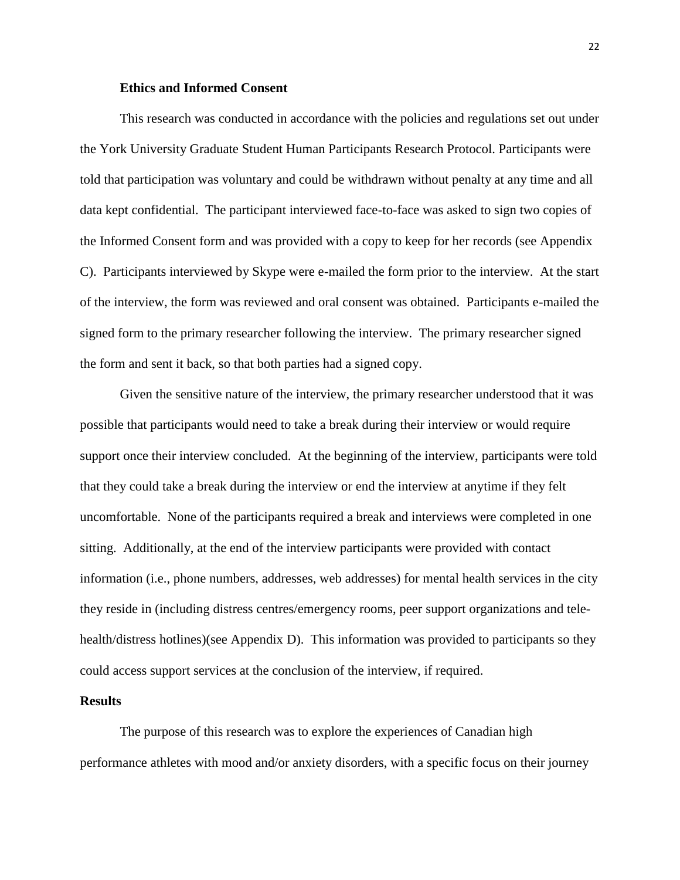### Ethics and Informed Consent

This research was conducted in accordance with the policies and regulations set out under the York University Graduate Student Human Participants Research Protocol. Participants were told that participation was voluntary and could be withdrawn without penalty at any time and all data kept confidential. The participant interviewed face-to-face was asked to sign two copies of the Informed Consent form and was provided with a copy to keep for her records (see Appendix C). Participants interviewed by Skype were e-mailed the form prior to the interview. At the start of the interview, the form was reviewed and oral consent was obtained. Participants e-mailed the signed form to the primary researcher following the interview. The primary researcher signed the form and sent it back, so that both parties had a signed copy.

Given the sensitive nature of the interview, the primary researcher understood that it was possible that participants would need to take a break during their interview or would require support once their interview concluded. At the beginning of the interview, participants were told that they could take a break during the interview or end the interview at anytime if they felt uncomfortable. None of the participants required a break and interviews were completed in one sitting. Additionally, at the end of the interview participants were provided with contact information (i.e., phone numbers, addresses, web addresses) for mental health services in the city they reside in (including distress centres/emergency rooms, peer support organizations and tele-health/distress hotlines)(see Appendix D). This information was provided to participants so they could access support services at the conclusion of the interview, if required.

## Results

The purpose of this research was to explore the experiences of Canadian high performance athletes with mood and/or anxiety disorders, with a specific focus on their journey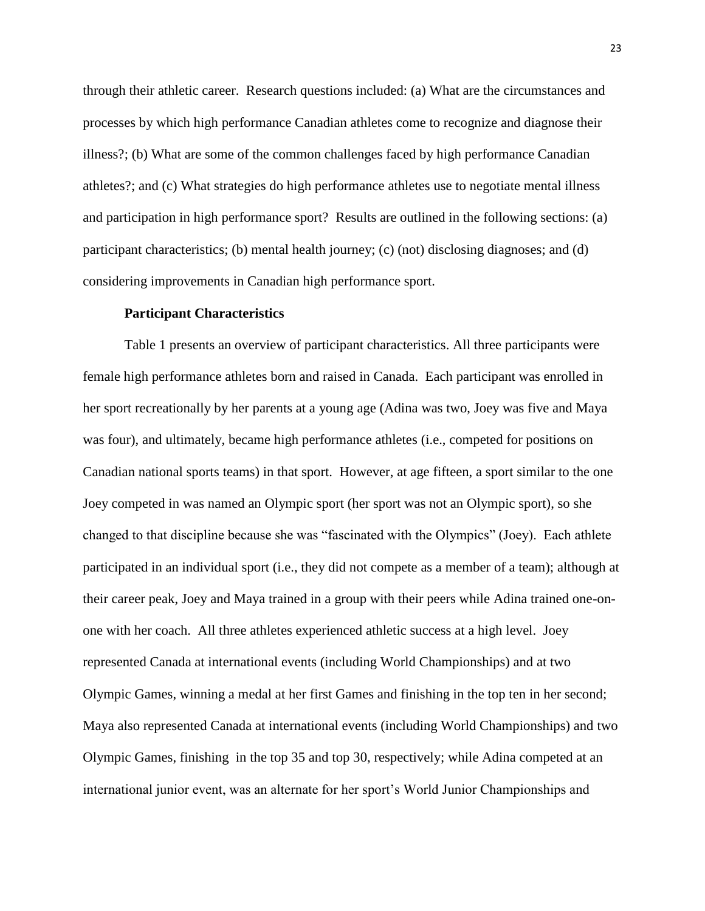through their athletic career. Research questions included: (a) What are the circumstances and processes by which high performance Canadian athletes come to recognize and diagnose their illness?; (b) What are some of the common challenges faced by high performance Canadian athletes?; and (c) What strategies do high performance athletes use to negotiate mental illness and participation in high performance sport? Results are outlined in the following sections: (a) participant characteristics; (b) mental health journey; (c) (not) disclosing diagnoses; and (d) considering improvements in Canadian high performance sport.

### Participant Characteristics

Table 1 presents an overview of participant characteristics. All three participants were female high performance athletes born and raised in Canada. Each participant was enrolled in her sport recreationally by her parents at a young age (Adina was two, Joey was five and Maya was four), and ultimately, became high performance athletes (i.e., competed for positions on Canadian national sports teams) in that sport. However, at age fifteen, a sport similar to the one Joey competed in was named an Olympic sport (her sport was not an Olympic sport), so she changed to that discipline because she was "fascinated with the Olympics" (Joey). Each athlete participated in an individual sport (i.e., they did not compete as a member of a team); although at their career peak, Joey and Maya trained in a group with their peers while Adina trained one-on-one with her coach. All three athletes experienced athletic success at a high level. Joey represented Canada at international events (including World Championships) and at two Olympic Games, winning a medal at her first Games and finishing in the top ten in her second; Maya also represented Canada at international events (including World Championships) and two Olympic Games, finishing in the top 35 and top 30, respectively; while Adina competed at an international junior event, was an alternate for her sport's World Junior Championships and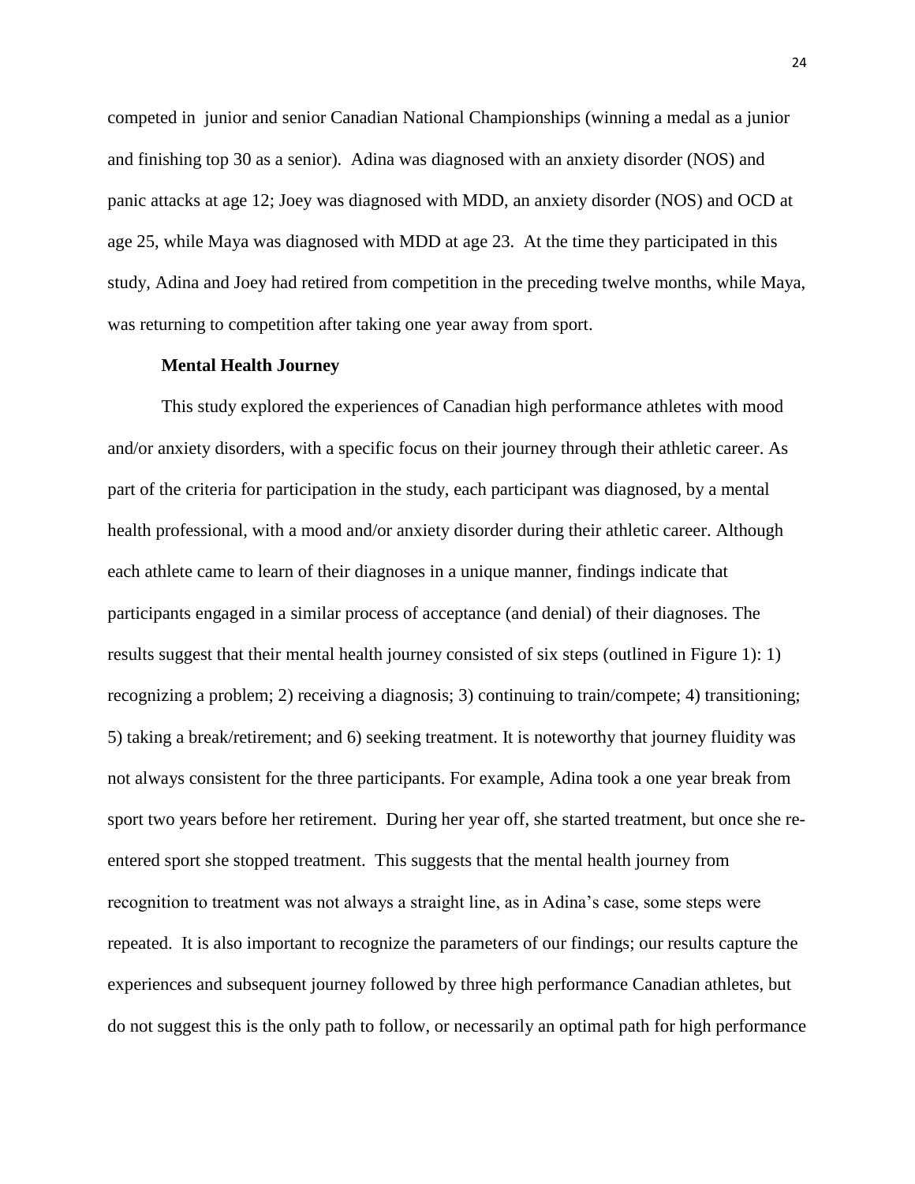competed in junior and senior Canadian National Championships (winning a medal as a junior and finishing top 30 as a senior). Adina was diagnosed with an anxiety disorder (NOS) and panic attacks at age 12; Joey was diagnosed with MDD, an anxiety disorder (NOS) and OCD at age 25, while Maya was diagnosed with MDD at age 23. At the time they participated in this study, Adina and Joey had retired from competition in the preceding twelve months, while Maya, was returning to competition after taking one year away from sport.

**Mental Health Journey**

This study explored the experiences of Canadian high performance athletes with mood and/or anxiety disorders, with a specific focus on their journey through their athletic career. As part of the criteria for participation in the study, each participant was diagnosed, by a mental health professional, with a mood and/or anxiety disorder during their athletic career. Although each athlete came to learn of their diagnoses in a unique manner, findings indicate that participants engaged in a similar process of acceptance (and denial) of their diagnoses. The results suggest that their mental health journey consisted of six steps (outlined in Figure 1): 1) recognizing a problem; 2) receiving a diagnosis; 3) continuing to train/compete; 4) transitioning; 5) taking a break/retirement; and 6) seeking treatment. It is noteworthy that journey fluidity was not always consistent for the three participants. For example, Adina took a one year break from sport two years before her retirement. During her year off, she started treatment, but once she re-entered sport she stopped treatment. This suggests that the mental health journey from recognition to treatment was not always a straight line, as in Adina's case, some steps were repeated. It is also important to recognize the parameters of our findings; our results capture the experiences and subsequent journey followed by three high performance Canadian athletes, but do not suggest this is the only path to follow, or necessarily an optimal path for high performance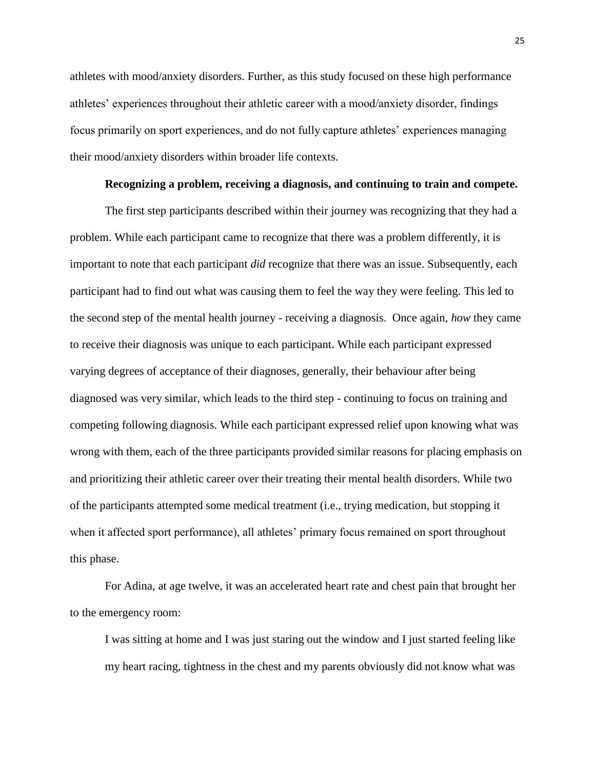athletes with mood/anxiety disorders. Further, as this study focused on these high performance athletes' experiences throughout their athletic career with a mood/anxiety disorder, findings focus primarily on sport experiences, and do not fully capture athletes' experiences managing their mood/anxiety disorders within broader life contexts.

**Recognizing a problem, receiving a diagnosis, and continuing to train and compete.**

The first step participants described within their journey was recognizing that they had a problem. While each participant came to recognize that there was a problem differently, it is important to note that each participant *did* recognize that there was an issue. Subsequently, each participant had to find out what was causing them to feel the way they were feeling. This led to the second step of the mental health journey - receiving a diagnosis. Once again, *how* they came to receive their diagnosis was unique to each participant. While each participant expressed varying degrees of acceptance of their diagnoses, generally, their behaviour after being diagnosed was very similar, which leads to the third step - continuing to focus on training and competing following diagnosis. While each participant expressed relief upon knowing what was wrong with them, each of the three participants provided similar reasons for placing emphasis on and prioritizing their athletic career over their treating their mental health disorders. While two of the participants attempted some medical treatment (i.e., trying medication, but stopping it when it affected sport performance), all athletes' primary focus remained on sport throughout this phase.

For Adina, at age twelve, it was an accelerated heart rate and chest pain that brought her to the emergency room:

> I was sitting at home and I was just staring out the window and I just started feeling like my heart racing, tightness in the chest and my parents obviously did not know what was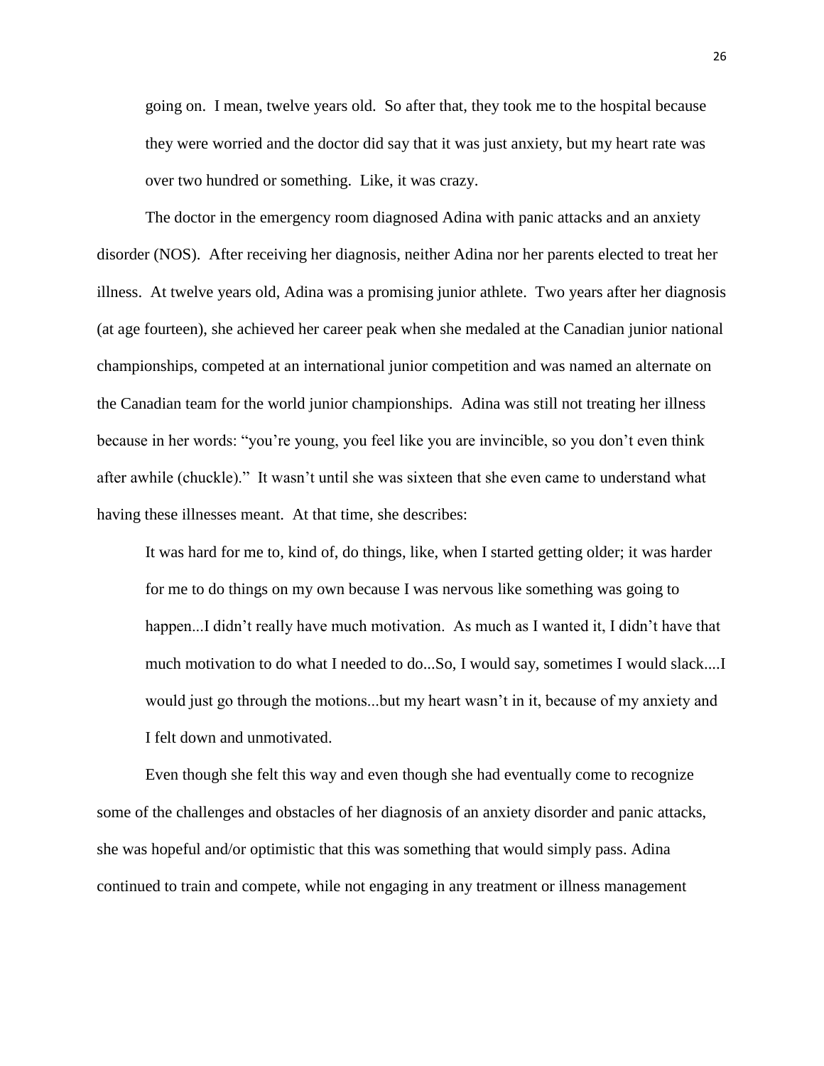> going on. I mean, twelve years old. So after that, they took me to the hospital because they were worried and the doctor did say that it was just anxiety, but my heart rate was over two hundred or something. Like, it was crazy.

The doctor in the emergency room diagnosed Adina with panic attacks and an anxiety disorder (NOS). After receiving her diagnosis, neither Adina nor her parents elected to treat her illness. At twelve years old, Adina was a promising junior athlete. Two years after her diagnosis (at age fourteen), she achieved her career peak when she medaled at the Canadian junior national championships, competed at an international junior competition and was named an alternate on the Canadian team for the world junior championships. Adina was still not treating her illness because in her words: "you're young, you feel like you are invincible, so you don't even think after awhile (chuckle)." It wasn't until she was sixteen that she even came to understand what having these illnesses meant. At that time, she describes:

> It was hard for me to, kind of, do things, like, when I started getting older; it was harder for me to do things on my own because I was nervous like something was going to happen...I didn't really have much motivation. As much as I wanted it, I didn't have that much motivation to do what I needed to do...So, I would say, sometimes I would slack....I would just go through the motions...but my heart wasn't in it, because of my anxiety and I felt down and unmotivated.

Even though she felt this way and even though she had eventually come to recognize some of the challenges and obstacles of her diagnosis of an anxiety disorder and panic attacks, she was hopeful and/or optimistic that this was something that would simply pass. Adina continued to train and compete, while not engaging in any treatment or illness management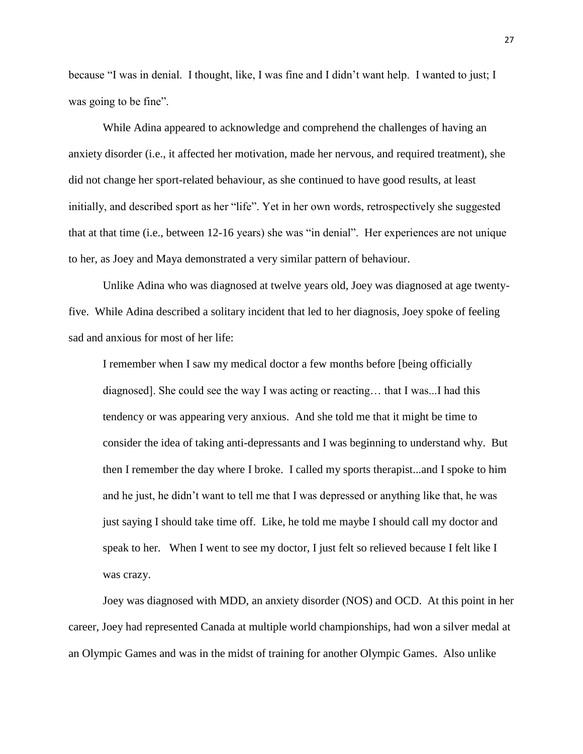because "I was in denial. I thought, like, I was fine and I didn't want help. I wanted to just; I was going to be fine".

While Adina appeared to acknowledge and comprehend the challenges of having an anxiety disorder (i.e., it affected her motivation, made her nervous, and required treatment), she did not change her sport-related behaviour, as she continued to have good results, at least initially, and described sport as her "life". Yet in her own words, retrospectively she suggested that at that time (i.e., between 12-16 years) she was "in denial". Her experiences are not unique to her, as Joey and Maya demonstrated a very similar pattern of behaviour.

Unlike Adina who was diagnosed at twelve years old, Joey was diagnosed at age twenty-five. While Adina described a solitary incident that led to her diagnosis, Joey spoke of feeling sad and anxious for most of her life:

> I remember when I saw my medical doctor a few months before [being officially diagnosed]. She could see the way I was acting or reacting… that I was...I had this tendency or was appearing very anxious. And she told me that it might be time to consider the idea of taking anti-depressants and I was beginning to understand why. But then I remember the day where I broke. I called my sports therapist...and I spoke to him and he just, he didn't want to tell me that I was depressed or anything like that, he was just saying I should take time off. Like, he told me maybe I should call my doctor and speak to her. When I went to see my doctor, I just felt so relieved because I felt like I was crazy.

Joey was diagnosed with MDD, an anxiety disorder (NOS) and OCD. At this point in her career, Joey had represented Canada at multiple world championships, had won a silver medal at an Olympic Games and was in the midst of training for another Olympic Games. Also unlike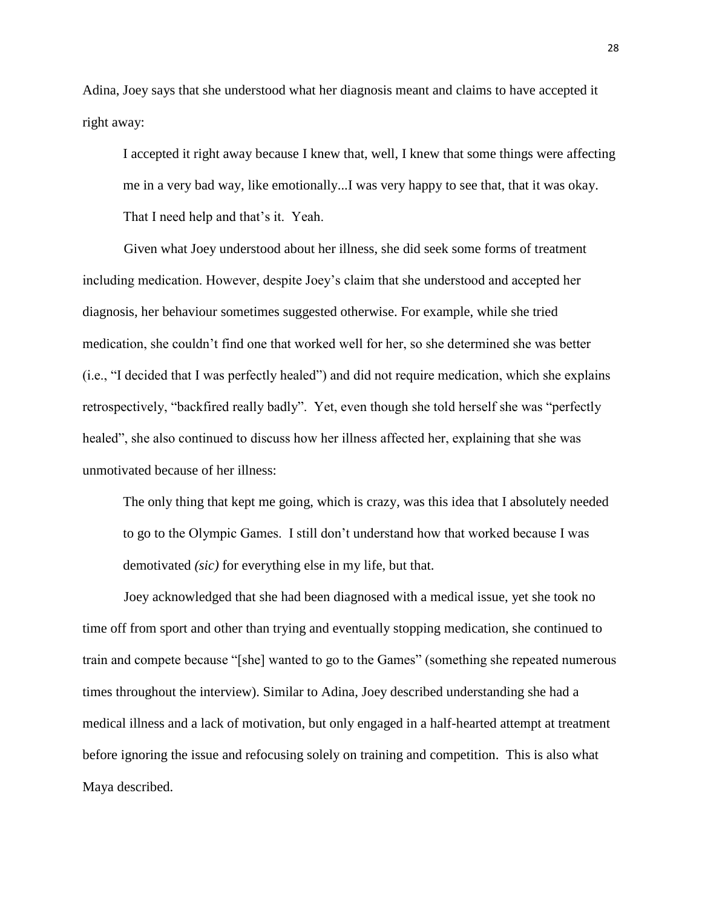Adina, Joey says that she understood what her diagnosis meant and claims to have accepted it right away:

> I accepted it right away because I knew that, well, I knew that some things were affecting me in a very bad way, like emotionally...I was very happy to see that, that it was okay. That I need help and that's it. Yeah.

Given what Joey understood about her illness, she did seek some forms of treatment including medication. However, despite Joey's claim that she understood and accepted her diagnosis, her behaviour sometimes suggested otherwise. For example, while she tried medication, she couldn't find one that worked well for her, so she determined she was better (i.e., "I decided that I was perfectly healed") and did not require medication, which she explains retrospectively, "backfired really badly". Yet, even though she told herself she was "perfectly healed", she also continued to discuss how her illness affected her, explaining that she was unmotivated because of her illness:

> The only thing that kept me going, which is crazy, was this idea that I absolutely needed to go to the Olympic Games. I still don't understand how that worked because I was demotivated *(sic)* for everything else in my life, but that.

Joey acknowledged that she had been diagnosed with a medical issue, yet she took no time off from sport and other than trying and eventually stopping medication, she continued to train and compete because "[she] wanted to go to the Games" (something she repeated numerous times throughout the interview). Similar to Adina, Joey described understanding she had a medical illness and a lack of motivation, but only engaged in a half-hearted attempt at treatment before ignoring the issue and refocusing solely on training and competition. This is also what Maya described.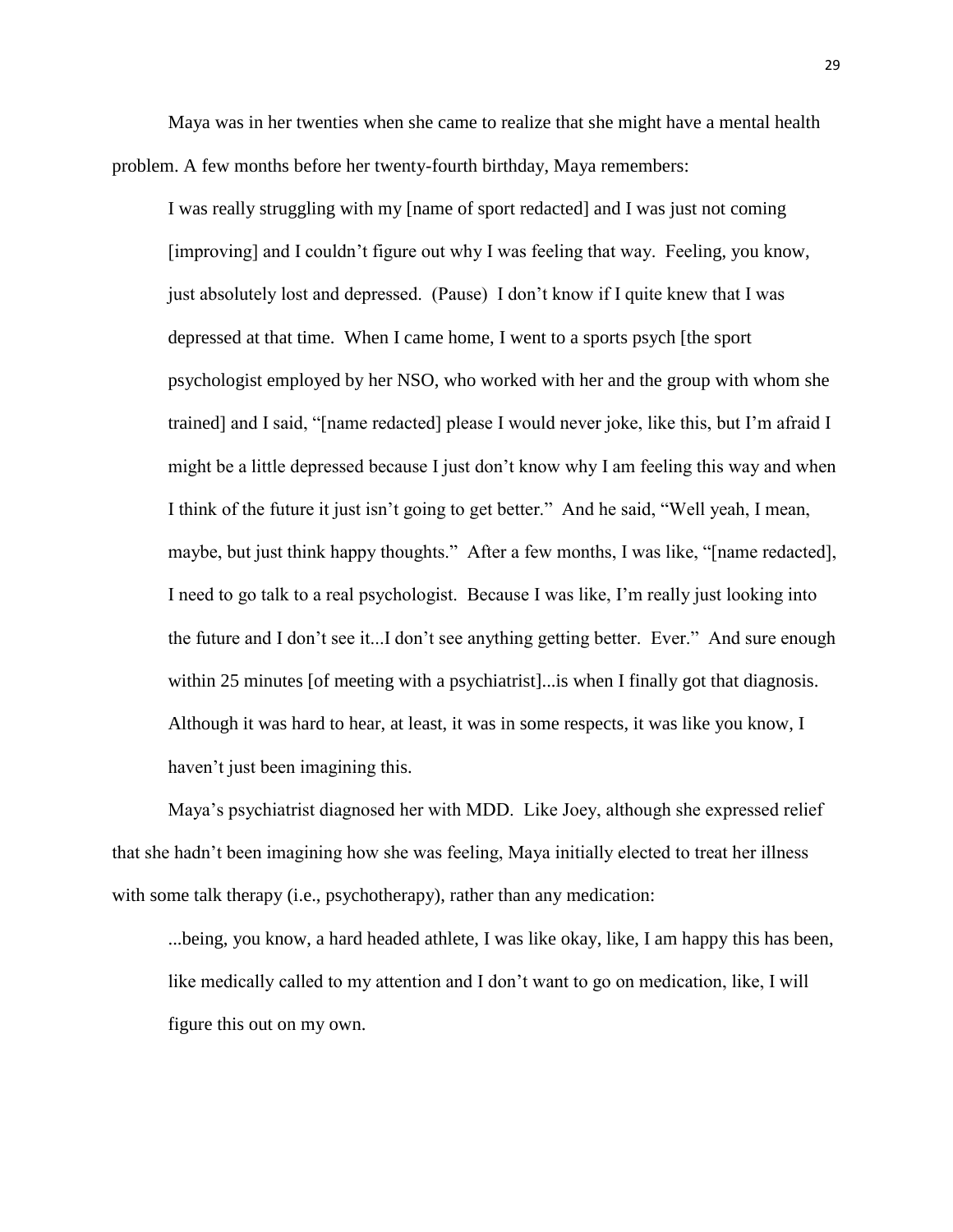Maya was in her twenties when she came to realize that she might have a mental health problem. A few months before her twenty-fourth birthday, Maya remembers:

> I was really struggling with my [name of sport redacted] and I was just not coming [improving] and I couldn't figure out why I was feeling that way. Feeling, you know, just absolutely lost and depressed. (Pause) I don't know if I quite knew that I was depressed at that time. When I came home, I went to a sports psych [the sport psychologist employed by her NSO, who worked with her and the group with whom she trained] and I said, "[name redacted] please I would never joke, like this, but I'm afraid I might be a little depressed because I just don't know why I am feeling this way and when I think of the future it just isn't going to get better." And he said, "Well yeah, I mean, maybe, but just think happy thoughts." After a few months, I was like, "[name redacted], I need to go talk to a real psychologist. Because I was like, I'm really just looking into the future and I don't see it...I don't see anything getting better. Ever." And sure enough within 25 minutes [of meeting with a psychiatrist]...is when I finally got that diagnosis. Although it was hard to hear, at least, it was in some respects, it was like you know, I haven't just been imagining this.

Maya's psychiatrist diagnosed her with MDD. Like Joey, although she expressed relief that she hadn't been imagining how she was feeling, Maya initially elected to treat her illness with some talk therapy (i.e., psychotherapy), rather than any medication:

> ...being, you know, a hard headed athlete, I was like okay, like, I am happy this has been, like medically called to my attention and I don't want to go on medication, like, I will figure this out on my own.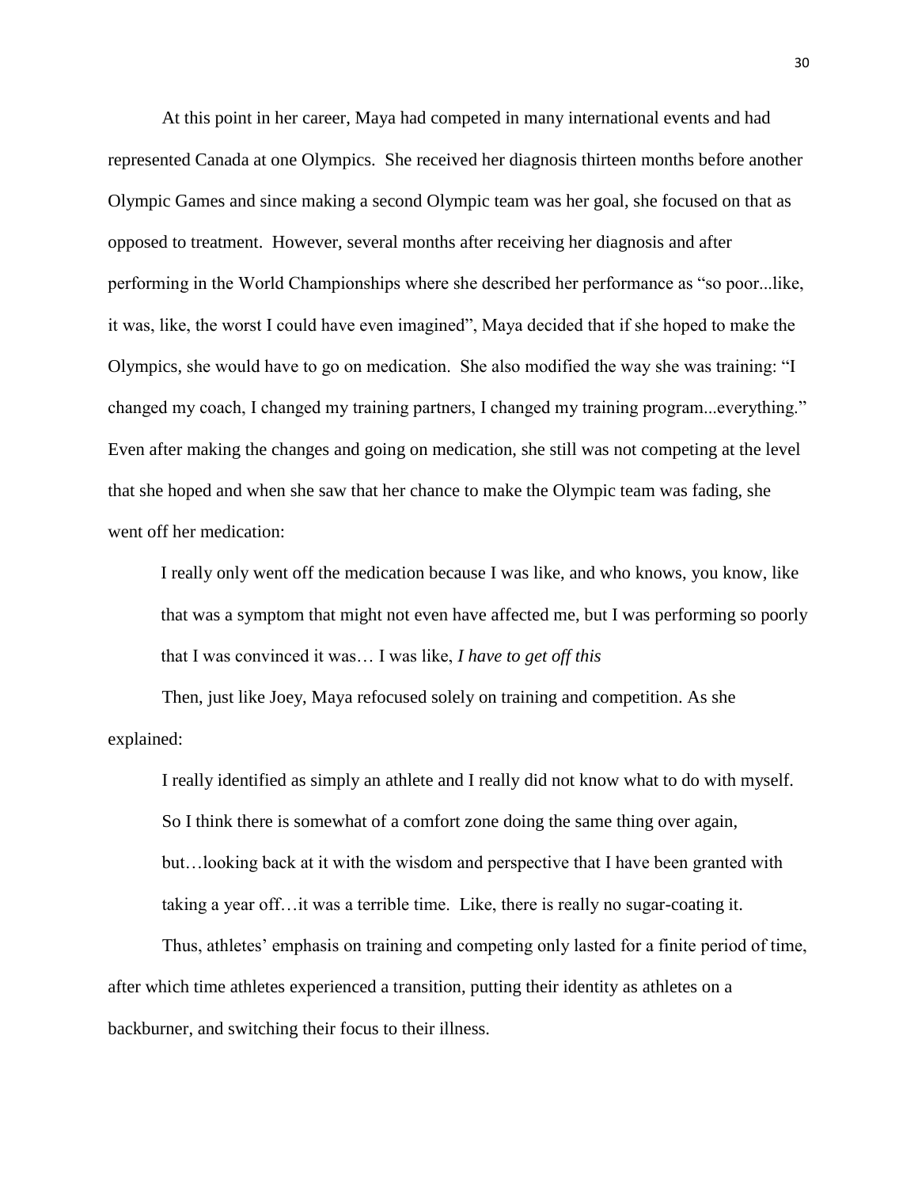At this point in her career, Maya had competed in many international events and had represented Canada at one Olympics. She received her diagnosis thirteen months before another Olympic Games and since making a second Olympic team was her goal, she focused on that as opposed to treatment. However, several months after receiving her diagnosis and after performing in the World Championships where she described her performance as "so poor...like, it was, like, the worst I could have even imagined", Maya decided that if she hoped to make the Olympics, she would have to go on medication. She also modified the way she was training: "I changed my coach, I changed my training partners, I changed my training program...everything." Even after making the changes and going on medication, she still was not competing at the level that she hoped and when she saw that her chance to make the Olympic team was fading, she went off her medication:

> I really only went off the medication because I was like, and who knows, you know, like that was a symptom that might not even have affected me, but I was performing so poorly that I was convinced it was… I was like, *I have to get off this*

Then, just like Joey, Maya refocused solely on training and competition. As she explained:

> I really identified as simply an athlete and I really did not know what to do with myself. So I think there is somewhat of a comfort zone doing the same thing over again, but…looking back at it with the wisdom and perspective that I have been granted with taking a year off…it was a terrible time. Like, there is really no sugar-coating it.

Thus, athletes' emphasis on training and competing only lasted for a finite period of time, after which time athletes experienced a transition, putting their identity as athletes on a backburner, and switching their focus to their illness.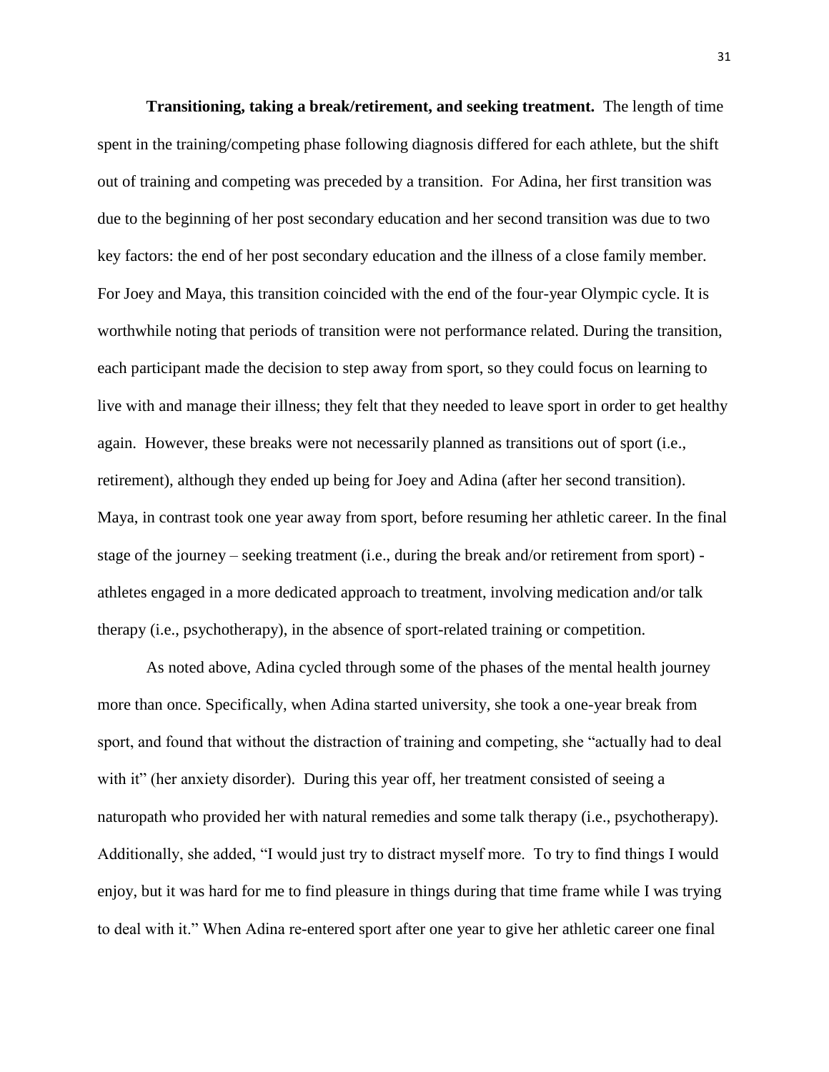**Transitioning, taking a break/retirement, and seeking treatment.** The length of time spent in the training/competing phase following diagnosis differed for each athlete, but the shift out of training and competing was preceded by a transition. For Adina, her first transition was due to the beginning of her post secondary education and her second transition was due to two key factors: the end of her post secondary education and the illness of a close family member. For Joey and Maya, this transition coincided with the end of the four-year Olympic cycle. It is worthwhile noting that periods of transition were not performance related. During the transition, each participant made the decision to step away from sport, so they could focus on learning to live with and manage their illness; they felt that they needed to leave sport in order to get healthy again. However, these breaks were not necessarily planned as transitions out of sport (i.e., retirement), although they ended up being for Joey and Adina (after her second transition). Maya, in contrast took one year away from sport, before resuming her athletic career. In the final stage of the journey – seeking treatment (i.e., during the break and/or retirement from sport) - athletes engaged in a more dedicated approach to treatment, involving medication and/or talk therapy (i.e., psychotherapy), in the absence of sport-related training or competition.

As noted above, Adina cycled through some of the phases of the mental health journey more than once. Specifically, when Adina started university, she took a one-year break from sport, and found that without the distraction of training and competing, she "actually had to deal with it" (her anxiety disorder). During this year off, her treatment consisted of seeing a naturopath who provided her with natural remedies and some talk therapy (i.e., psychotherapy). Additionally, she added, "I would just try to distract myself more. To try to find things I would enjoy, but it was hard for me to find pleasure in things during that time frame while I was trying to deal with it." When Adina re-entered sport after one year to give her athletic career one final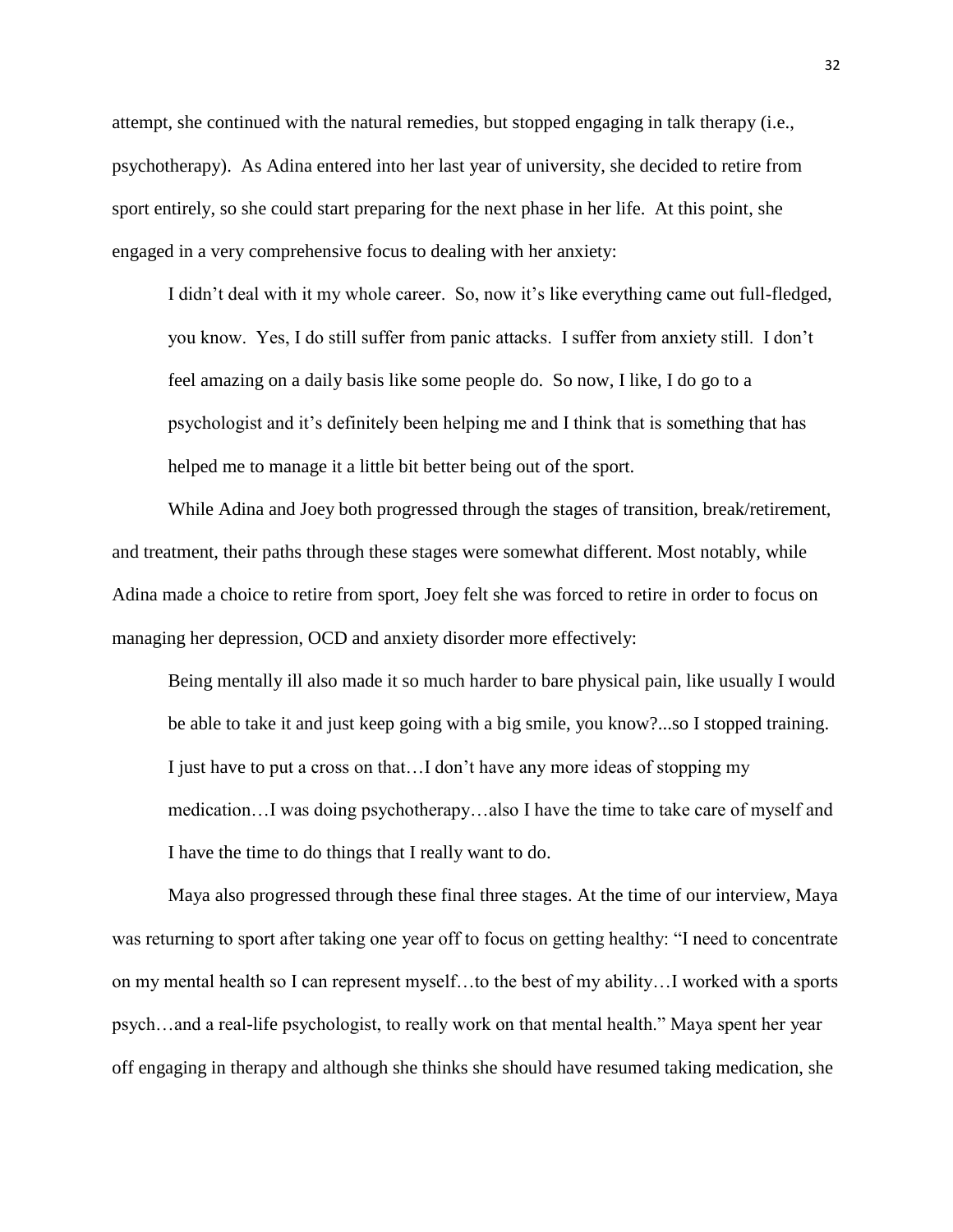attempt, she continued with the natural remedies, but stopped engaging in talk therapy (i.e., psychotherapy). As Adina entered into her last year of university, she decided to retire from sport entirely, so she could start preparing for the next phase in her life. At this point, she engaged in a very comprehensive focus to dealing with her anxiety:

> I didn't deal with it my whole career. So, now it's like everything came out full-fledged, you know. Yes, I do still suffer from panic attacks. I suffer from anxiety still. I don't feel amazing on a daily basis like some people do. So now, I like, I do go to a psychologist and it's definitely been helping me and I think that is something that has helped me to manage it a little bit better being out of the sport.

While Adina and Joey both progressed through the stages of transition, break/retirement, and treatment, their paths through these stages were somewhat different. Most notably, while Adina made a choice to retire from sport, Joey felt she was forced to retire in order to focus on managing her depression, OCD and anxiety disorder more effectively:

> Being mentally ill also made it so much harder to bare physical pain, like usually I would be able to take it and just keep going with a big smile, you know?...so I stopped training. I just have to put a cross on that…I don't have any more ideas of stopping my medication…I was doing psychotherapy…also I have the time to take care of myself and I have the time to do things that I really want to do.

Maya also progressed through these final three stages. At the time of our interview, Maya was returning to sport after taking one year off to focus on getting healthy: "I need to concentrate on my mental health so I can represent myself…to the best of my ability…I worked with a sports psych…and a real-life psychologist, to really work on that mental health." Maya spent her year off engaging in therapy and although she thinks she should have resumed taking medication, she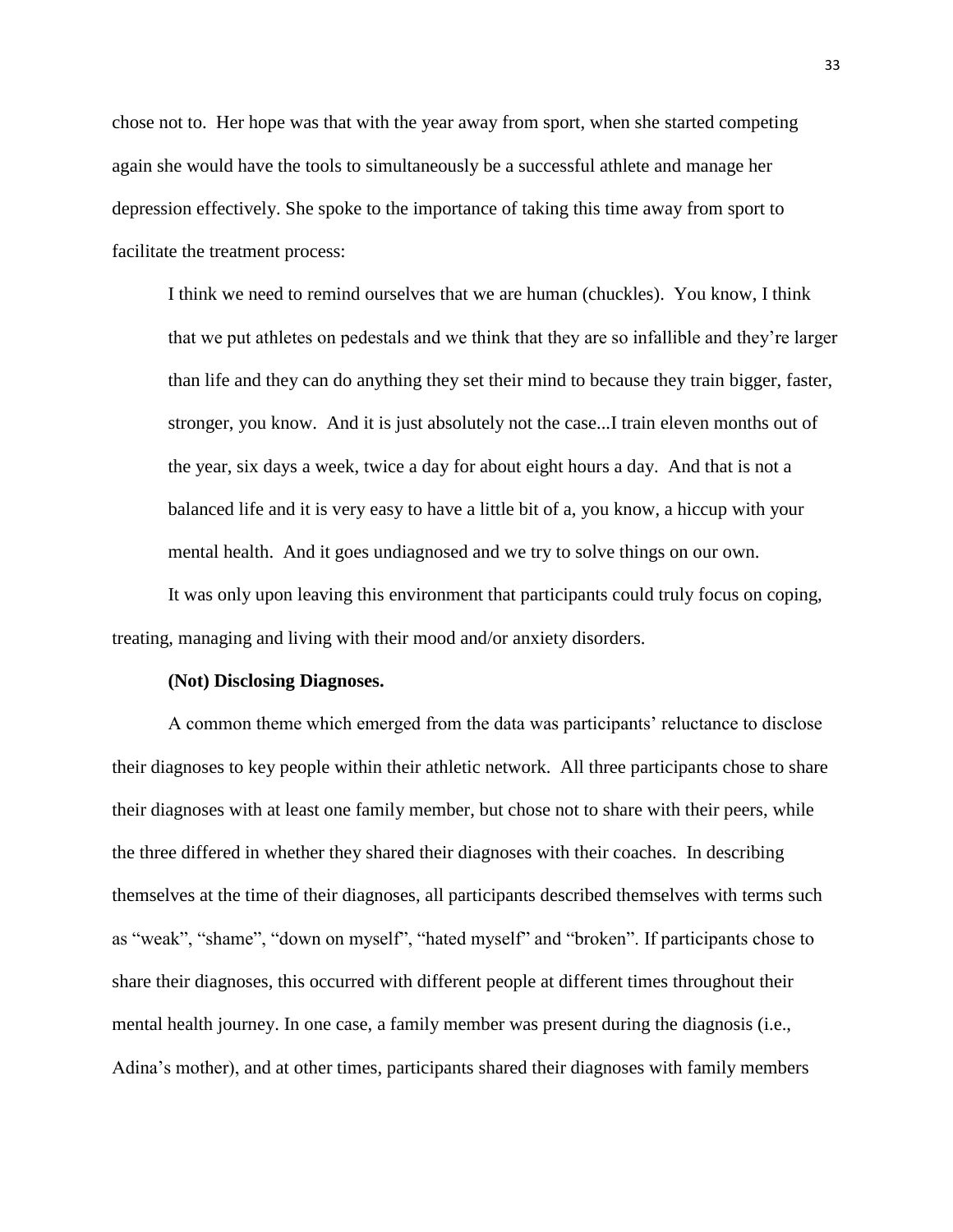chose not to. Her hope was that with the year away from sport, when she started competing again she would have the tools to simultaneously be a successful athlete and manage her depression effectively. She spoke to the importance of taking this time away from sport to facilitate the treatment process:

> I think we need to remind ourselves that we are human (chuckles). You know, I think that we put athletes on pedestals and we think that they are so infallible and they're larger than life and they can do anything they set their mind to because they train bigger, faster, stronger, you know. And it is just absolutely not the case...I train eleven months out of the year, six days a week, twice a day for about eight hours a day. And that is not a balanced life and it is very easy to have a little bit of a, you know, a hiccup with your mental health. And it goes undiagnosed and we try to solve things on our own.

It was only upon leaving this environment that participants could truly focus on coping, treating, managing and living with their mood and/or anxiety disorders.

**(Not) Disclosing Diagnoses.**

A common theme which emerged from the data was participants' reluctance to disclose their diagnoses to key people within their athletic network. All three participants chose to share their diagnoses with at least one family member, but chose not to share with their peers, while the three differed in whether they shared their diagnoses with their coaches. In describing themselves at the time of their diagnoses, all participants described themselves with terms such as "weak", "shame", "down on myself", "hated myself" and "broken". If participants chose to share their diagnoses, this occurred with different people at different times throughout their mental health journey. In one case, a family member was present during the diagnosis (i.e., Adina's mother), and at other times, participants shared their diagnoses with family members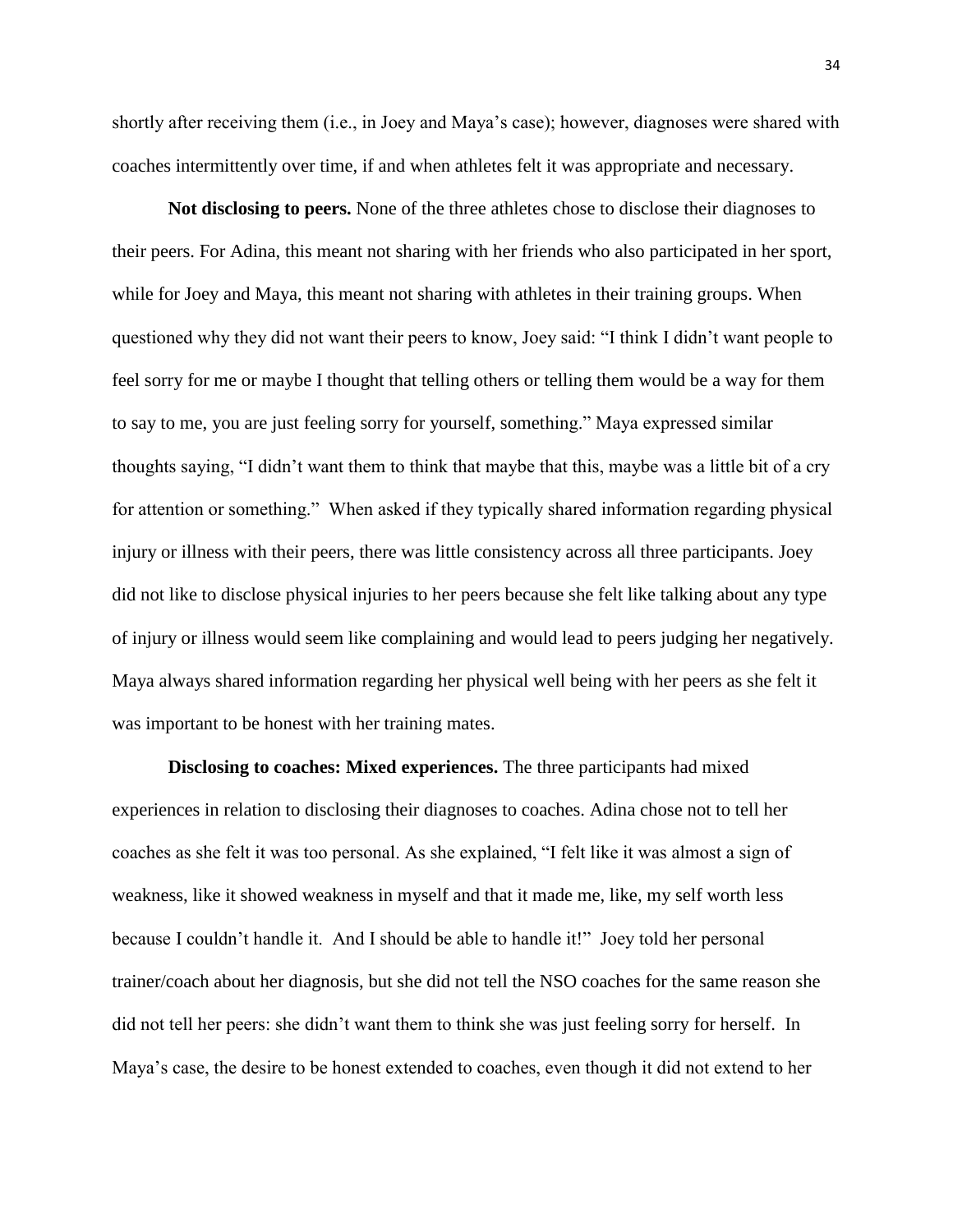shortly after receiving them (i.e., in Joey and Maya's case); however, diagnoses were shared with coaches intermittently over time, if and when athletes felt it was appropriate and necessary.

**Not disclosing to peers.** None of the three athletes chose to disclose their diagnoses to their peers. For Adina, this meant not sharing with her friends who also participated in her sport, while for Joey and Maya, this meant not sharing with athletes in their training groups. When questioned why they did not want their peers to know, Joey said: "I think I didn't want people to feel sorry for me or maybe I thought that telling others or telling them would be a way for them to say to me, you are just feeling sorry for yourself, something." Maya expressed similar thoughts saying, "I didn't want them to think that maybe that this, maybe was a little bit of a cry for attention or something." When asked if they typically shared information regarding physical injury or illness with their peers, there was little consistency across all three participants. Joey did not like to disclose physical injuries to her peers because she felt like talking about any type of injury or illness would seem like complaining and would lead to peers judging her negatively. Maya always shared information regarding her physical well being with her peers as she felt it was important to be honest with her training mates.

**Disclosing to coaches: Mixed experiences.** The three participants had mixed experiences in relation to disclosing their diagnoses to coaches. Adina chose not to tell her coaches as she felt it was too personal. As she explained, "I felt like it was almost a sign of weakness, like it showed weakness in myself and that it made me, like, my self worth less because I couldn't handle it. And I should be able to handle it!" Joey told her personal trainer/coach about her diagnosis, but she did not tell the NSO coaches for the same reason she did not tell her peers: she didn't want them to think she was just feeling sorry for herself. In Maya's case, the desire to be honest extended to coaches, even though it did not extend to her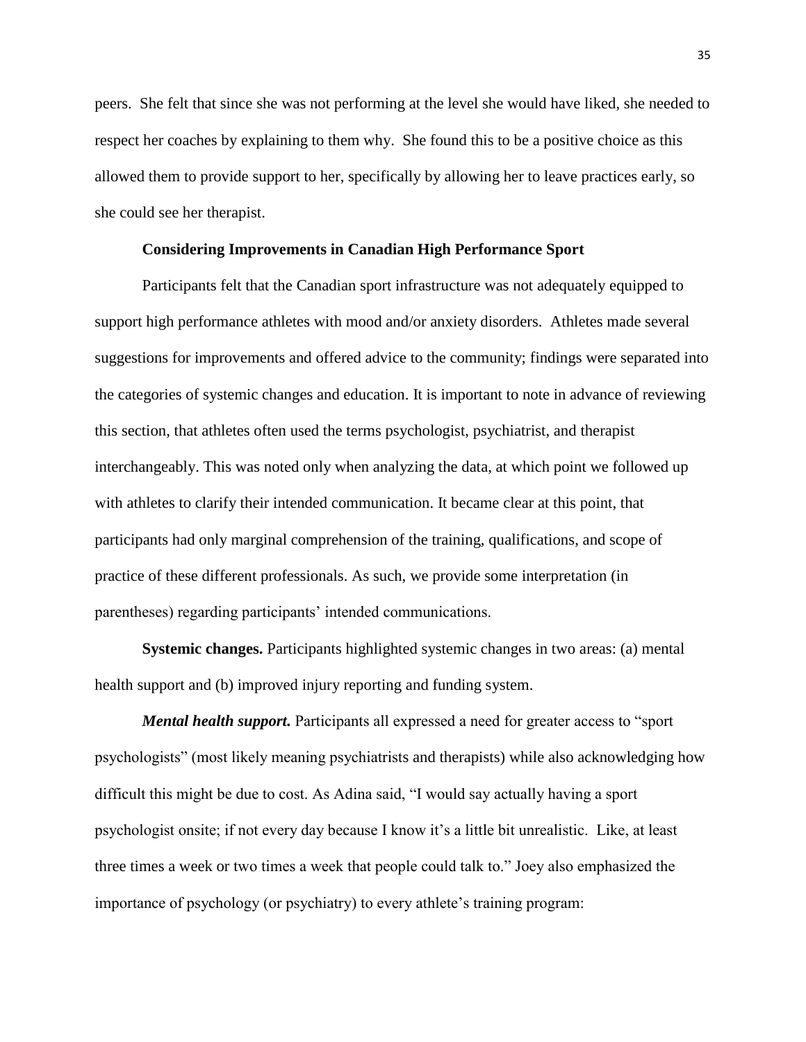peers. She felt that since she was not performing at the level she would have liked, she needed to respect her coaches by explaining to them why. She found this to be a positive choice as this allowed them to provide support to her, specifically by allowing her to leave practices early, so she could see her therapist.

## Considering Improvements in Canadian High Performance Sport

Participants felt that the Canadian sport infrastructure was not adequately equipped to support high performance athletes with mood and/or anxiety disorders. Athletes made several suggestions for improvements and offered advice to the community; findings were separated into the categories of systemic changes and education. It is important to note in advance of reviewing this section, that athletes often used the terms psychologist, psychiatrist, and therapist interchangeably. This was noted only when analyzing the data, at which point we followed up with athletes to clarify their intended communication. It became clear at this point, that participants had only marginal comprehension of the training, qualifications, and scope of practice of these different professionals. As such, we provide some interpretation (in parentheses) regarding participants' intended communications.

**Systemic changes.** Participants highlighted systemic changes in two areas: (a) mental health support and (b) improved injury reporting and funding system.

***Mental health support.*** Participants all expressed a need for greater access to "sport psychologists" (most likely meaning psychiatrists and therapists) while also acknowledging how difficult this might be due to cost. As Adina said, "I would say actually having a sport psychologist onsite; if not every day because I know it's a little bit unrealistic. Like, at least three times a week or two times a week that people could talk to." Joey also emphasized the importance of psychology (or psychiatry) to every athlete's training program: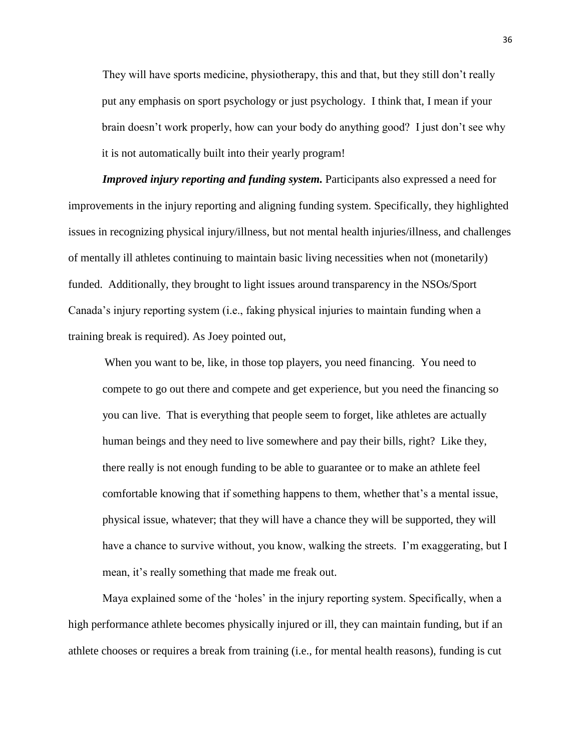> They will have sports medicine, physiotherapy, this and that, but they still don't really put any emphasis on sport psychology or just psychology. I think that, I mean if your brain doesn't work properly, how can your body do anything good? I just don't see why it is not automatically built into their yearly program!

***Improved injury reporting and funding system.*** Participants also expressed a need for improvements in the injury reporting and aligning funding system. Specifically, they highlighted issues in recognizing physical injury/illness, but not mental health injuries/illness, and challenges of mentally ill athletes continuing to maintain basic living necessities when not (monetarily) funded. Additionally, they brought to light issues around transparency in the NSOs/Sport Canada's injury reporting system (i.e., faking physical injuries to maintain funding when a training break is required). As Joey pointed out,

> When you want to be, like, in those top players, you need financing. You need to compete to go out there and compete and get experience, but you need the financing so you can live. That is everything that people seem to forget, like athletes are actually human beings and they need to live somewhere and pay their bills, right? Like they, there really is not enough funding to be able to guarantee or to make an athlete feel comfortable knowing that if something happens to them, whether that's a mental issue, physical issue, whatever; that they will have a chance they will be supported, they will have a chance to survive without, you know, walking the streets. I'm exaggerating, but I mean, it's really something that made me freak out.

Maya explained some of the 'holes' in the injury reporting system. Specifically, when a high performance athlete becomes physically injured or ill, they can maintain funding, but if an athlete chooses or requires a break from training (i.e., for mental health reasons), funding is cut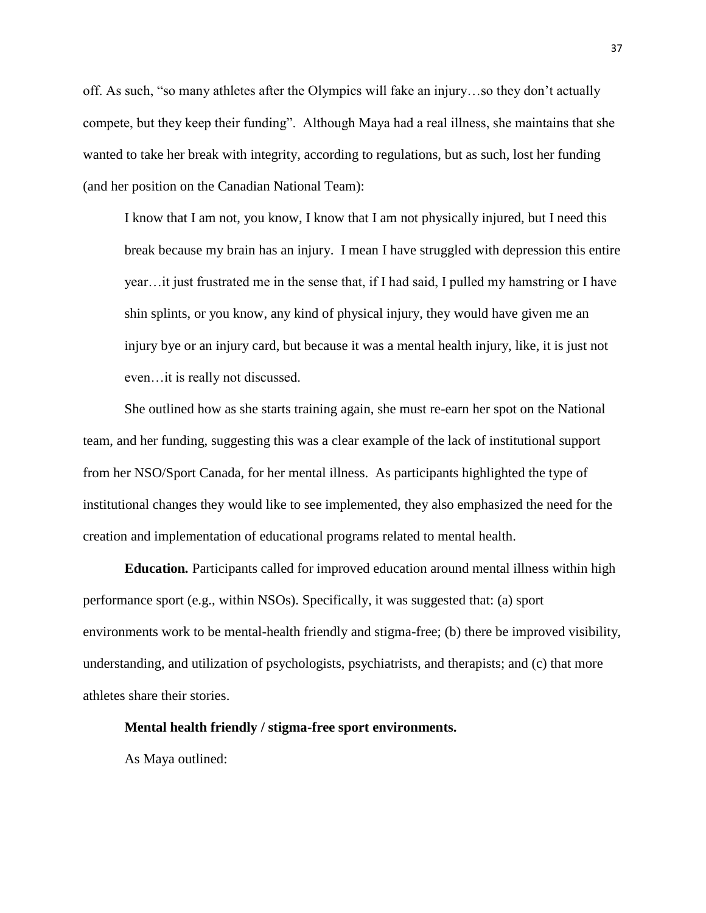off. As such, "so many athletes after the Olympics will fake an injury…so they don't actually compete, but they keep their funding". Although Maya had a real illness, she maintains that she wanted to take her break with integrity, according to regulations, but as such, lost her funding (and her position on the Canadian National Team):

> I know that I am not, you know, I know that I am not physically injured, but I need this break because my brain has an injury. I mean I have struggled with depression this entire year…it just frustrated me in the sense that, if I had said, I pulled my hamstring or I have shin splints, or you know, any kind of physical injury, they would have given me an injury bye or an injury card, but because it was a mental health injury, like, it is just not even…it is really not discussed.

She outlined how as she starts training again, she must re-earn her spot on the National team, and her funding, suggesting this was a clear example of the lack of institutional support from her NSO/Sport Canada, for her mental illness. As participants highlighted the type of institutional changes they would like to see implemented, they also emphasized the need for the creation and implementation of educational programs related to mental health.

**Education.** Participants called for improved education around mental illness within high performance sport (e.g., within NSOs). Specifically, it was suggested that: (a) sport environments work to be mental-health friendly and stigma-free; (b) there be improved visibility, understanding, and utilization of psychologists, psychiatrists, and therapists; and (c) that more athletes share their stories.

**Mental health friendly / stigma-free sport environments.**

As Maya outlined: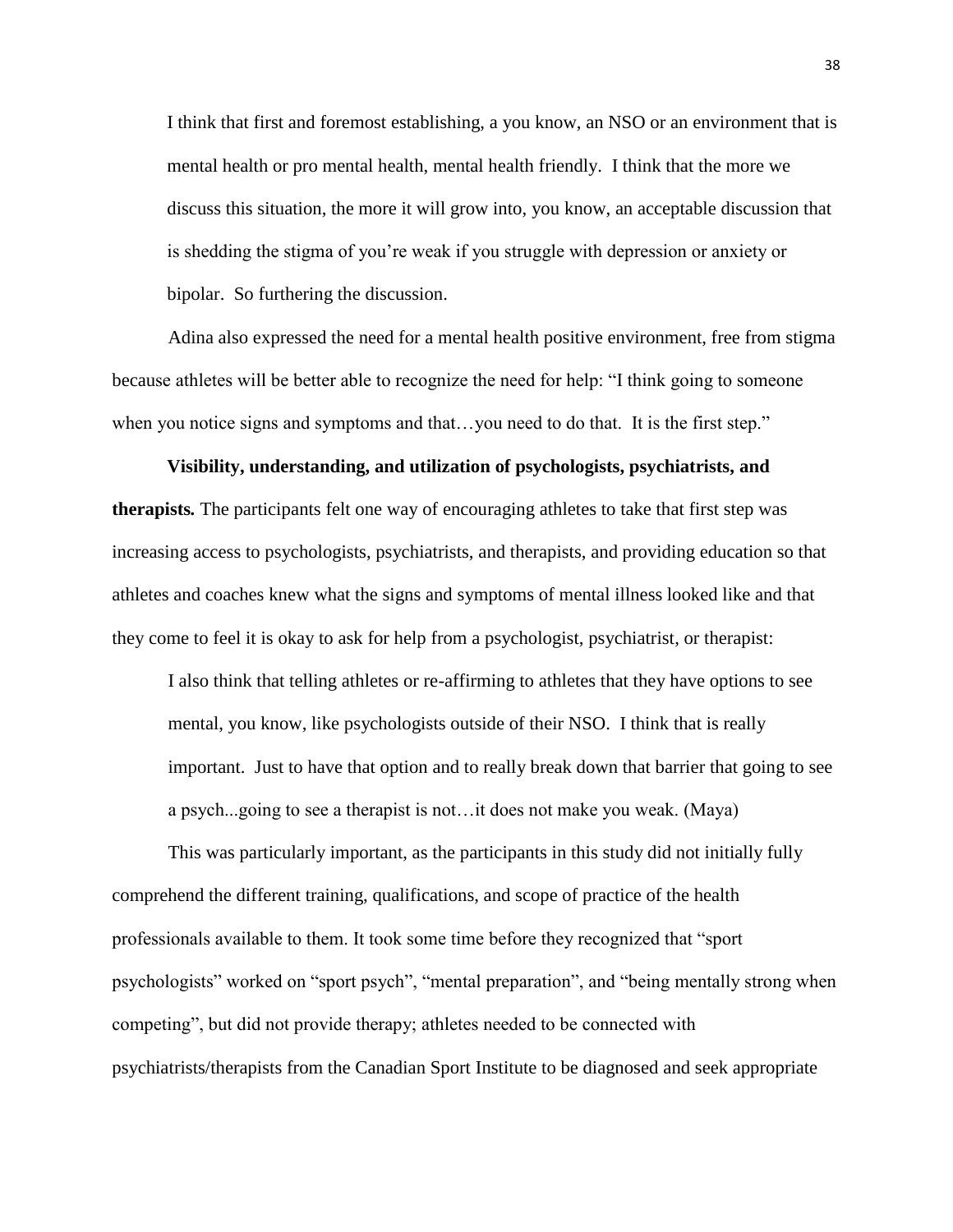> I think that first and foremost establishing, a you know, an NSO or an environment that is mental health or pro mental health, mental health friendly. I think that the more we discuss this situation, the more it will grow into, you know, an acceptable discussion that is shedding the stigma of you're weak if you struggle with depression or anxiety or bipolar. So furthering the discussion.

Adina also expressed the need for a mental health positive environment, free from stigma because athletes will be better able to recognize the need for help: "I think going to someone when you notice signs and symptoms and that…you need to do that. It is the first step."

**Visibility, understanding, and utilization of psychologists, psychiatrists, and therapists.** The participants felt one way of encouraging athletes to take that first step was increasing access to psychologists, psychiatrists, and therapists, and providing education so that athletes and coaches knew what the signs and symptoms of mental illness looked like and that they come to feel it is okay to ask for help from a psychologist, psychiatrist, or therapist:

> I also think that telling athletes or re-affirming to athletes that they have options to see mental, you know, like psychologists outside of their NSO. I think that is really important. Just to have that option and to really break down that barrier that going to see a psych...going to see a therapist is not…it does not make you weak. (Maya)

This was particularly important, as the participants in this study did not initially fully comprehend the different training, qualifications, and scope of practice of the health professionals available to them. It took some time before they recognized that "sport psychologists" worked on "sport psych", "mental preparation", and "being mentally strong when competing", but did not provide therapy; athletes needed to be connected with psychiatrists/therapists from the Canadian Sport Institute to be diagnosed and seek appropriate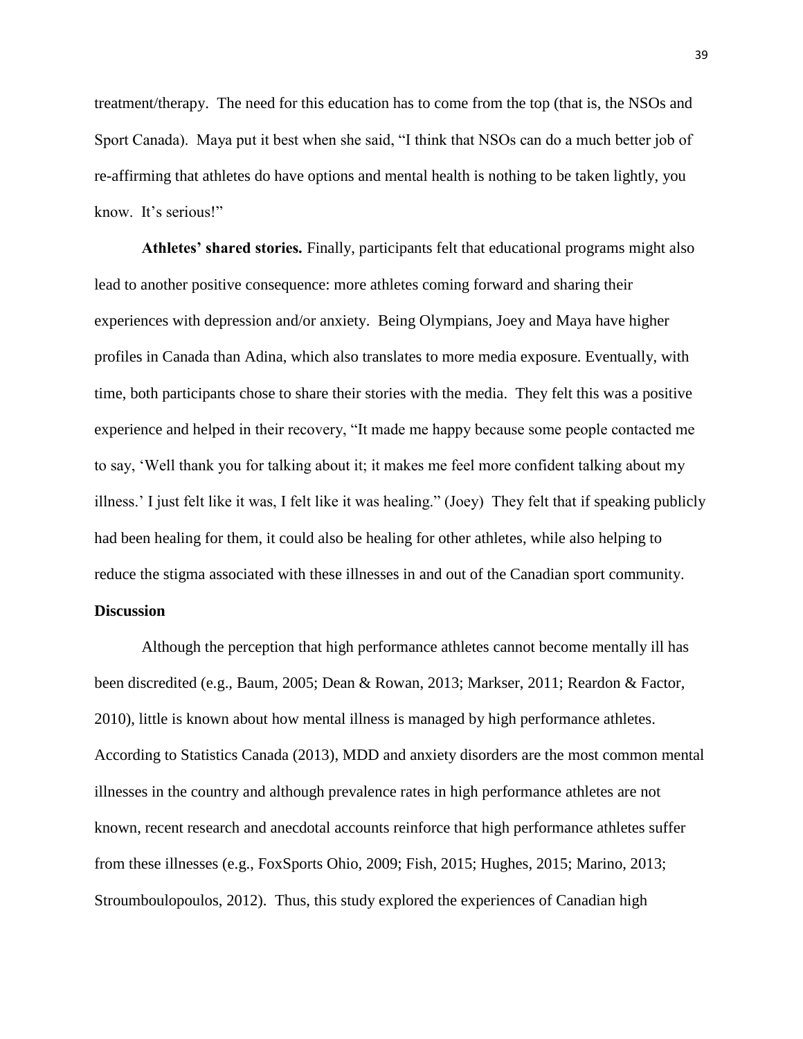treatment/therapy. The need for this education has to come from the top (that is, the NSOs and Sport Canada). Maya put it best when she said, "I think that NSOs can do a much better job of re-affirming that athletes do have options and mental health is nothing to be taken lightly, you know. It's serious!"

**Athletes' shared stories.** Finally, participants felt that educational programs might also lead to another positive consequence: more athletes coming forward and sharing their experiences with depression and/or anxiety. Being Olympians, Joey and Maya have higher profiles in Canada than Adina, which also translates to more media exposure. Eventually, with time, both participants chose to share their stories with the media. They felt this was a positive experience and helped in their recovery, "It made me happy because some people contacted me to say, 'Well thank you for talking about it; it makes me feel more confident talking about my illness.' I just felt like it was, I felt like it was healing." (Joey) They felt that if speaking publicly had been healing for them, it could also be healing for other athletes, while also helping to reduce the stigma associated with these illnesses in and out of the Canadian sport community.

## Discussion

Although the perception that high performance athletes cannot become mentally ill has been discredited (e.g., Baum, 2005; Dean & Rowan, 2013; Markser, 2011; Reardon & Factor, 2010), little is known about how mental illness is managed by high performance athletes. According to Statistics Canada (2013), MDD and anxiety disorders are the most common mental illnesses in the country and although prevalence rates in high performance athletes are not known, recent research and anecdotal accounts reinforce that high performance athletes suffer from these illnesses (e.g., FoxSports Ohio, 2009; Fish, 2015; Hughes, 2015; Marino, 2013; Stroumboulopoulos, 2012). Thus, this study explored the experiences of Canadian high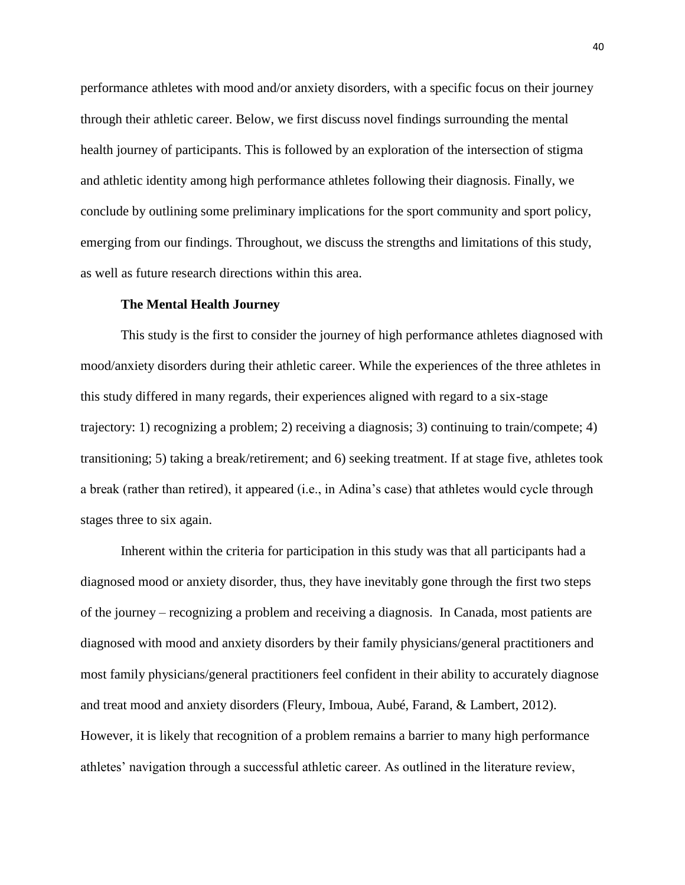performance athletes with mood and/or anxiety disorders, with a specific focus on their journey through their athletic career. Below, we first discuss novel findings surrounding the mental health journey of participants. This is followed by an exploration of the intersection of stigma and athletic identity among high performance athletes following their diagnosis. Finally, we conclude by outlining some preliminary implications for the sport community and sport policy, emerging from our findings. Throughout, we discuss the strengths and limitations of this study, as well as future research directions within this area.

**The Mental Health Journey**

This study is the first to consider the journey of high performance athletes diagnosed with mood/anxiety disorders during their athletic career. While the experiences of the three athletes in this study differed in many regards, their experiences aligned with regard to a six-stage trajectory: 1) recognizing a problem; 2) receiving a diagnosis; 3) continuing to train/compete; 4) transitioning; 5) taking a break/retirement; and 6) seeking treatment. If at stage five, athletes took a break (rather than retired), it appeared (i.e., in Adina's case) that athletes would cycle through stages three to six again.

Inherent within the criteria for participation in this study was that all participants had a diagnosed mood or anxiety disorder, thus, they have inevitably gone through the first two steps of the journey – recognizing a problem and receiving a diagnosis. In Canada, most patients are diagnosed with mood and anxiety disorders by their family physicians/general practitioners and most family physicians/general practitioners feel confident in their ability to accurately diagnose and treat mood and anxiety disorders (Fleury, Imboua, Aubé, Farand, & Lambert, 2012). However, it is likely that recognition of a problem remains a barrier to many high performance athletes' navigation through a successful athletic career. As outlined in the literature review,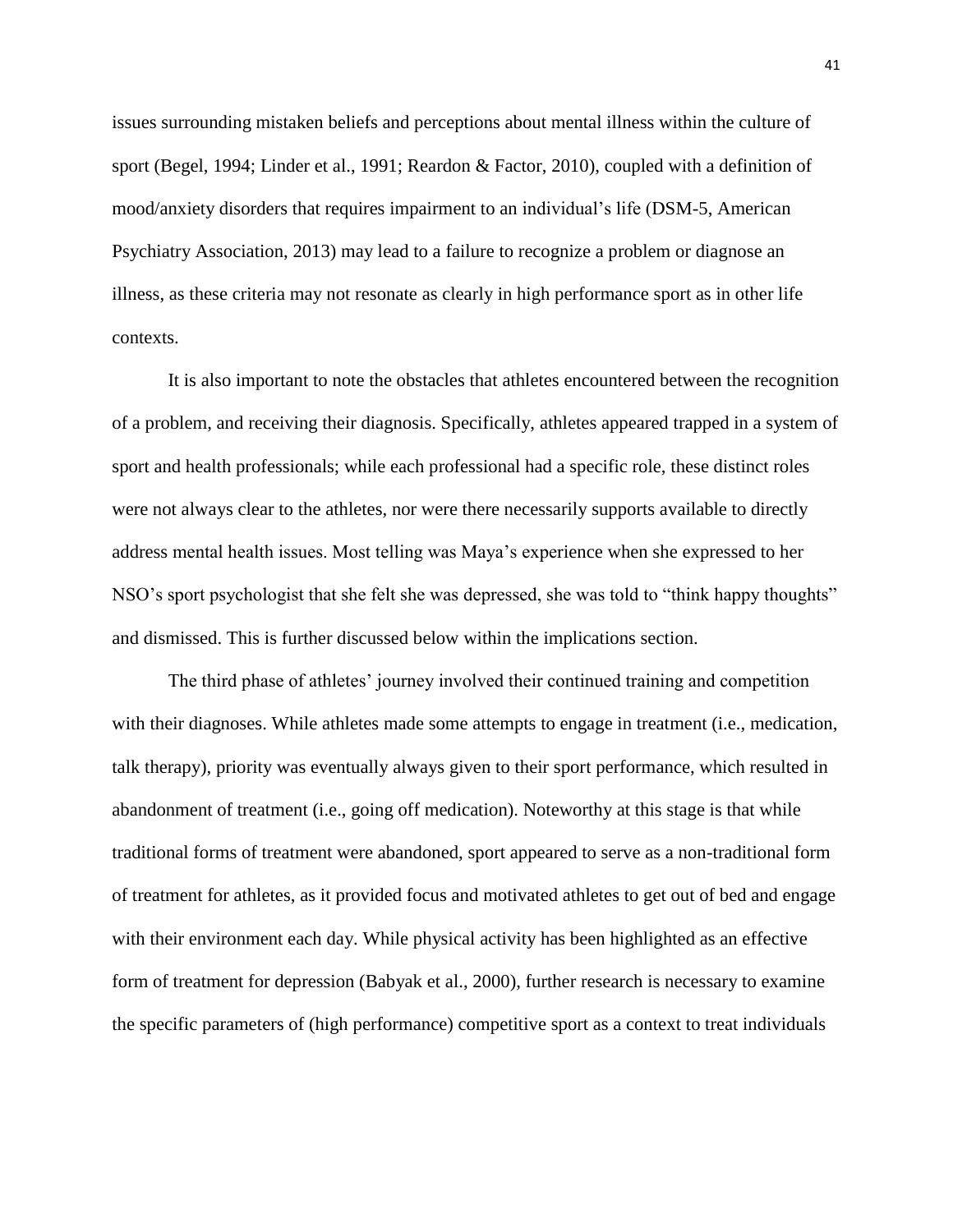issues surrounding mistaken beliefs and perceptions about mental illness within the culture of sport (Begel, 1994; Linder et al., 1991; Reardon & Factor, 2010), coupled with a definition of mood/anxiety disorders that requires impairment to an individual's life (DSM-5, American Psychiatry Association, 2013) may lead to a failure to recognize a problem or diagnose an illness, as these criteria may not resonate as clearly in high performance sport as in other life contexts.

It is also important to note the obstacles that athletes encountered between the recognition of a problem, and receiving their diagnosis. Specifically, athletes appeared trapped in a system of sport and health professionals; while each professional had a specific role, these distinct roles were not always clear to the athletes, nor were there necessarily supports available to directly address mental health issues. Most telling was Maya's experience when she expressed to her NSO's sport psychologist that she felt she was depressed, she was told to "think happy thoughts" and dismissed. This is further discussed below within the implications section.

The third phase of athletes' journey involved their continued training and competition with their diagnoses. While athletes made some attempts to engage in treatment (i.e., medication, talk therapy), priority was eventually always given to their sport performance, which resulted in abandonment of treatment (i.e., going off medication). Noteworthy at this stage is that while traditional forms of treatment were abandoned, sport appeared to serve as a non-traditional form of treatment for athletes, as it provided focus and motivated athletes to get out of bed and engage with their environment each day. While physical activity has been highlighted as an effective form of treatment for depression (Babyak et al., 2000), further research is necessary to examine the specific parameters of (high performance) competitive sport as a context to treat individuals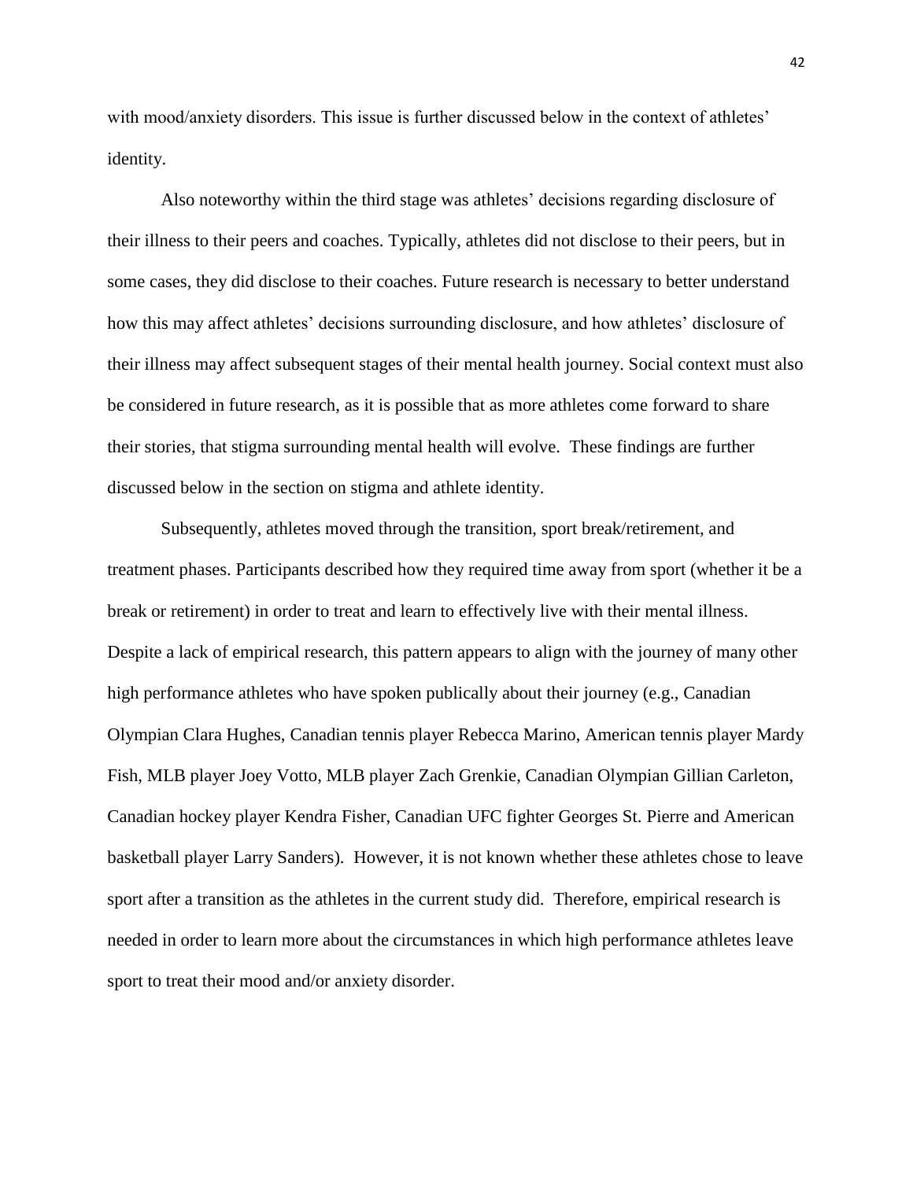with mood/anxiety disorders. This issue is further discussed below in the context of athletes' identity.

Also noteworthy within the third stage was athletes' decisions regarding disclosure of their illness to their peers and coaches. Typically, athletes did not disclose to their peers, but in some cases, they did disclose to their coaches. Future research is necessary to better understand how this may affect athletes' decisions surrounding disclosure, and how athletes' disclosure of their illness may affect subsequent stages of their mental health journey. Social context must also be considered in future research, as it is possible that as more athletes come forward to share their stories, that stigma surrounding mental health will evolve. These findings are further discussed below in the section on stigma and athlete identity.

Subsequently, athletes moved through the transition, sport break/retirement, and treatment phases. Participants described how they required time away from sport (whether it be a break or retirement) in order to treat and learn to effectively live with their mental illness. Despite a lack of empirical research, this pattern appears to align with the journey of many other high performance athletes who have spoken publically about their journey (e.g., Canadian Olympian Clara Hughes, Canadian tennis player Rebecca Marino, American tennis player Mardy Fish, MLB player Joey Votto, MLB player Zach Grenkie, Canadian Olympian Gillian Carleton, Canadian hockey player Kendra Fisher, Canadian UFC fighter Georges St. Pierre and American basketball player Larry Sanders). However, it is not known whether these athletes chose to leave sport after a transition as the athletes in the current study did. Therefore, empirical research is needed in order to learn more about the circumstances in which high performance athletes leave sport to treat their mood and/or anxiety disorder.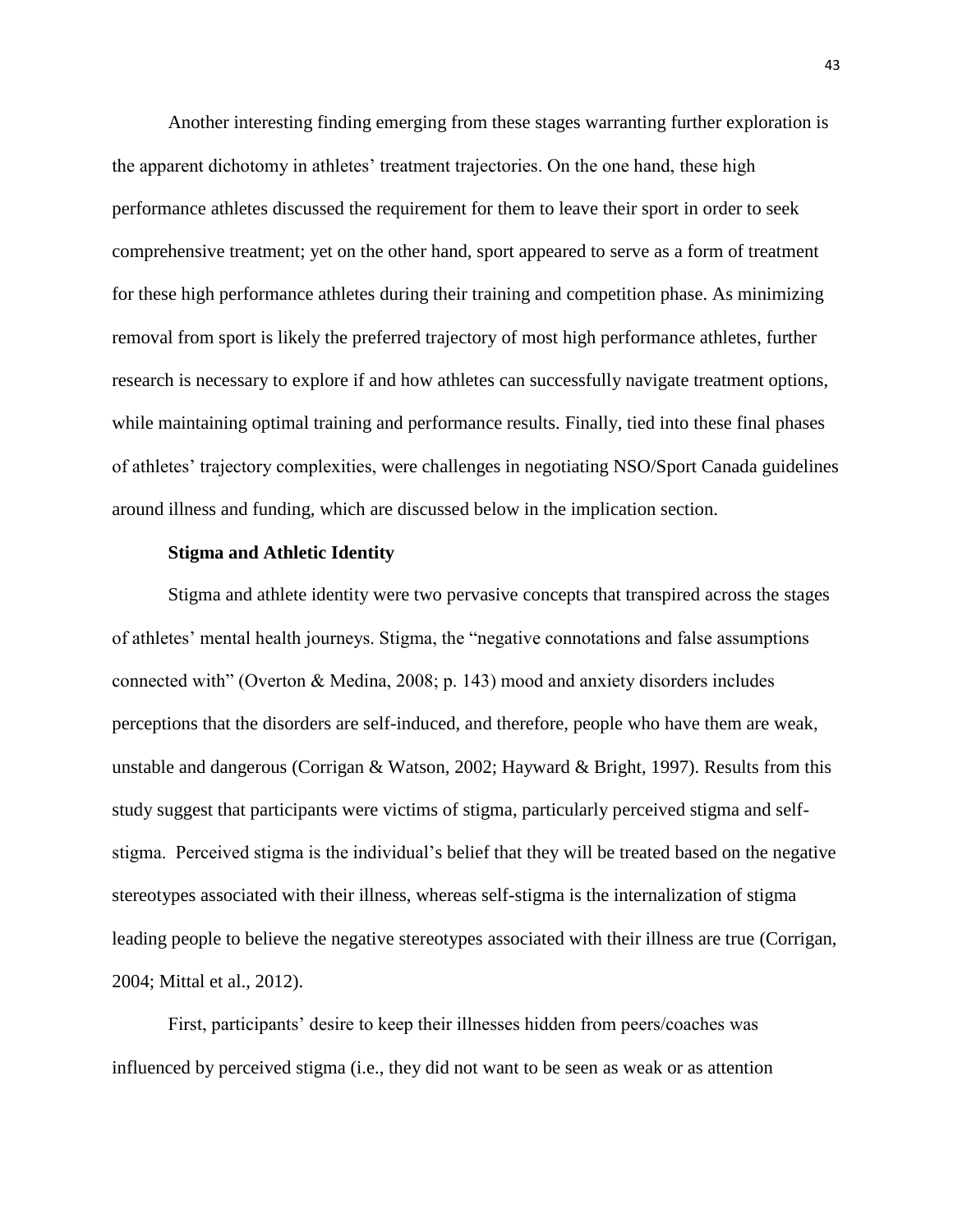Another interesting finding emerging from these stages warranting further exploration is the apparent dichotomy in athletes' treatment trajectories. On the one hand, these high performance athletes discussed the requirement for them to leave their sport in order to seek comprehensive treatment; yet on the other hand, sport appeared to serve as a form of treatment for these high performance athletes during their training and competition phase. As minimizing removal from sport is likely the preferred trajectory of most high performance athletes, further research is necessary to explore if and how athletes can successfully navigate treatment options, while maintaining optimal training and performance results. Finally, tied into these final phases of athletes' trajectory complexities, were challenges in negotiating NSO/Sport Canada guidelines around illness and funding, which are discussed below in the implication section.

**Stigma and Athletic Identity**

Stigma and athlete identity were two pervasive concepts that transpired across the stages of athletes' mental health journeys. Stigma, the "negative connotations and false assumptions connected with" (Overton & Medina, 2008; p. 143) mood and anxiety disorders includes perceptions that the disorders are self-induced, and therefore, people who have them are weak, unstable and dangerous (Corrigan & Watson, 2002; Hayward & Bright, 1997). Results from this study suggest that participants were victims of stigma, particularly perceived stigma and self-stigma. Perceived stigma is the individual's belief that they will be treated based on the negative stereotypes associated with their illness, whereas self-stigma is the internalization of stigma leading people to believe the negative stereotypes associated with their illness are true (Corrigan, 2004; Mittal et al., 2012).

First, participants' desire to keep their illnesses hidden from peers/coaches was influenced by perceived stigma (i.e., they did not want to be seen as weak or as attention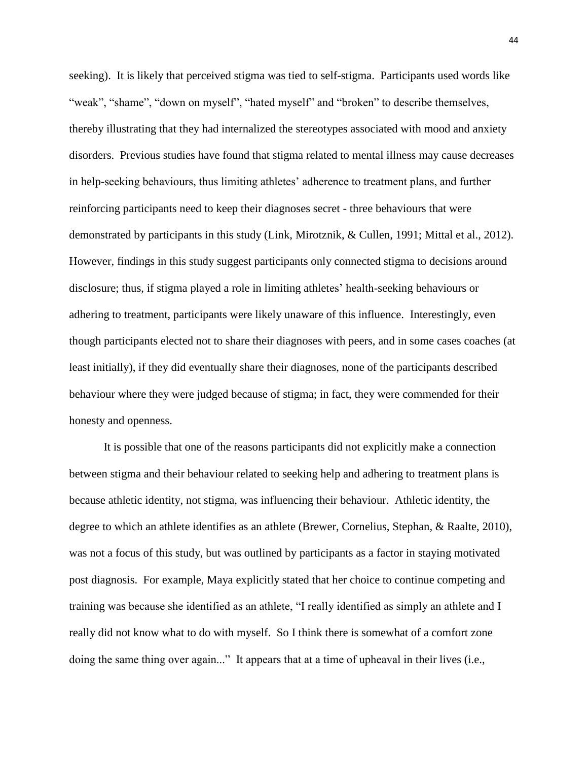seeking). It is likely that perceived stigma was tied to self-stigma. Participants used words like "weak", "shame", "down on myself", "hated myself" and "broken" to describe themselves, thereby illustrating that they had internalized the stereotypes associated with mood and anxiety disorders. Previous studies have found that stigma related to mental illness may cause decreases in help-seeking behaviours, thus limiting athletes' adherence to treatment plans, and further reinforcing participants need to keep their diagnoses secret - three behaviours that were demonstrated by participants in this study (Link, Mirotznik, & Cullen, 1991; Mittal et al., 2012). However, findings in this study suggest participants only connected stigma to decisions around disclosure; thus, if stigma played a role in limiting athletes' health-seeking behaviours or adhering to treatment, participants were likely unaware of this influence. Interestingly, even though participants elected not to share their diagnoses with peers, and in some cases coaches (at least initially), if they did eventually share their diagnoses, none of the participants described behaviour where they were judged because of stigma; in fact, they were commended for their honesty and openness.

It is possible that one of the reasons participants did not explicitly make a connection between stigma and their behaviour related to seeking help and adhering to treatment plans is because athletic identity, not stigma, was influencing their behaviour. Athletic identity, the degree to which an athlete identifies as an athlete (Brewer, Cornelius, Stephan, & Raalte, 2010), was not a focus of this study, but was outlined by participants as a factor in staying motivated post diagnosis. For example, Maya explicitly stated that her choice to continue competing and training was because she identified as an athlete, "I really identified as simply an athlete and I really did not know what to do with myself. So I think there is somewhat of a comfort zone doing the same thing over again..." It appears that at a time of upheaval in their lives (i.e.,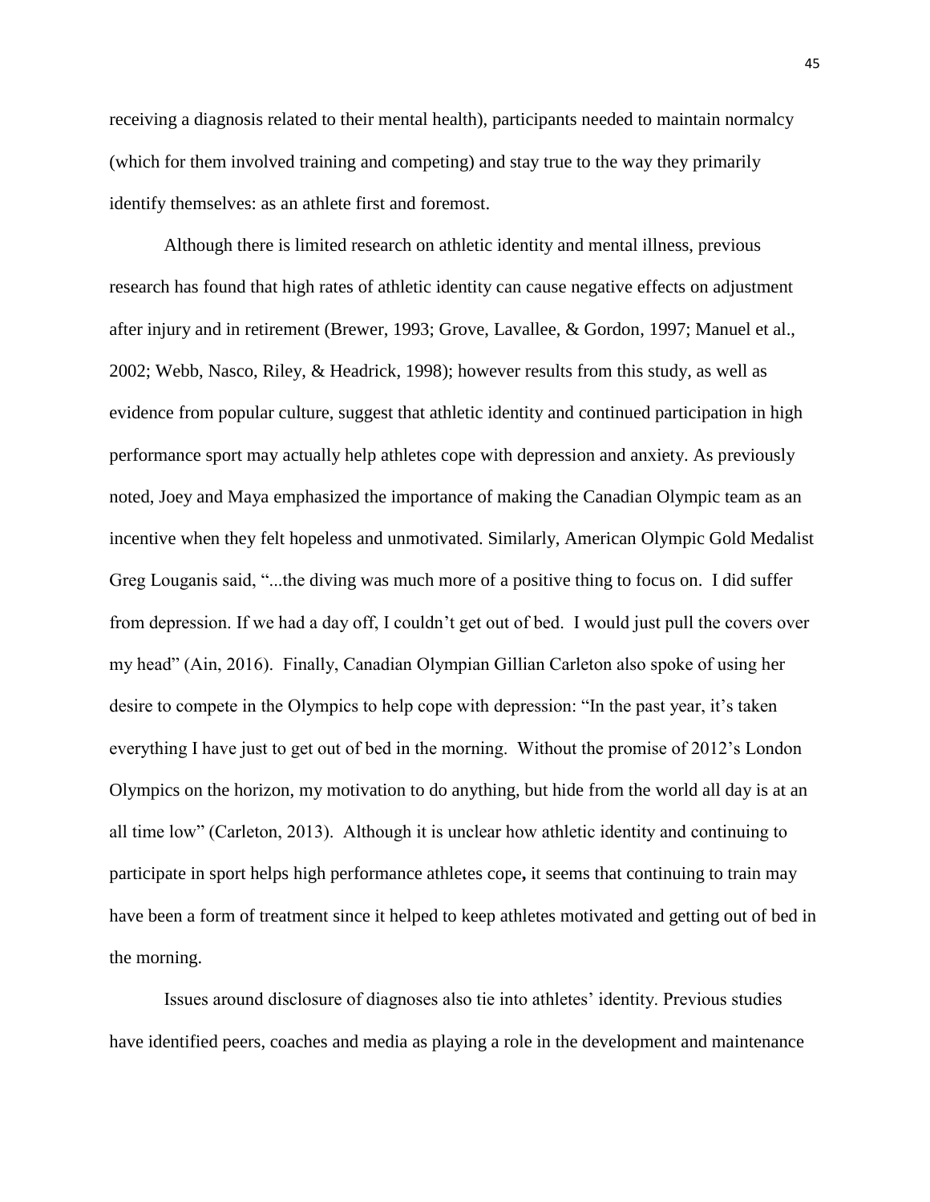receiving a diagnosis related to their mental health), participants needed to maintain normalcy (which for them involved training and competing) and stay true to the way they primarily identify themselves: as an athlete first and foremost.

Although there is limited research on athletic identity and mental illness, previous research has found that high rates of athletic identity can cause negative effects on adjustment after injury and in retirement (Brewer, 1993; Grove, Lavallee, & Gordon, 1997; Manuel et al., 2002; Webb, Nasco, Riley, & Headrick, 1998); however results from this study, as well as evidence from popular culture, suggest that athletic identity and continued participation in high performance sport may actually help athletes cope with depression and anxiety. As previously noted, Joey and Maya emphasized the importance of making the Canadian Olympic team as an incentive when they felt hopeless and unmotivated. Similarly, American Olympic Gold Medalist Greg Louganis said, "...the diving was much more of a positive thing to focus on. I did suffer from depression. If we had a day off, I couldn't get out of bed. I would just pull the covers over my head" (Ain, 2016). Finally, Canadian Olympian Gillian Carleton also spoke of using her desire to compete in the Olympics to help cope with depression: "In the past year, it's taken everything I have just to get out of bed in the morning. Without the promise of 2012's London Olympics on the horizon, my motivation to do anything, but hide from the world all day is at an all time low" (Carleton, 2013). Although it is unclear how athletic identity and continuing to participate in sport helps high performance athletes cope**,** it seems that continuing to train may have been a form of treatment since it helped to keep athletes motivated and getting out of bed in the morning.

Issues around disclosure of diagnoses also tie into athletes' identity. Previous studies have identified peers, coaches and media as playing a role in the development and maintenance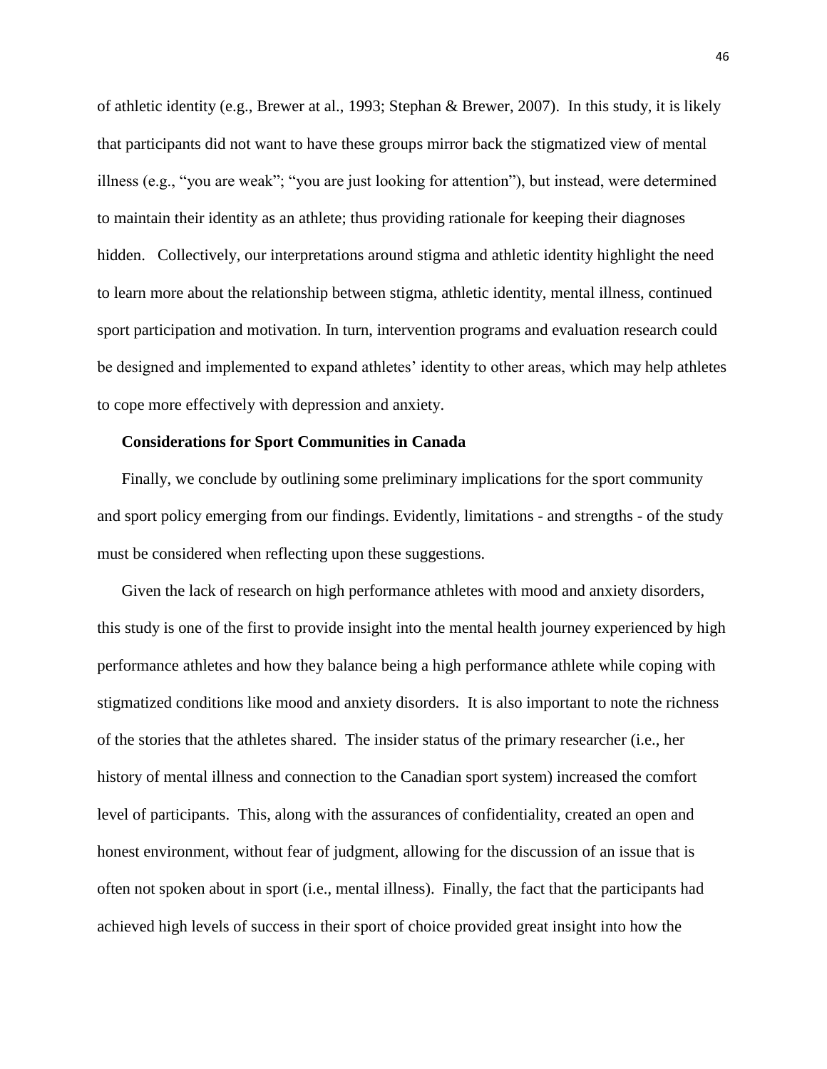of athletic identity (e.g., Brewer at al., 1993; Stephan & Brewer, 2007). In this study, it is likely that participants did not want to have these groups mirror back the stigmatized view of mental illness (e.g., "you are weak"; "you are just looking for attention"), but instead, were determined to maintain their identity as an athlete; thus providing rationale for keeping their diagnoses hidden. Collectively, our interpretations around stigma and athletic identity highlight the need to learn more about the relationship between stigma, athletic identity, mental illness, continued sport participation and motivation. In turn, intervention programs and evaluation research could be designed and implemented to expand athletes' identity to other areas, which may help athletes to cope more effectively with depression and anxiety.

**Considerations for Sport Communities in Canada**

Finally, we conclude by outlining some preliminary implications for the sport community and sport policy emerging from our findings. Evidently, limitations - and strengths - of the study must be considered when reflecting upon these suggestions.

Given the lack of research on high performance athletes with mood and anxiety disorders, this study is one of the first to provide insight into the mental health journey experienced by high performance athletes and how they balance being a high performance athlete while coping with stigmatized conditions like mood and anxiety disorders. It is also important to note the richness of the stories that the athletes shared. The insider status of the primary researcher (i.e., her history of mental illness and connection to the Canadian sport system) increased the comfort level of participants. This, along with the assurances of confidentiality, created an open and honest environment, without fear of judgment, allowing for the discussion of an issue that is often not spoken about in sport (i.e., mental illness). Finally, the fact that the participants had achieved high levels of success in their sport of choice provided great insight into how the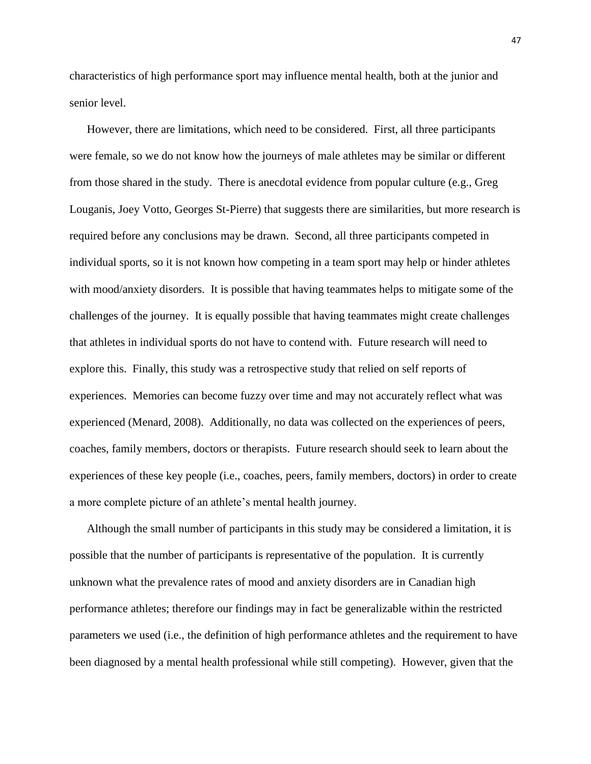characteristics of high performance sport may influence mental health, both at the junior and senior level.

However, there are limitations, which need to be considered. First, all three participants were female, so we do not know how the journeys of male athletes may be similar or different from those shared in the study. There is anecdotal evidence from popular culture (e.g., Greg Louganis, Joey Votto, Georges St-Pierre) that suggests there are similarities, but more research is required before any conclusions may be drawn. Second, all three participants competed in individual sports, so it is not known how competing in a team sport may help or hinder athletes with mood/anxiety disorders. It is possible that having teammates helps to mitigate some of the challenges of the journey. It is equally possible that having teammates might create challenges that athletes in individual sports do not have to contend with. Future research will need to explore this. Finally, this study was a retrospective study that relied on self reports of experiences. Memories can become fuzzy over time and may not accurately reflect what was experienced (Menard, 2008). Additionally, no data was collected on the experiences of peers, coaches, family members, doctors or therapists. Future research should seek to learn about the experiences of these key people (i.e., coaches, peers, family members, doctors) in order to create a more complete picture of an athlete's mental health journey.

Although the small number of participants in this study may be considered a limitation, it is possible that the number of participants is representative of the population. It is currently unknown what the prevalence rates of mood and anxiety disorders are in Canadian high performance athletes; therefore our findings may in fact be generalizable within the restricted parameters we used (i.e., the definition of high performance athletes and the requirement to have been diagnosed by a mental health professional while still competing). However, given that the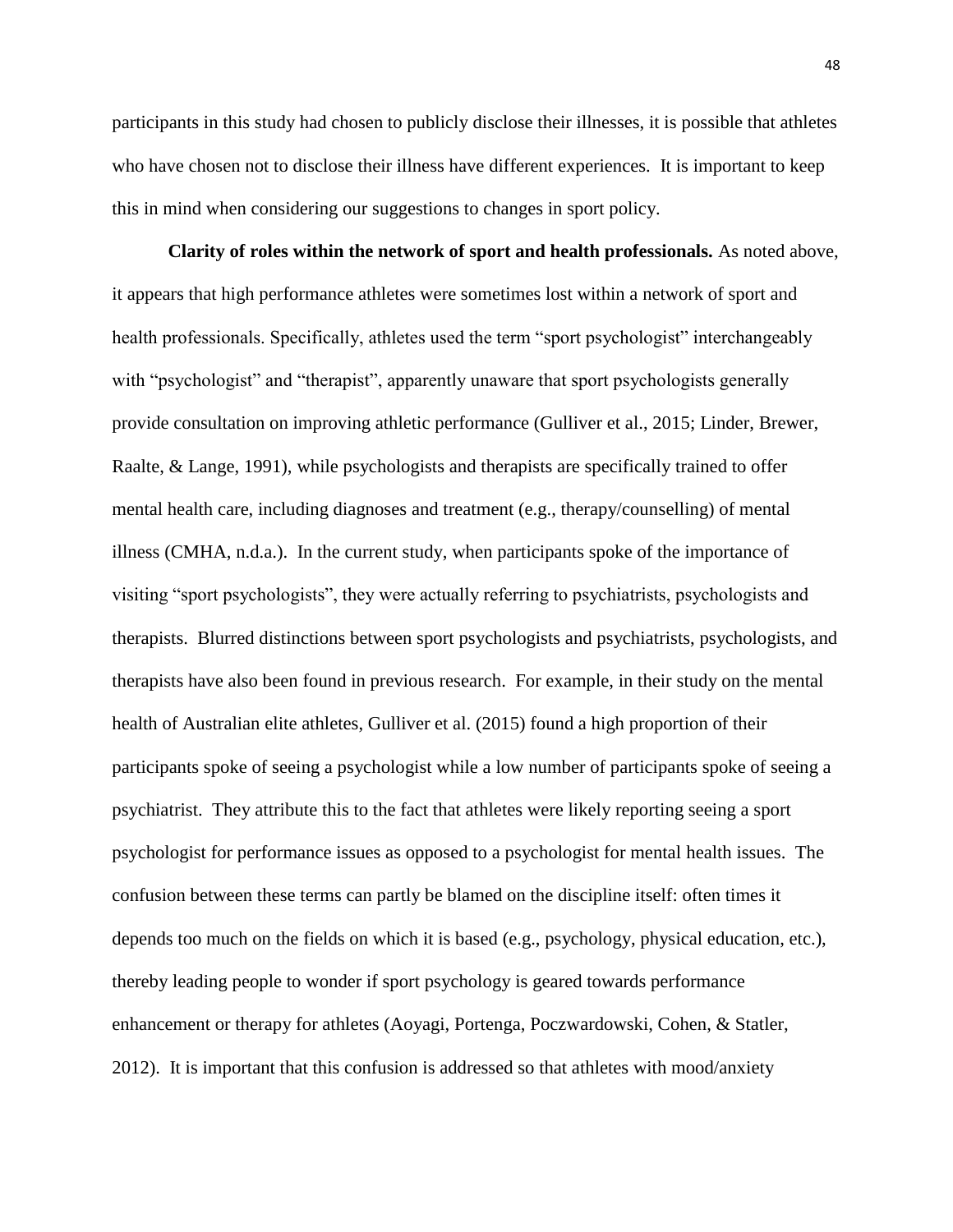participants in this study had chosen to publicly disclose their illnesses, it is possible that athletes who have chosen not to disclose their illness have different experiences. It is important to keep this in mind when considering our suggestions to changes in sport policy.

**Clarity of roles within the network of sport and health professionals.** As noted above, it appears that high performance athletes were sometimes lost within a network of sport and health professionals. Specifically, athletes used the term "sport psychologist" interchangeably with "psychologist" and "therapist", apparently unaware that sport psychologists generally provide consultation on improving athletic performance (Gulliver et al., 2015; Linder, Brewer, Raalte, & Lange, 1991), while psychologists and therapists are specifically trained to offer mental health care, including diagnoses and treatment (e.g., therapy/counselling) of mental illness (CMHA, n.d.a.). In the current study, when participants spoke of the importance of visiting "sport psychologists", they were actually referring to psychiatrists, psychologists and therapists. Blurred distinctions between sport psychologists and psychiatrists, psychologists, and therapists have also been found in previous research. For example, in their study on the mental health of Australian elite athletes, Gulliver et al. (2015) found a high proportion of their participants spoke of seeing a psychologist while a low number of participants spoke of seeing a psychiatrist. They attribute this to the fact that athletes were likely reporting seeing a sport psychologist for performance issues as opposed to a psychologist for mental health issues. The confusion between these terms can partly be blamed on the discipline itself: often times it depends too much on the fields on which it is based (e.g., psychology, physical education, etc.), thereby leading people to wonder if sport psychology is geared towards performance enhancement or therapy for athletes (Aoyagi, Portenga, Poczwardowski, Cohen, & Statler, 2012). It is important that this confusion is addressed so that athletes with mood/anxiety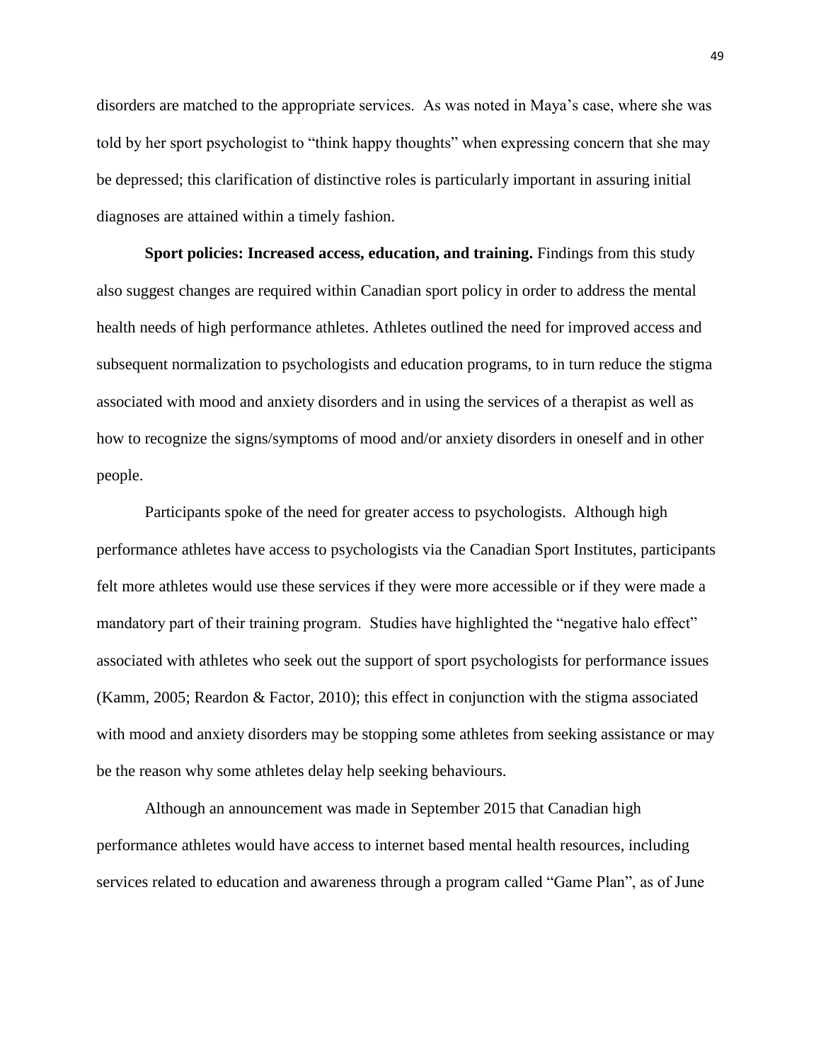disorders are matched to the appropriate services. As was noted in Maya's case, where she was told by her sport psychologist to "think happy thoughts" when expressing concern that she may be depressed; this clarification of distinctive roles is particularly important in assuring initial diagnoses are attained within a timely fashion.

**Sport policies: Increased access, education, and training.** Findings from this study also suggest changes are required within Canadian sport policy in order to address the mental health needs of high performance athletes. Athletes outlined the need for improved access and subsequent normalization to psychologists and education programs, to in turn reduce the stigma associated with mood and anxiety disorders and in using the services of a therapist as well as how to recognize the signs/symptoms of mood and/or anxiety disorders in oneself and in other people.

Participants spoke of the need for greater access to psychologists. Although high performance athletes have access to psychologists via the Canadian Sport Institutes, participants felt more athletes would use these services if they were more accessible or if they were made a mandatory part of their training program. Studies have highlighted the "negative halo effect" associated with athletes who seek out the support of sport psychologists for performance issues (Kamm, 2005; Reardon & Factor, 2010); this effect in conjunction with the stigma associated with mood and anxiety disorders may be stopping some athletes from seeking assistance or may be the reason why some athletes delay help seeking behaviours.

Although an announcement was made in September 2015 that Canadian high performance athletes would have access to internet based mental health resources, including services related to education and awareness through a program called "Game Plan", as of June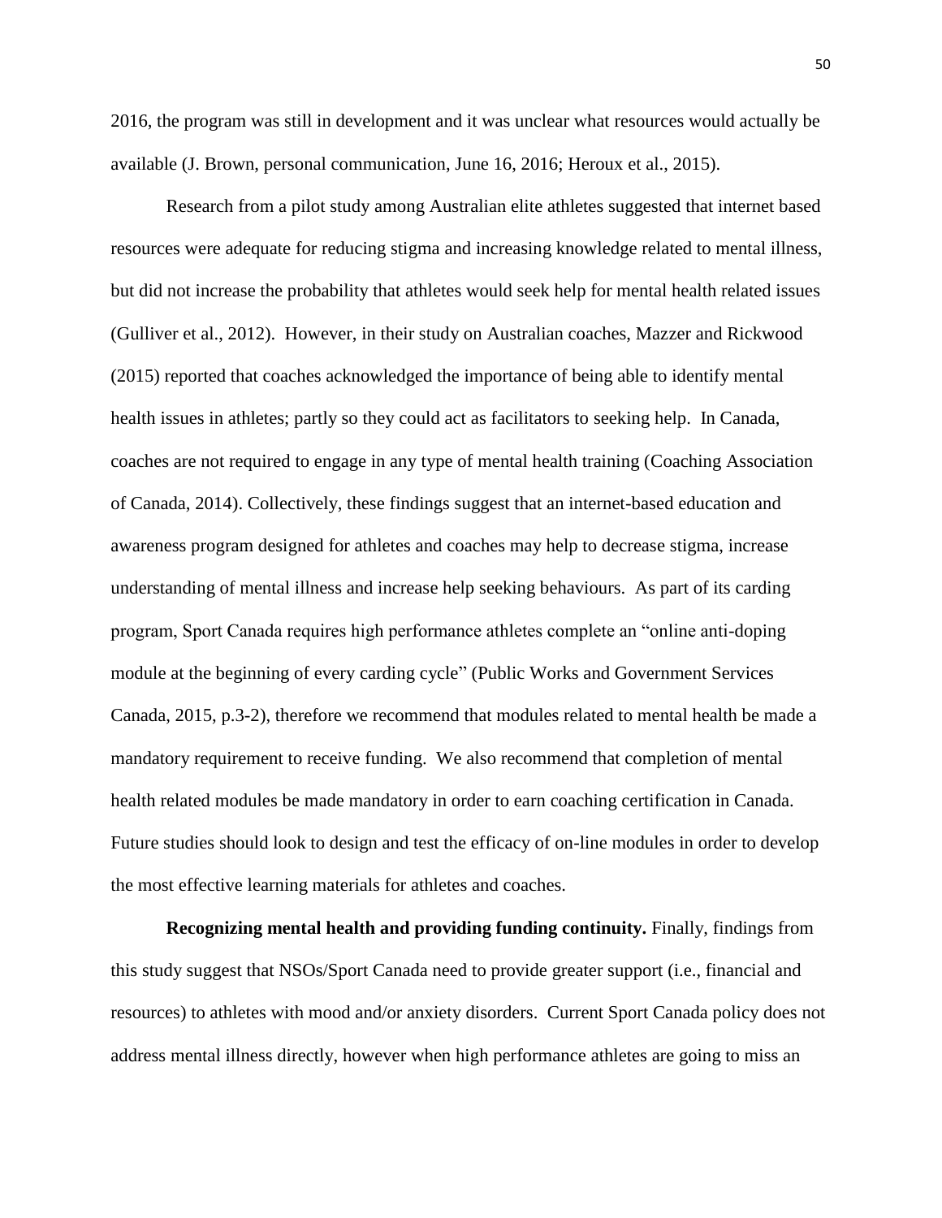2016, the program was still in development and it was unclear what resources would actually be available (J. Brown, personal communication, June 16, 2016; Heroux et al., 2015).

Research from a pilot study among Australian elite athletes suggested that internet based resources were adequate for reducing stigma and increasing knowledge related to mental illness, but did not increase the probability that athletes would seek help for mental health related issues (Gulliver et al., 2012). However, in their study on Australian coaches, Mazzer and Rickwood (2015) reported that coaches acknowledged the importance of being able to identify mental health issues in athletes; partly so they could act as facilitators to seeking help. In Canada, coaches are not required to engage in any type of mental health training (Coaching Association of Canada, 2014). Collectively, these findings suggest that an internet-based education and awareness program designed for athletes and coaches may help to decrease stigma, increase understanding of mental illness and increase help seeking behaviours. As part of its carding program, Sport Canada requires high performance athletes complete an "online anti-doping module at the beginning of every carding cycle" (Public Works and Government Services Canada, 2015, p.3-2), therefore we recommend that modules related to mental health be made a mandatory requirement to receive funding. We also recommend that completion of mental health related modules be made mandatory in order to earn coaching certification in Canada. Future studies should look to design and test the efficacy of on-line modules in order to develop the most effective learning materials for athletes and coaches.

**Recognizing mental health and providing funding continuity.** Finally, findings from this study suggest that NSOs/Sport Canada need to provide greater support (i.e., financial and resources) to athletes with mood and/or anxiety disorders. Current Sport Canada policy does not address mental illness directly, however when high performance athletes are going to miss an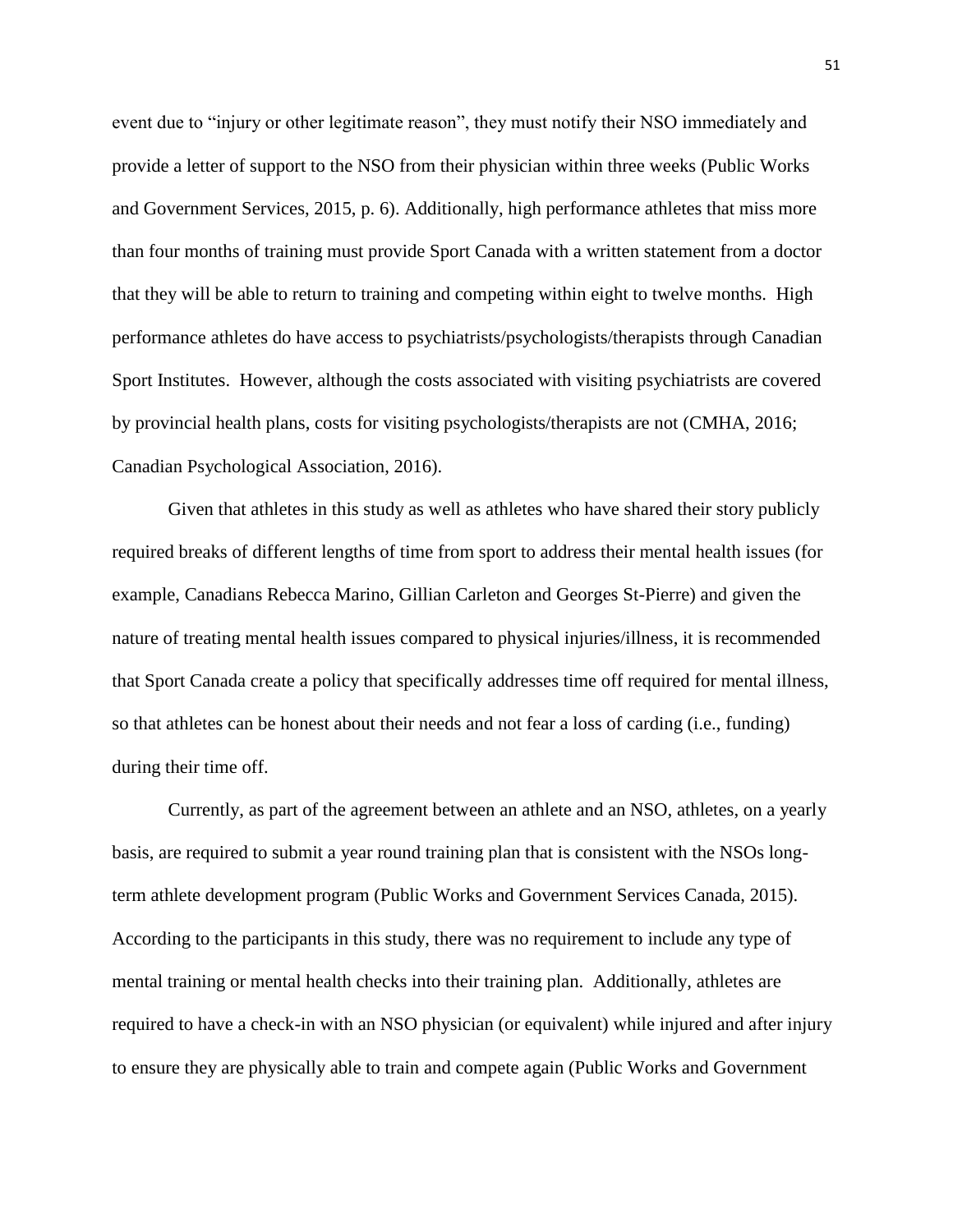event due to “injury or other legitimate reason”, they must notify their NSO immediately and provide a letter of support to the NSO from their physician within three weeks (Public Works and Government Services, 2015, p. 6). Additionally, high performance athletes that miss more than four months of training must provide Sport Canada with a written statement from a doctor that they will be able to return to training and competing within eight to twelve months. High performance athletes do have access to psychiatrists/psychologists/therapists through Canadian Sport Institutes. However, although the costs associated with visiting psychiatrists are covered by provincial health plans, costs for visiting psychologists/therapists are not (CMHA, 2016; Canadian Psychological Association, 2016).

Given that athletes in this study as well as athletes who have shared their story publicly required breaks of different lengths of time from sport to address their mental health issues (for example, Canadians Rebecca Marino, Gillian Carleton and Georges St-Pierre) and given the nature of treating mental health issues compared to physical injuries/illness, it is recommended that Sport Canada create a policy that specifically addresses time off required for mental illness, so that athletes can be honest about their needs and not fear a loss of carding (i.e., funding) during their time off.

Currently, as part of the agreement between an athlete and an NSO, athletes, on a yearly basis, are required to submit a year round training plan that is consistent with the NSOs long-term athlete development program (Public Works and Government Services Canada, 2015). According to the participants in this study, there was no requirement to include any type of mental training or mental health checks into their training plan. Additionally, athletes are required to have a check-in with an NSO physician (or equivalent) while injured and after injury to ensure they are physically able to train and compete again (Public Works and Government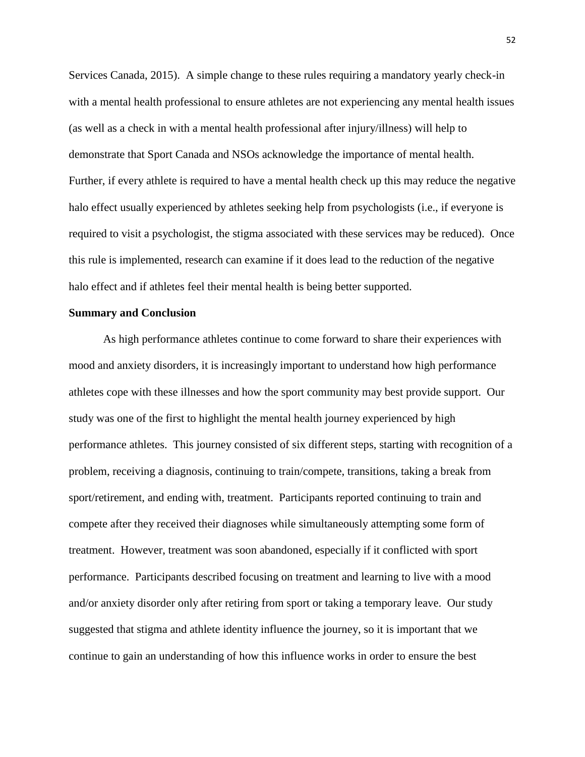Services Canada, 2015). A simple change to these rules requiring a mandatory yearly check-in with a mental health professional to ensure athletes are not experiencing any mental health issues (as well as a check in with a mental health professional after injury/illness) will help to demonstrate that Sport Canada and NSOs acknowledge the importance of mental health. Further, if every athlete is required to have a mental health check up this may reduce the negative halo effect usually experienced by athletes seeking help from psychologists (i.e., if everyone is required to visit a psychologist, the stigma associated with these services may be reduced). Once this rule is implemented, research can examine if it does lead to the reduction of the negative halo effect and if athletes feel their mental health is being better supported.

**Summary and Conclusion**

As high performance athletes continue to come forward to share their experiences with mood and anxiety disorders, it is increasingly important to understand how high performance athletes cope with these illnesses and how the sport community may best provide support. Our study was one of the first to highlight the mental health journey experienced by high performance athletes. This journey consisted of six different steps, starting with recognition of a problem, receiving a diagnosis, continuing to train/compete, transitions, taking a break from sport/retirement, and ending with, treatment. Participants reported continuing to train and compete after they received their diagnoses while simultaneously attempting some form of treatment. However, treatment was soon abandoned, especially if it conflicted with sport performance. Participants described focusing on treatment and learning to live with a mood and/or anxiety disorder only after retiring from sport or taking a temporary leave. Our study suggested that stigma and athlete identity influence the journey, so it is important that we continue to gain an understanding of how this influence works in order to ensure the best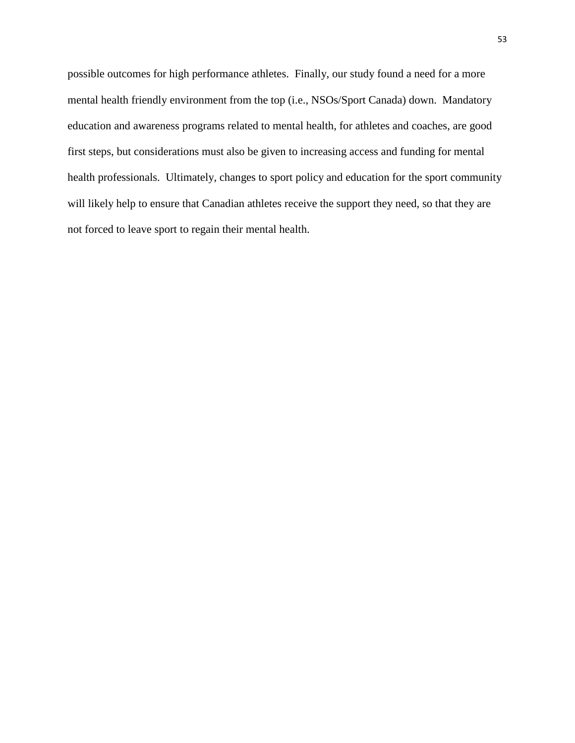possible outcomes for high performance athletes.  Finally, our study found a need for a more mental health friendly environment from the top (i.e., NSOs/Sport Canada) down.  Mandatory education and awareness programs related to mental health, for athletes and coaches, are good first steps, but considerations must also be given to increasing access and funding for mental health professionals.  Ultimately, changes to sport policy and education for the sport community will likely help to ensure that Canadian athletes receive the support they need, so that they are not forced to leave sport to regain their mental health.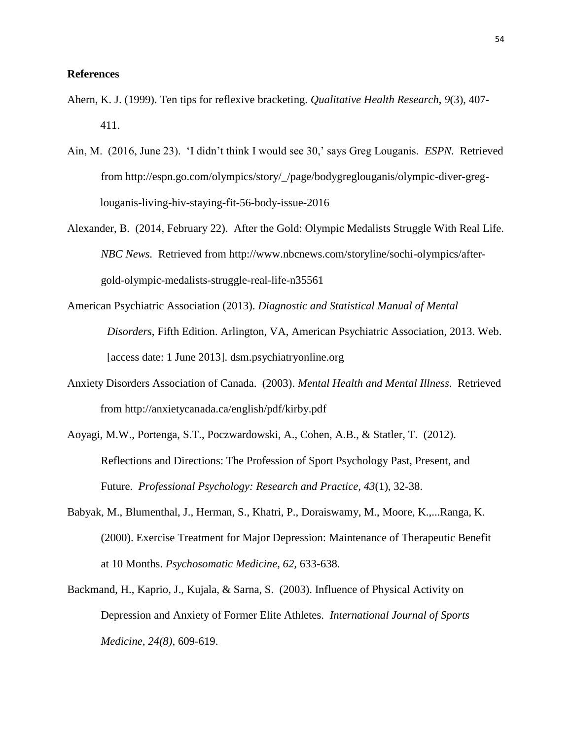**References**

Ahern, K. J. (1999). Ten tips for reflexive bracketing. *Qualitative Health Research, 9*(3), 407-411.

Ain, M. (2016, June 23). 'I didn't think I would see 30,' says Greg Louganis. *ESPN.* Retrieved from http://espn.go.com/olympics/story/_/page/bodygreglouganis/olympic-diver-greg-louganis-living-hiv-staying-fit-56-body-issue-2016

Alexander, B. (2014, February 22). After the Gold: Olympic Medalists Struggle With Real Life. *NBC News.* Retrieved from http://www.nbcnews.com/storyline/sochi-olympics/after-gold-olympic-medalists-struggle-real-life-n35561

American Psychiatric Association (2013). *Diagnostic and Statistical Manual of Mental Disorders*, Fifth Edition. Arlington, VA, American Psychiatric Association, 2013. Web. [access date: 1 June 2013]. dsm.psychiatryonline.org

Anxiety Disorders Association of Canada. (2003). *Mental Health and Mental Illness*. Retrieved from http://anxietycanada.ca/english/pdf/kirby.pdf

Aoyagi, M.W., Portenga, S.T., Poczwardowski, A., Cohen, A.B., & Statler, T. (2012). Reflections and Directions: The Profession of Sport Psychology Past, Present, and Future. *Professional Psychology: Research and Practice, 43*(1), 32-38.

Babyak, M., Blumenthal, J., Herman, S., Khatri, P., Doraiswamy, M., Moore, K.,...Ranga, K. (2000). Exercise Treatment for Major Depression: Maintenance of Therapeutic Benefit at 10 Months. *Psychosomatic Medicine, 62*, 633-638.

Backmand, H., Kaprio, J., Kujala, & Sarna, S. (2003). Influence of Physical Activity on Depression and Anxiety of Former Elite Athletes. *International Journal of Sports Medicine, 24(8)*, 609-619.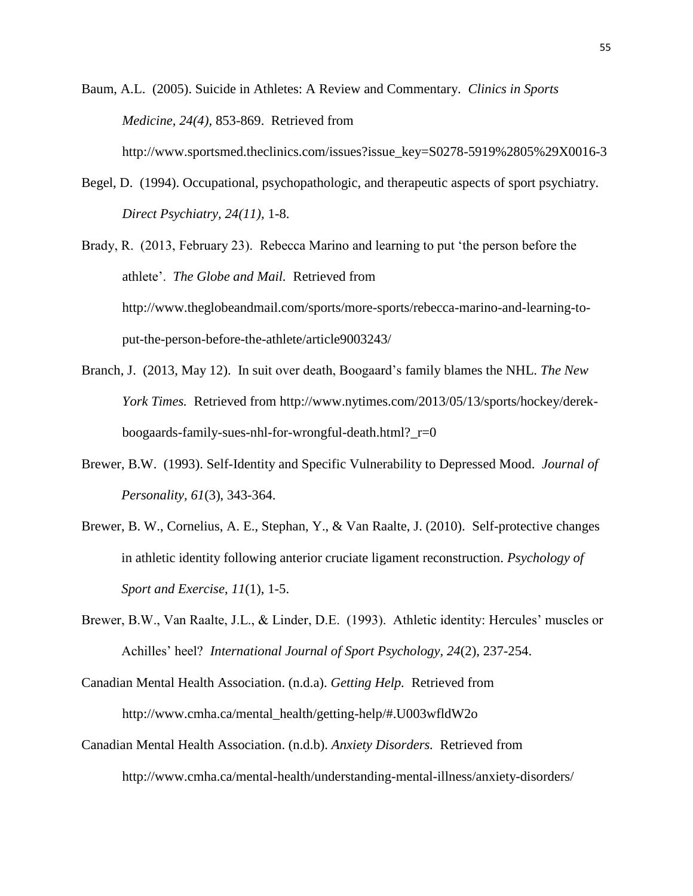Baum, A.L. (2005). Suicide in Athletes: A Review and Commentary. *Clinics in Sports Medicine, 24(4),* 853-869. Retrieved from http://www.sportsmed.theclinics.com/issues?issue_key=S0278-5919%2805%29X0016-3

Begel, D. (1994). Occupational, psychopathologic, and therapeutic aspects of sport psychiatry. *Direct Psychiatry, 24(11),* 1-8.

Brady, R. (2013, February 23). Rebecca Marino and learning to put 'the person before the athlete'. *The Globe and Mail.* Retrieved from http://www.theglobeandmail.com/sports/more-sports/rebecca-marino-and-learning-to-put-the-person-before-the-athlete/article9003243/

Branch, J. (2013, May 12). In suit over death, Boogaard's family blames the NHL. *The New York Times.* Retrieved from http://www.nytimes.com/2013/05/13/sports/hockey/derek-boogaards-family-sues-nhl-for-wrongful-death.html?_r=0

Brewer, B.W. (1993). Self-Identity and Specific Vulnerability to Depressed Mood. *Journal of Personality, 61*(3), 343-364.

Brewer, B. W., Cornelius, A. E., Stephan, Y., & Van Raalte, J. (2010). Self-protective changes in athletic identity following anterior cruciate ligament reconstruction. *Psychology of Sport and Exercise*, *11*(1), 1-5.

Brewer, B.W., Van Raalte, J.L., & Linder, D.E. (1993). Athletic identity: Hercules' muscles or Achilles' heel? *International Journal of Sport Psychology, 24*(2), 237-254.

Canadian Mental Health Association. (n.d.a). *Getting Help.* Retrieved from http://www.cmha.ca/mental_health/getting-help/#.U003wfldW2o

Canadian Mental Health Association. (n.d.b). *Anxiety Disorders.* Retrieved from http://www.cmha.ca/mental-health/understanding-mental-illness/anxiety-disorders/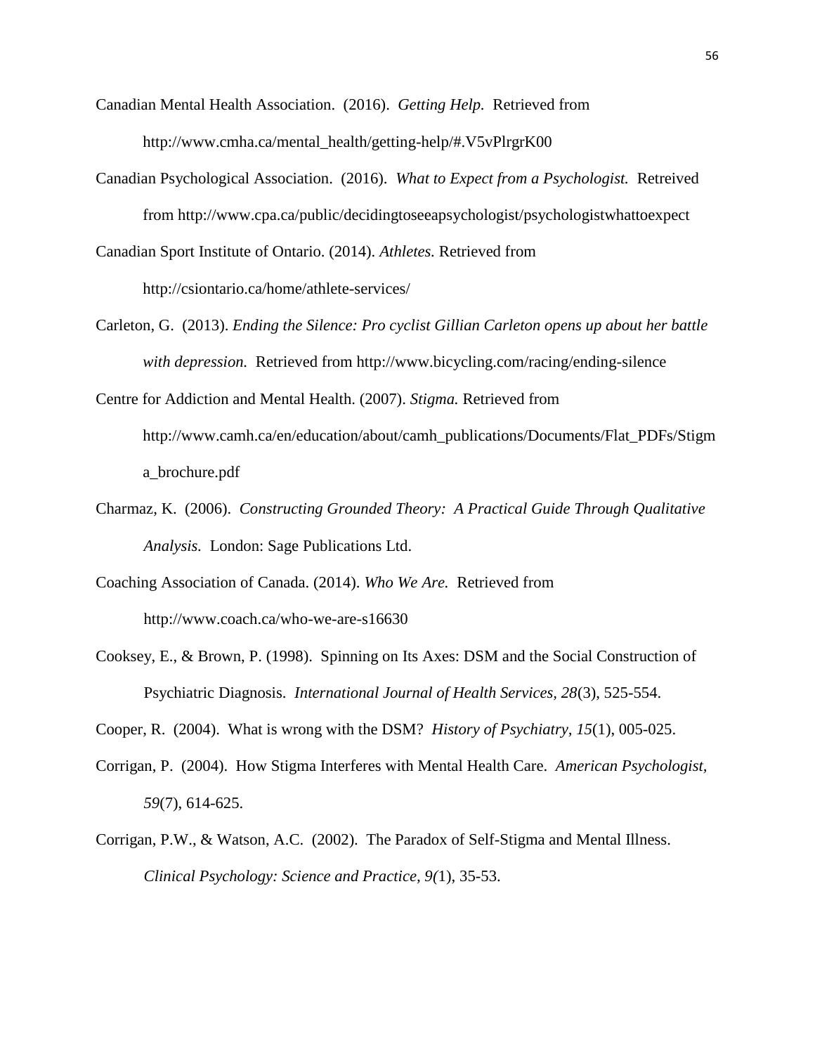Canadian Mental Health Association. (2016). *Getting Help.* Retrieved from http://www.cmha.ca/mental_health/getting-help/#.V5vPlrgrK00

Canadian Psychological Association. (2016). *What to Expect from a Psychologist.* Retreived from http://www.cpa.ca/public/decidingtoseeapsychologist/psychologistwhattoexpect

Canadian Sport Institute of Ontario. (2014). *Athletes.* Retrieved from http://csiontario.ca/home/athlete-services/

Carleton, G. (2013). *Ending the Silence: Pro cyclist Gillian Carleton opens up about her battle with depression.* Retrieved from http://www.bicycling.com/racing/ending-silence

Centre for Addiction and Mental Health. (2007). *Stigma.* Retrieved from http://www.camh.ca/en/education/about/camh_publications/Documents/Flat_PDFs/Stigma_brochure.pdf

Charmaz, K. (2006). *Constructing Grounded Theory: A Practical Guide Through Qualitative Analysis.* London: Sage Publications Ltd.

Coaching Association of Canada. (2014). *Who We Are.* Retrieved from http://www.coach.ca/who-we-are-s16630

Cooksey, E., & Brown, P. (1998). Spinning on Its Axes: DSM and the Social Construction of Psychiatric Diagnosis. *International Journal of Health Services, 28*(3), 525-554.

Cooper, R. (2004). What is wrong with the DSM? *History of Psychiatry, 15*(1), 005-025.

Corrigan, P. (2004). How Stigma Interferes with Mental Health Care. *American Psychologist, 59*(7), 614-625.

Corrigan, P.W., & Watson, A.C. (2002). The Paradox of Self-Stigma and Mental Illness. *Clinical Psychology: Science and Practice, 9(*1), 35-53.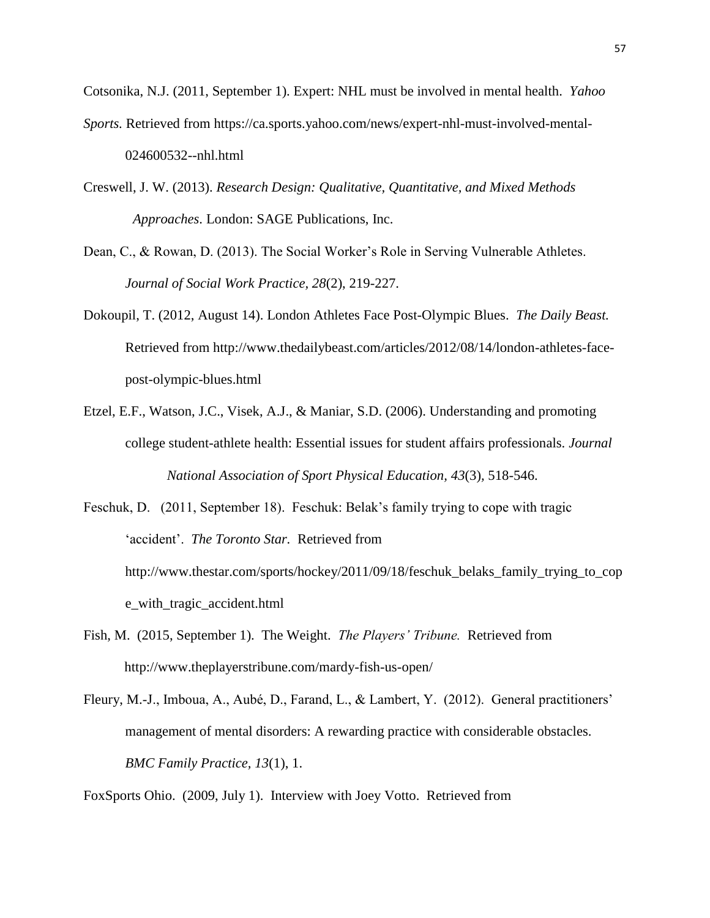Cotsonika, N.J. (2011, September 1). Expert: NHL must be involved in mental health. *Yahoo Sports.* Retrieved from https://ca.sports.yahoo.com/news/expert-nhl-must-involved-mental-024600532--nhl.html

Creswell, J. W. (2013). *Research Design: Qualitative, Quantitative, and Mixed Methods Approaches*. London: SAGE Publications, Inc.

Dean, C., & Rowan, D. (2013). The Social Worker's Role in Serving Vulnerable Athletes. *Journal of Social Work Practice, 28*(2), 219-227.

Dokoupil, T. (2012, August 14). London Athletes Face Post-Olympic Blues. *The Daily Beast.* Retrieved from http://www.thedailybeast.com/articles/2012/08/14/london-athletes-face-post-olympic-blues.html

Etzel, E.F., Watson, J.C., Visek, A.J., & Maniar, S.D. (2006). Understanding and promoting college student-athlete health: Essential issues for student affairs professionals. *Journal National Association of Sport Physical Education, 43*(3), 518-546.

Feschuk, D. (2011, September 18). Feschuk: Belak's family trying to cope with tragic 'accident'. *The Toronto Star.* Retrieved from http://www.thestar.com/sports/hockey/2011/09/18/feschuk_belaks_family_trying_to_cope_with_tragic_accident.html

Fish, M. (2015, September 1). The Weight. *The Players' Tribune.* Retrieved from http://www.theplayerstribune.com/mardy-fish-us-open/

Fleury, M.-J., Imboua, A., Aubé, D., Farand, L., & Lambert, Y. (2012). General practitioners' management of mental disorders: A rewarding practice with considerable obstacles. *BMC Family Practice, 13*(1), 1.

FoxSports Ohio. (2009, July 1). Interview with Joey Votto. Retrieved from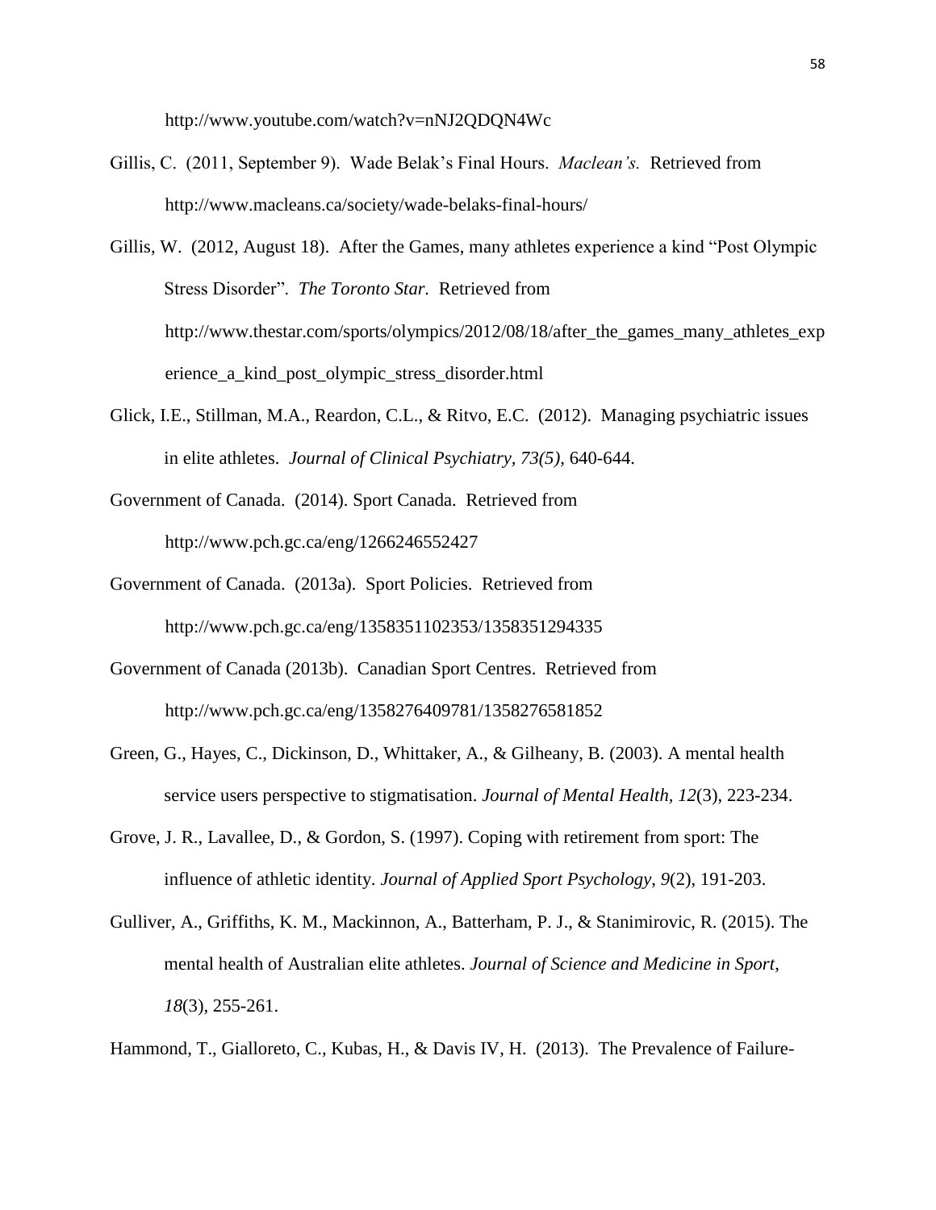http://www.youtube.com/watch?v=nNJ2QDQN4Wc

Gillis, C. (2011, September 9). Wade Belak's Final Hours. *Maclean's.* Retrieved from http://www.macleans.ca/society/wade-belaks-final-hours/

Gillis, W. (2012, August 18). After the Games, many athletes experience a kind "Post Olympic Stress Disorder". *The Toronto Star.* Retrieved from http://www.thestar.com/sports/olympics/2012/08/18/after_the_games_many_athletes_experience_a_kind_post_olympic_stress_disorder.html

Glick, I.E., Stillman, M.A., Reardon, C.L., & Ritvo, E.C. (2012). Managing psychiatric issues in elite athletes. *Journal of Clinical Psychiatry, 73(5),* 640-644.

Government of Canada. (2014). Sport Canada. Retrieved from http://www.pch.gc.ca/eng/1266246552427

Government of Canada. (2013a). Sport Policies. Retrieved from http://www.pch.gc.ca/eng/1358351102353/1358351294335

Government of Canada (2013b). Canadian Sport Centres. Retrieved from http://www.pch.gc.ca/eng/1358276409781/1358276581852

Green, G., Hayes, C., Dickinson, D., Whittaker, A., & Gilheany, B. (2003). A mental health service users perspective to stigmatisation. *Journal of Mental Health, 12*(3), 223-234.

Grove, J. R., Lavallee, D., & Gordon, S. (1997). Coping with retirement from sport: The influence of athletic identity. *Journal of Applied Sport Psychology, 9*(2), 191-203.

Gulliver, A., Griffiths, K. M., Mackinnon, A., Batterham, P. J., & Stanimirovic, R. (2015). The mental health of Australian elite athletes. *Journal of Science and Medicine in Sport, 18*(3), 255-261.

Hammond, T., Gialloreto, C., Kubas, H., & Davis IV, H. (2013). The Prevalence of Failure-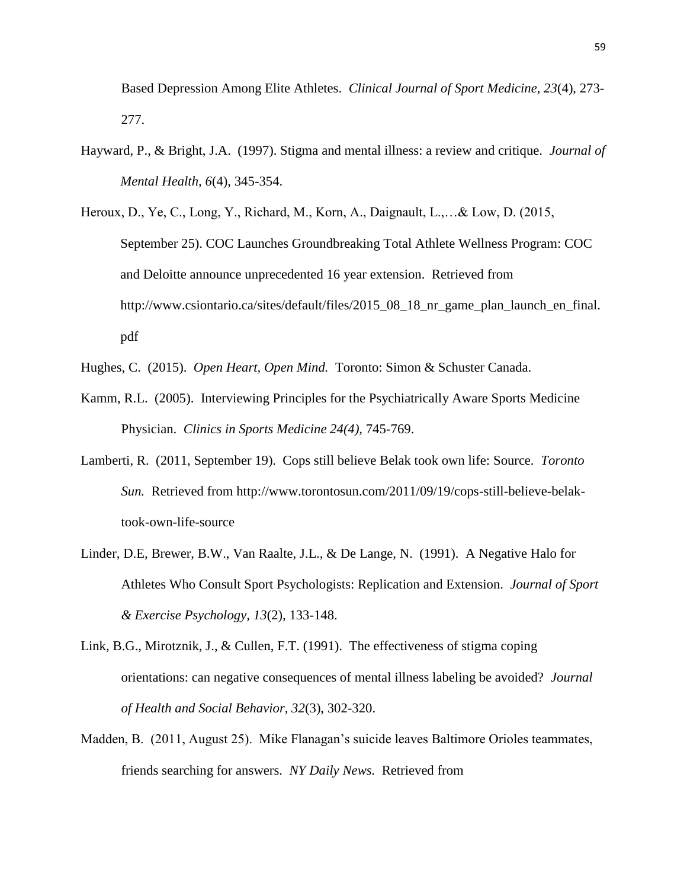Based Depression Among Elite Athletes. *Clinical Journal of Sport Medicine, 23*(4), 273-277.

Hayward, P., & Bright, J.A. (1997). Stigma and mental illness: a review and critique. *Journal of Mental Health, 6*(4), 345-354.

Heroux, D., Ye, C., Long, Y., Richard, M., Korn, A., Daignault, L.,…& Low, D. (2015, September 25). COC Launches Groundbreaking Total Athlete Wellness Program: COC and Deloitte announce unprecedented 16 year extension. Retrieved from http://www.csiontario.ca/sites/default/files/2015_08_18_nr_game_plan_launch_en_final.pdf

Hughes, C. (2015). *Open Heart, Open Mind.* Toronto: Simon & Schuster Canada.

Kamm, R.L. (2005). Interviewing Principles for the Psychiatrically Aware Sports Medicine Physician. *Clinics in Sports Medicine 24(4),* 745-769.

Lamberti, R. (2011, September 19). Cops still believe Belak took own life: Source. *Toronto Sun.* Retrieved from http://www.torontosun.com/2011/09/19/cops-still-believe-belak-took-own-life-source

Linder, D.E, Brewer, B.W., Van Raalte, J.L., & De Lange, N. (1991). A Negative Halo for Athletes Who Consult Sport Psychologists: Replication and Extension. *Journal of Sport & Exercise Psychology, 13*(2), 133-148.

Link, B.G., Mirotznik, J., & Cullen, F.T. (1991). The effectiveness of stigma coping orientations: can negative consequences of mental illness labeling be avoided? *Journal of Health and Social Behavior, 32*(3), 302-320.

Madden, B. (2011, August 25). Mike Flanagan's suicide leaves Baltimore Orioles teammates, friends searching for answers. *NY Daily News.* Retrieved from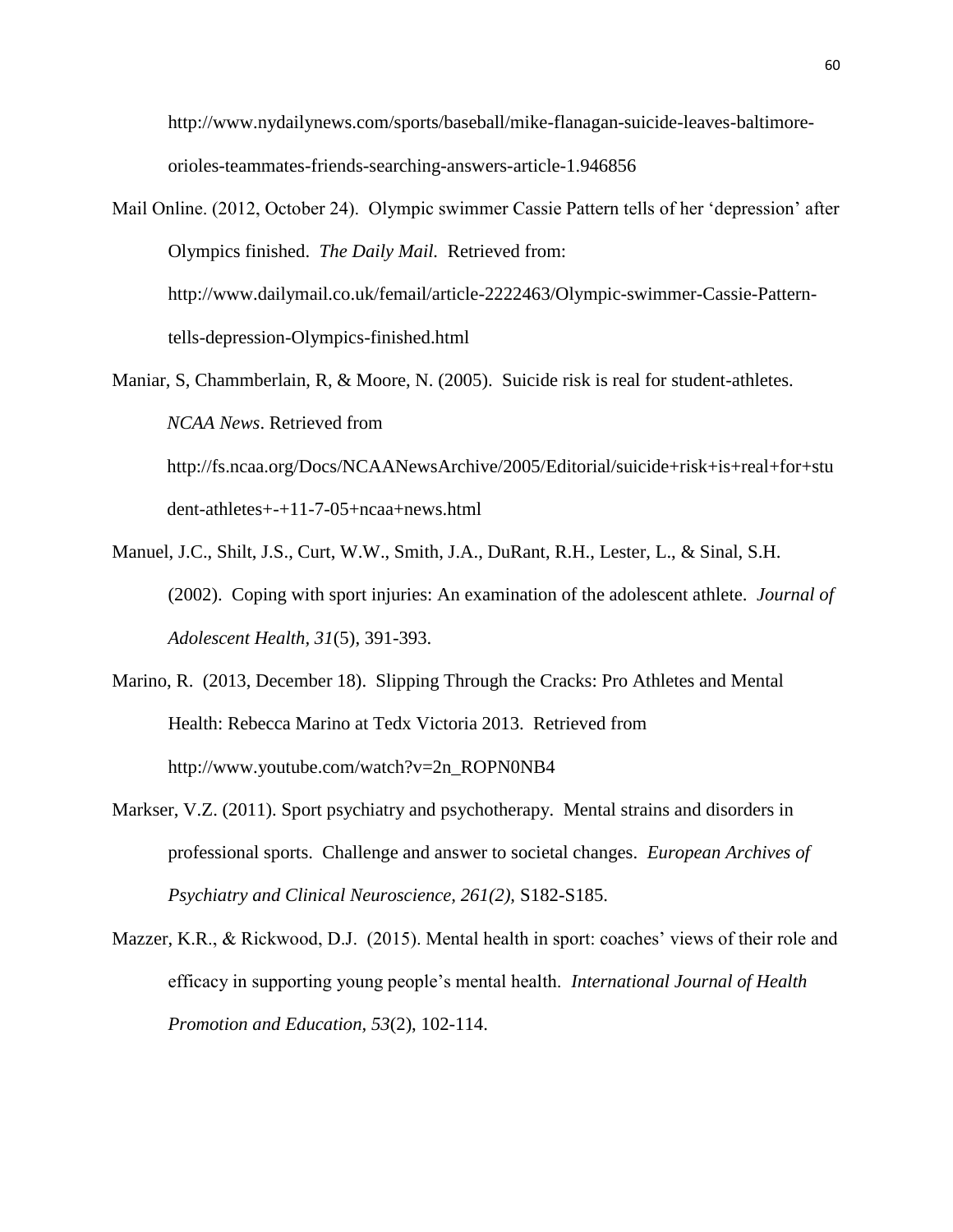http://www.nydailynews.com/sports/baseball/mike-flanagan-suicide-leaves-baltimore-orioles-teammates-friends-searching-answers-article-1.946856

Mail Online. (2012, October 24). Olympic swimmer Cassie Pattern tells of her 'depression' after Olympics finished. *The Daily Mail.* Retrieved from: http://www.dailymail.co.uk/femail/article-2222463/Olympic-swimmer-Cassie-Pattern-tells-depression-Olympics-finished.html

Maniar, S, Chammberlain, R, & Moore, N. (2005). Suicide risk is real for student-athletes. *NCAA News*. Retrieved from http://fs.ncaa.org/Docs/NCAANewsArchive/2005/Editorial/suicide+risk+is+real+for+student-athletes+-+11-7-05+ncaa+news.html

Manuel, J.C., Shilt, J.S., Curt, W.W., Smith, J.A., DuRant, R.H., Lester, L., & Sinal, S.H. (2002). Coping with sport injuries: An examination of the adolescent athlete. *Journal of Adolescent Health, 31*(5), 391-393.

Marino, R. (2013, December 18). Slipping Through the Cracks: Pro Athletes and Mental Health: Rebecca Marino at Tedx Victoria 2013. Retrieved from http://www.youtube.com/watch?v=2n_ROPN0NB4

Markser, V.Z. (2011). Sport psychiatry and psychotherapy. Mental strains and disorders in professional sports. Challenge and answer to societal changes. *European Archives of Psychiatry and Clinical Neuroscience, 261(2),* S182-S185.

Mazzer, K.R., & Rickwood, D.J. (2015). Mental health in sport: coaches' views of their role and efficacy in supporting young people's mental health. *International Journal of Health Promotion and Education, 53*(2), 102-114.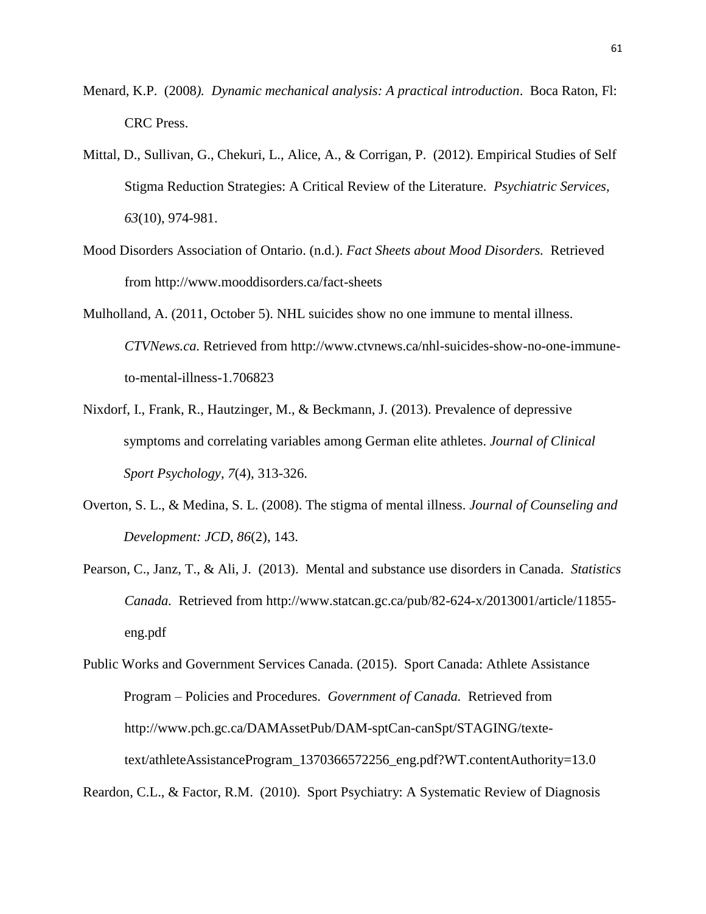Menard, K.P. (2008*). Dynamic mechanical analysis: A practical introduction*. Boca Raton, Fl: CRC Press.

Mittal, D., Sullivan, G., Chekuri, L., Alice, A., & Corrigan, P. (2012). Empirical Studies of Self Stigma Reduction Strategies: A Critical Review of the Literature. *Psychiatric Services, 63*(10), 974-981.

Mood Disorders Association of Ontario. (n.d.). *Fact Sheets about Mood Disorders.* Retrieved from http://www.mooddisorders.ca/fact-sheets

Mulholland, A. (2011, October 5). NHL suicides show no one immune to mental illness. *CTVNews.ca.* Retrieved from http://www.ctvnews.ca/nhl-suicides-show-no-one-immune-to-mental-illness-1.706823

Nixdorf, I., Frank, R., Hautzinger, M., & Beckmann, J. (2013). Prevalence of depressive symptoms and correlating variables among German elite athletes. *Journal of Clinical Sport Psychology*, *7*(4), 313-326.

Overton, S. L., & Medina, S. L. (2008). The stigma of mental illness. *Journal of Counseling and Development: JCD*, *86*(2), 143.

Pearson, C., Janz, T., & Ali, J. (2013). Mental and substance use disorders in Canada. *Statistics Canada.* Retrieved from http://www.statcan.gc.ca/pub/82-624-x/2013001/article/11855-eng.pdf

Public Works and Government Services Canada. (2015). Sport Canada: Athlete Assistance Program – Policies and Procedures. *Government of Canada.* Retrieved from http://www.pch.gc.ca/DAMAssetPub/DAM-sptCan-canSpt/STAGING/texte-text/athleteAssistanceProgram_1370366572256_eng.pdf?WT.contentAuthority=13.0

Reardon, C.L., & Factor, R.M. (2010). Sport Psychiatry: A Systematic Review of Diagnosis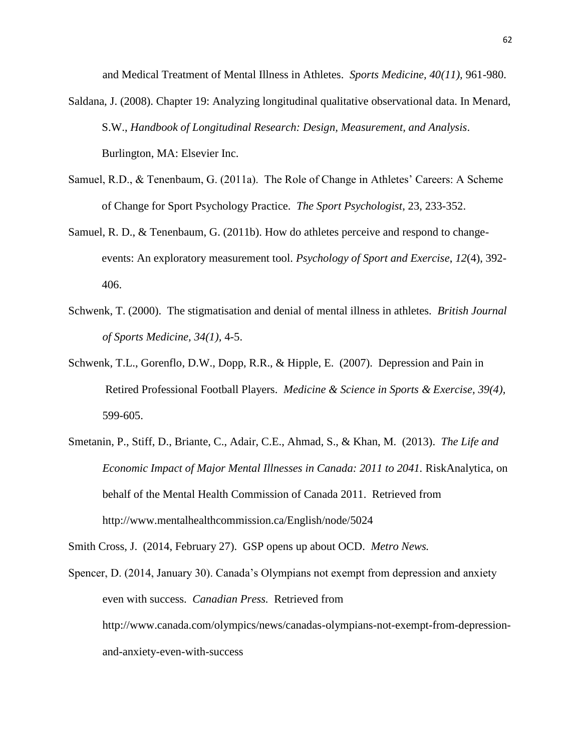and Medical Treatment of Mental Illness in Athletes. *Sports Medicine, 40(11),* 961-980.

Saldana, J. (2008). Chapter 19: Analyzing longitudinal qualitative observational data. In Menard, S.W., *Handbook of Longitudinal Research: Design, Measurement, and Analysis*. Burlington, MA: Elsevier Inc.

Samuel, R.D., & Tenenbaum, G. (2011a). The Role of Change in Athletes' Careers: A Scheme of Change for Sport Psychology Practice. *The Sport Psychologist*, 23, 233-352.

Samuel, R. D., & Tenenbaum, G. (2011b). How do athletes perceive and respond to change-events: An exploratory measurement tool. *Psychology of Sport and Exercise*, *12*(4), 392-406.

Schwenk, T. (2000). The stigmatisation and denial of mental illness in athletes. *British Journal of Sports Medicine, 34(1),* 4-5.

Schwenk, T.L., Gorenflo, D.W., Dopp, R.R., & Hipple, E. (2007). Depression and Pain in Retired Professional Football Players. *Medicine & Science in Sports & Exercise, 39(4),* 599-605.

Smetanin, P., Stiff, D., Briante, C., Adair, C.E., Ahmad, S., & Khan, M. (2013). *The Life and Economic Impact of Major Mental Illnesses in Canada: 2011 to 2041.* RiskAnalytica, on behalf of the Mental Health Commission of Canada 2011. Retrieved from http://www.mentalhealthcommission.ca/English/node/5024

Smith Cross, J. (2014, February 27). GSP opens up about OCD. *Metro News.*

Spencer, D. (2014, January 30). Canada's Olympians not exempt from depression and anxiety even with success. *Canadian Press.* Retrieved from http://www.canada.com/olympics/news/canadas-olympians-not-exempt-from-depression-and-anxiety-even-with-success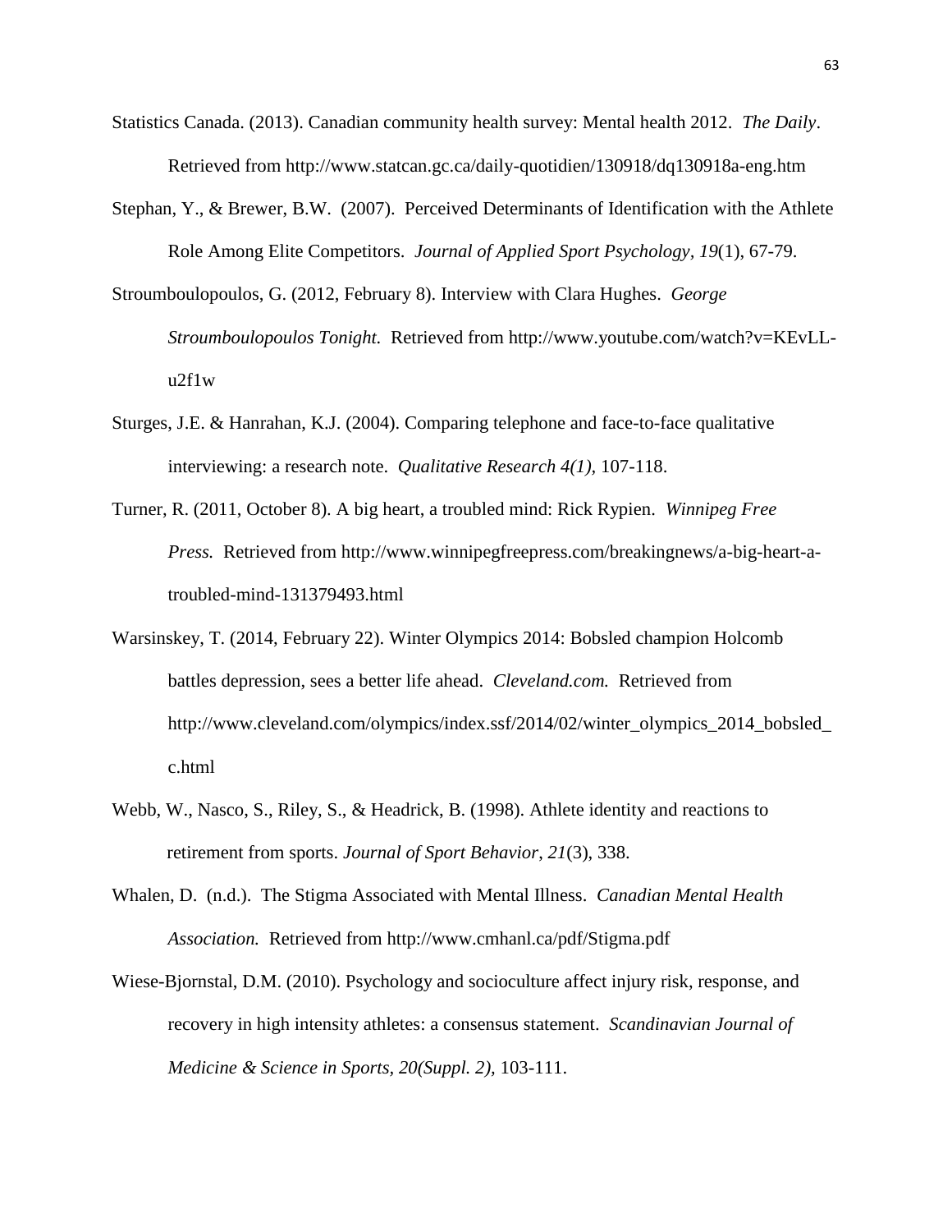Statistics Canada. (2013). Canadian community health survey: Mental health 2012. *The Daily*. Retrieved from http://www.statcan.gc.ca/daily-quotidien/130918/dq130918a-eng.htm

Stephan, Y., & Brewer, B.W. (2007). Perceived Determinants of Identification with the Athlete Role Among Elite Competitors. *Journal of Applied Sport Psychology, 19*(1), 67-79.

Stroumboulopoulos, G. (2012, February 8). Interview with Clara Hughes. *George Stroumboulopoulos Tonight.* Retrieved from http://www.youtube.com/watch?v=KEvLL-u2f1w

Sturges, J.E. & Hanrahan, K.J. (2004). Comparing telephone and face-to-face qualitative interviewing: a research note. *Qualitative Research 4(1),* 107-118.

Turner, R. (2011, October 8). A big heart, a troubled mind: Rick Rypien. *Winnipeg Free Press.* Retrieved from http://www.winnipegfreepress.com/breakingnews/a-big-heart-a-troubled-mind-131379493.html

Warsinskey, T. (2014, February 22). Winter Olympics 2014: Bobsled champion Holcomb battles depression, sees a better life ahead. *Cleveland.com.* Retrieved from http://www.cleveland.com/olympics/index.ssf/2014/02/winter_olympics_2014_bobsled_c.html

Webb, W., Nasco, S., Riley, S., & Headrick, B. (1998). Athlete identity and reactions to retirement from sports. *Journal of Sport Behavior, 21*(3), 338.

Whalen, D. (n.d.). The Stigma Associated with Mental Illness. *Canadian Mental Health Association.* Retrieved from http://www.cmhanl.ca/pdf/Stigma.pdf

Wiese-Bjornstal, D.M. (2010). Psychology and socioculture affect injury risk, response, and recovery in high intensity athletes: a consensus statement. *Scandinavian Journal of Medicine & Science in Sports, 20(Suppl. 2),* 103-111.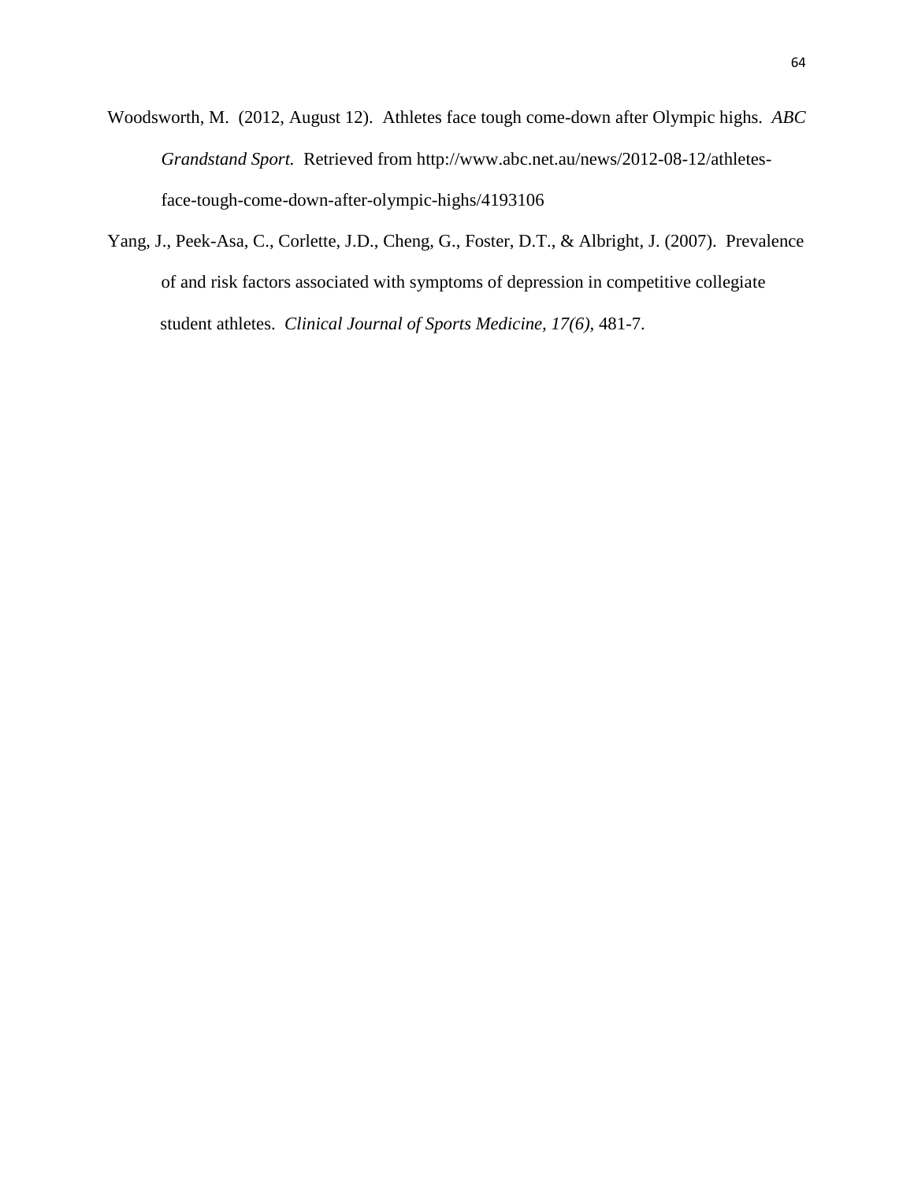Woodsworth, M. (2012, August 12). Athletes face tough come-down after Olympic highs. *ABC Grandstand Sport.* Retrieved from http://www.abc.net.au/news/2012-08-12/athletes-face-tough-come-down-after-olympic-highs/4193106

Yang, J., Peek-Asa, C., Corlette, J.D., Cheng, G., Foster, D.T., & Albright, J. (2007). Prevalence of and risk factors associated with symptoms of depression in competitive collegiate student athletes. *Clinical Journal of Sports Medicine, 17(6),* 481-7.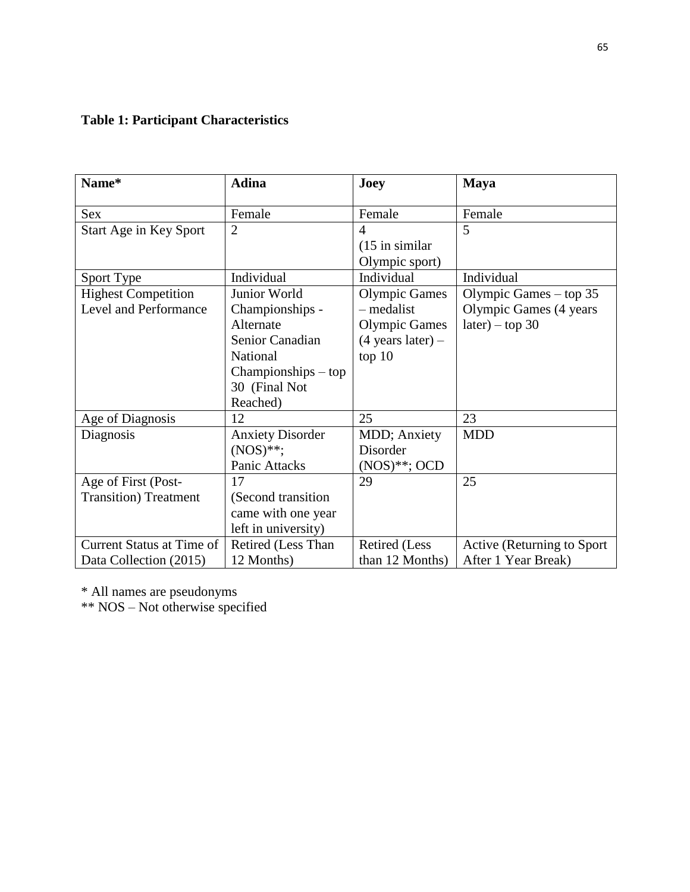**Table 1: Participant Characteristics**

| Name* | Adina | Joey | Maya |
| --- | --- | --- | --- |
| Sex | Female | Female | Female |
| Start Age in Key Sport | 2 | 4 (15 in similar Olympic sport) | 5 |
| Sport Type | Individual | Individual | Individual |
| Highest Competition Level and Performance | Junior World Championships - Alternate Senior Canadian National Championships – top 30 (Final Not Reached) | Olympic Games – medalist Olympic Games (4 years later) – top 10 | Olympic Games – top 35 Olympic Games (4 years later) – top 30 |
| Age of Diagnosis | 12 | 25 | 23 |
| Diagnosis | Anxiety Disorder (NOS)**; Panic Attacks | MDD; Anxiety Disorder (NOS)**; OCD | MDD |
| Age of First (Post-Transition) Treatment | 17 (Second transition came with one year left in university) | 29 | 25 |
| Current Status at Time of Data Collection (2015) | Retired (Less Than 12 Months) | Retired (Less than 12 Months) | Active (Returning to Sport After 1 Year Break) |

* All names are pseudonyms
** NOS – Not otherwise specified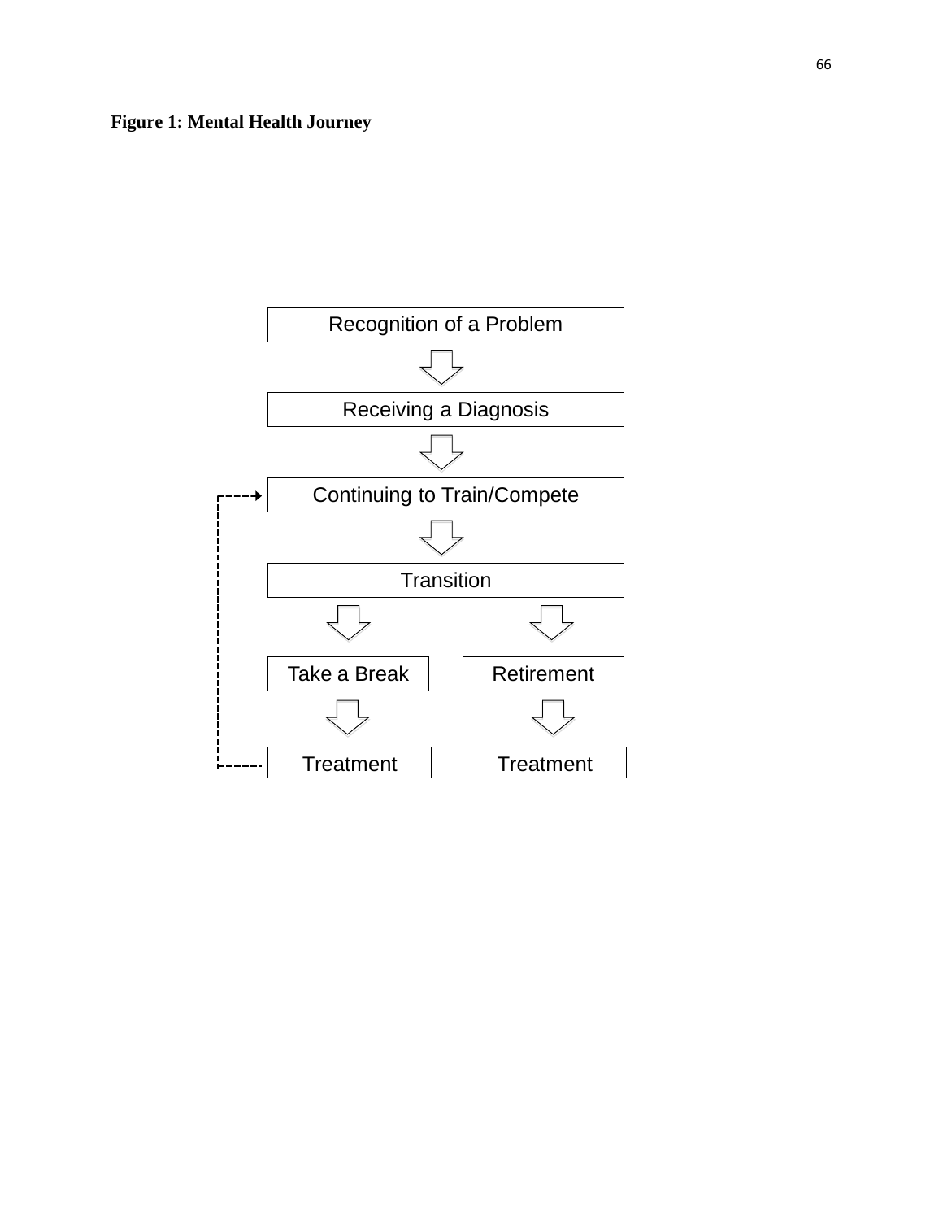**Figure 1: Mental Health Journey**

Recognition of a Problem

Receiving a Diagnosis

Continuing to Train/Compete

Transition

Take a Break

Retirement

Treatment

Treatment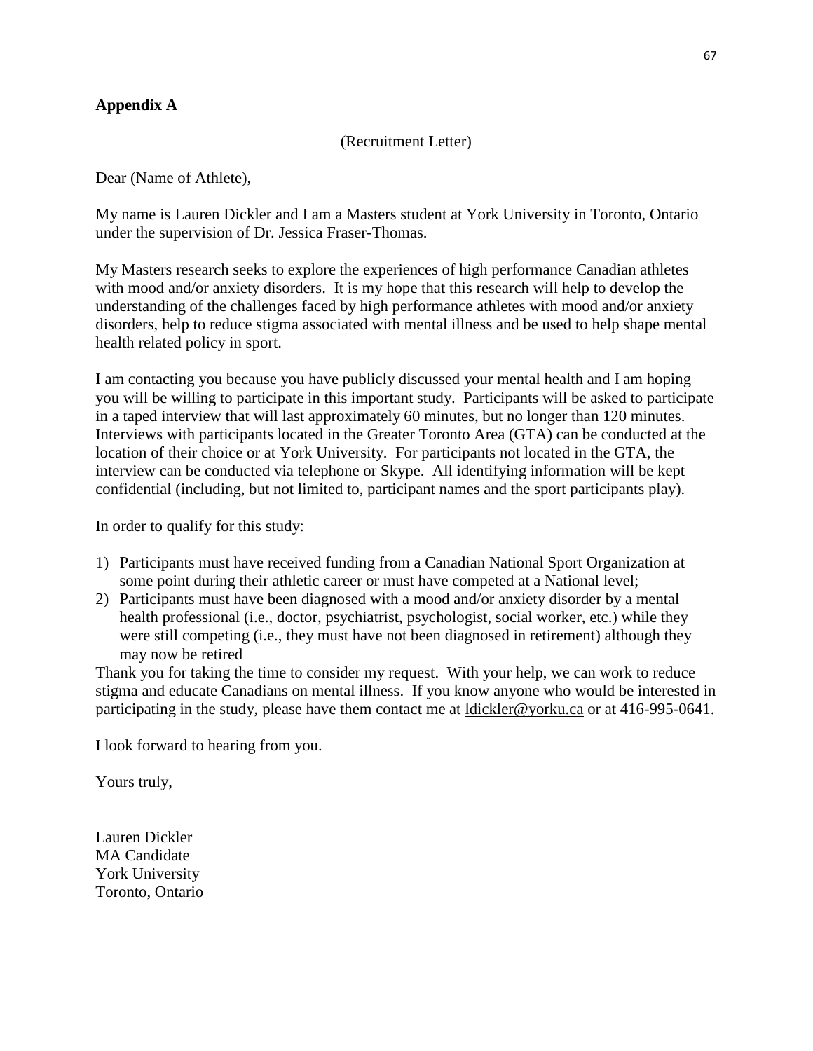**Appendix A**

(Recruitment Letter)

Dear (Name of Athlete),

My name is Lauren Dickler and I am a Masters student at York University in Toronto, Ontario under the supervision of Dr. Jessica Fraser-Thomas.

My Masters research seeks to explore the experiences of high performance Canadian athletes with mood and/or anxiety disorders. It is my hope that this research will help to develop the understanding of the challenges faced by high performance athletes with mood and/or anxiety disorders, help to reduce stigma associated with mental illness and be used to help shape mental health related policy in sport.

I am contacting you because you have publicly discussed your mental health and I am hoping you will be willing to participate in this important study. Participants will be asked to participate in a taped interview that will last approximately 60 minutes, but no longer than 120 minutes. Interviews with participants located in the Greater Toronto Area (GTA) can be conducted at the location of their choice or at York University. For participants not located in the GTA, the interview can be conducted via telephone or Skype. All identifying information will be kept confidential (including, but not limited to, participant names and the sport participants play).

In order to qualify for this study:

1) Participants must have received funding from a Canadian National Sport Organization at some point during their athletic career or must have competed at a National level;
2) Participants must have been diagnosed with a mood and/or anxiety disorder by a mental health professional (i.e., doctor, psychiatrist, psychologist, social worker, etc.) while they were still competing (i.e., they must have not been diagnosed in retirement) although they may now be retired

Thank you for taking the time to consider my request. With your help, we can work to reduce stigma and educate Canadians on mental illness. If you know anyone who would be interested in participating in the study, please have them contact me at ldickler@yorku.ca or at 416-995-0641.

I look forward to hearing from you.

Yours truly,

Lauren Dickler
MA Candidate
York University
Toronto, Ontario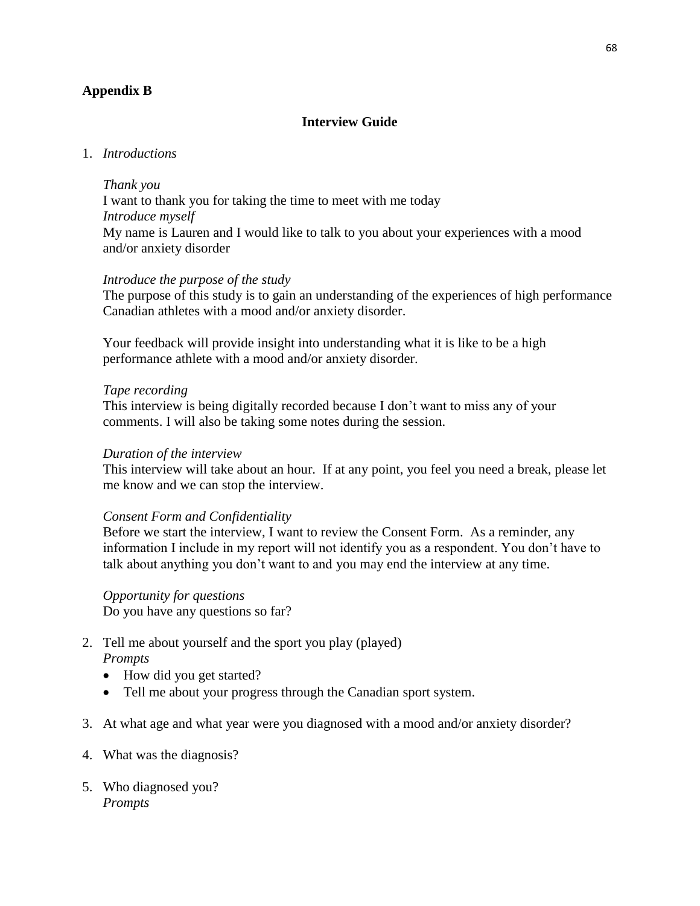**Appendix B**

## Interview Guide

1. *Introductions*

   *Thank you*
   I want to thank you for taking the time to meet with me today
   *Introduce myself*
   My name is Lauren and I would like to talk to you about your experiences with a mood and/or anxiety disorder

   *Introduce the purpose of the study*
   The purpose of this study is to gain an understanding of the experiences of high performance Canadian athletes with a mood and/or anxiety disorder.

   Your feedback will provide insight into understanding what it is like to be a high performance athlete with a mood and/or anxiety disorder.

   *Tape recording*
   This interview is being digitally recorded because I don't want to miss any of your comments. I will also be taking some notes during the session.

   *Duration of the interview*
   This interview will take about an hour. If at any point, you feel you need a break, please let me know and we can stop the interview.

   *Consent Form and Confidentiality*
   Before we start the interview, I want to review the Consent Form. As a reminder, any information I include in my report will not identify you as a respondent. You don't have to talk about anything you don't want to and you may end the interview at any time.

   *Opportunity for questions*
   Do you have any questions so far?

2. Tell me about yourself and the sport you play (played)
   *Prompts*
   - How did you get started?
   - Tell me about your progress through the Canadian sport system.

3. At what age and what year were you diagnosed with a mood and/or anxiety disorder?

4. What was the diagnosis?

5. Who diagnosed you?
   *Prompts*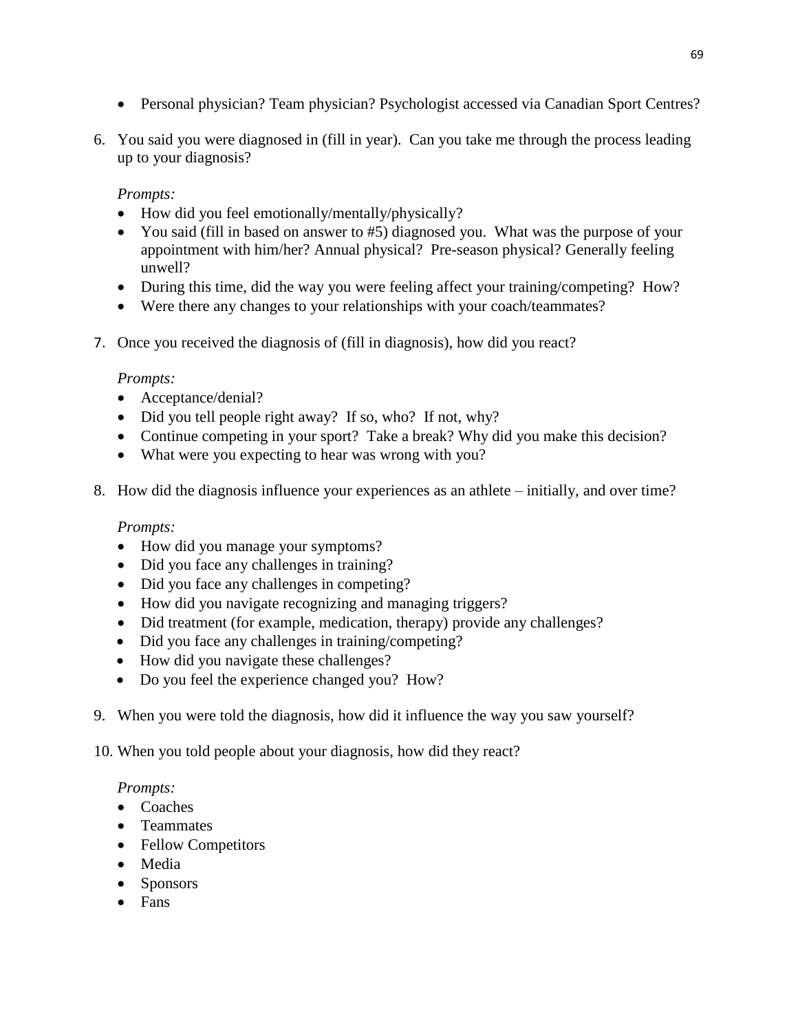- Personal physician? Team physician? Psychologist accessed via Canadian Sport Centres?

6. You said you were diagnosed in (fill in year). Can you take me through the process leading up to your diagnosis?

   *Prompts:*
   - How did you feel emotionally/mentally/physically?
   - You said (fill in based on answer to #5) diagnosed you. What was the purpose of your appointment with him/her? Annual physical? Pre-season physical? Generally feeling unwell?
   - During this time, did the way you were feeling affect your training/competing? How?
   - Were there any changes to your relationships with your coach/teammates?

7. Once you received the diagnosis of (fill in diagnosis), how did you react?

   *Prompts:*
   - Acceptance/denial?
   - Did you tell people right away? If so, who? If not, why?
   - Continue competing in your sport? Take a break? Why did you make this decision?
   - What were you expecting to hear was wrong with you?

8. How did the diagnosis influence your experiences as an athlete – initially, and over time?

   *Prompts:*
   - How did you manage your symptoms?
   - Did you face any challenges in training?
   - Did you face any challenges in competing?
   - How did you navigate recognizing and managing triggers?
   - Did treatment (for example, medication, therapy) provide any challenges?
   - Did you face any challenges in training/competing?
   - How did you navigate these challenges?
   - Do you feel the experience changed you? How?

9. When you were told the diagnosis, how did it influence the way you saw yourself?

10. When you told people about your diagnosis, how did they react?

    *Prompts:*
    - Coaches
    - Teammates
    - Fellow Competitors
    - Media
    - Sponsors
    - Fans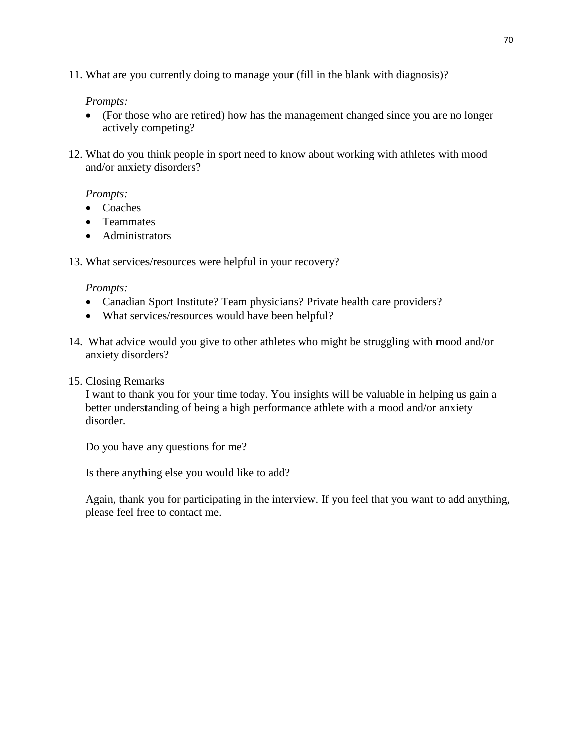11. What are you currently doing to manage your (fill in the blank with diagnosis)?

    *Prompts:*
    - (For those who are retired) how has the management changed since you are no longer actively competing?

12. What do you think people in sport need to know about working with athletes with mood and/or anxiety disorders?

    *Prompts:*
    - Coaches
    - Teammates
    - Administrators

13. What services/resources were helpful in your recovery?

    *Prompts:*
    - Canadian Sport Institute? Team physicians? Private health care providers?
    - What services/resources would have been helpful?

14. What advice would you give to other athletes who might be struggling with mood and/or anxiety disorders?

15. Closing Remarks

    I want to thank you for your time today. You insights will be valuable in helping us gain a better understanding of being a high performance athlete with a mood and/or anxiety disorder.

    Do you have any questions for me?

    Is there anything else you would like to add?

    Again, thank you for participating in the interview. If you feel that you want to add anything, please feel free to contact me.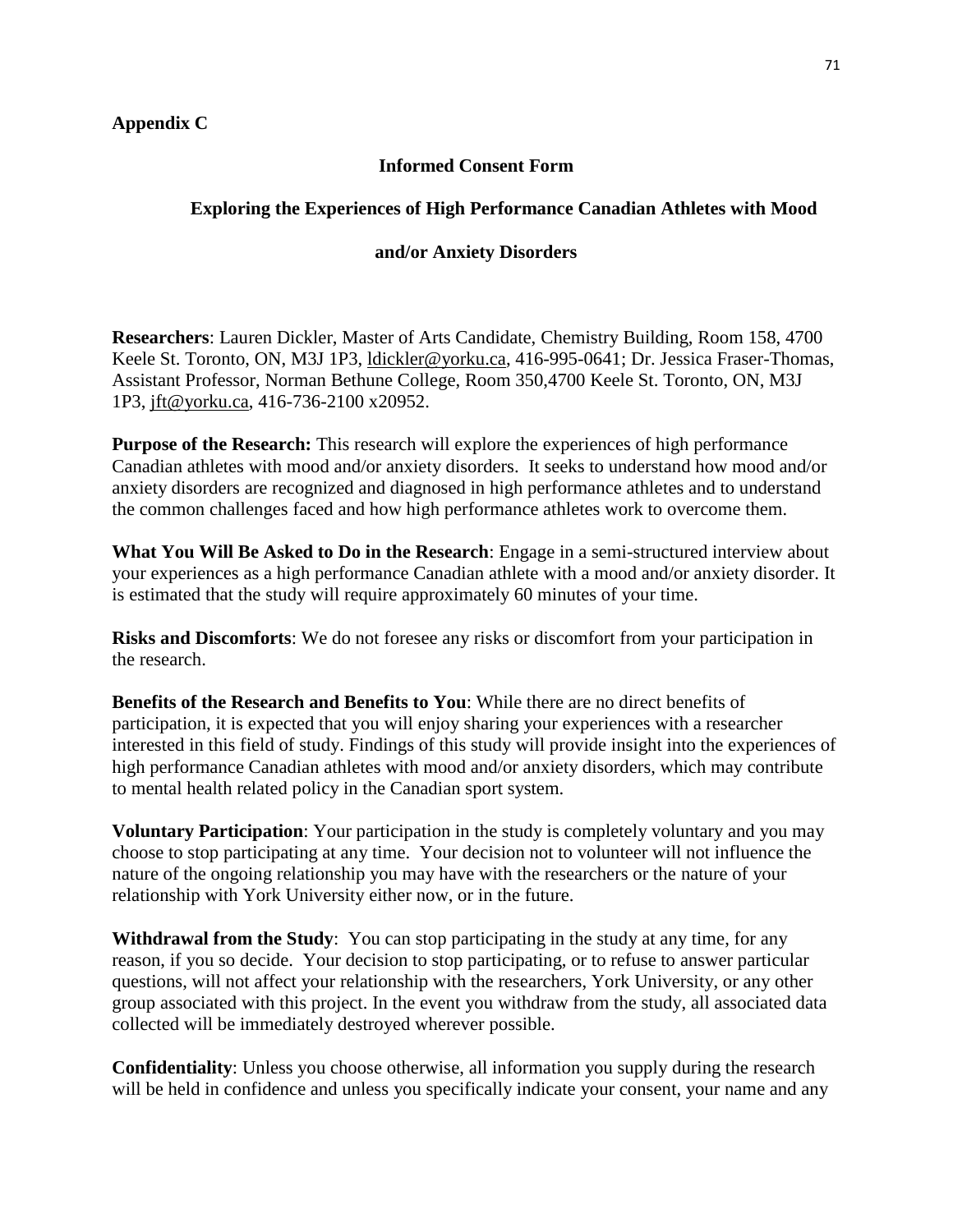**Appendix C**

**Informed Consent Form**

**Exploring the Experiences of High Performance Canadian Athletes with Mood and/or Anxiety Disorders**

**Researchers**: Lauren Dickler, Master of Arts Candidate, Chemistry Building, Room 158, 4700 Keele St. Toronto, ON, M3J 1P3, ldickler@yorku.ca, 416-995-0641; Dr. Jessica Fraser-Thomas, Assistant Professor, Norman Bethune College, Room 350,4700 Keele St. Toronto, ON, M3J 1P3, jft@yorku.ca, 416-736-2100 x20952.

**Purpose of the Research:** This research will explore the experiences of high performance Canadian athletes with mood and/or anxiety disorders. It seeks to understand how mood and/or anxiety disorders are recognized and diagnosed in high performance athletes and to understand the common challenges faced and how high performance athletes work to overcome them.

**What You Will Be Asked to Do in the Research**: Engage in a semi-structured interview about your experiences as a high performance Canadian athlete with a mood and/or anxiety disorder. It is estimated that the study will require approximately 60 minutes of your time.

**Risks and Discomforts**: We do not foresee any risks or discomfort from your participation in the research.

**Benefits of the Research and Benefits to You**: While there are no direct benefits of participation, it is expected that you will enjoy sharing your experiences with a researcher interested in this field of study. Findings of this study will provide insight into the experiences of high performance Canadian athletes with mood and/or anxiety disorders, which may contribute to mental health related policy in the Canadian sport system.

**Voluntary Participation**: Your participation in the study is completely voluntary and you may choose to stop participating at any time. Your decision not to volunteer will not influence the nature of the ongoing relationship you may have with the researchers or the nature of your relationship with York University either now, or in the future.

**Withdrawal from the Study**: You can stop participating in the study at any time, for any reason, if you so decide. Your decision to stop participating, or to refuse to answer particular questions, will not affect your relationship with the researchers, York University, or any other group associated with this project. In the event you withdraw from the study, all associated data collected will be immediately destroyed wherever possible.

**Confidentiality**: Unless you choose otherwise, all information you supply during the research will be held in confidence and unless you specifically indicate your consent, your name and any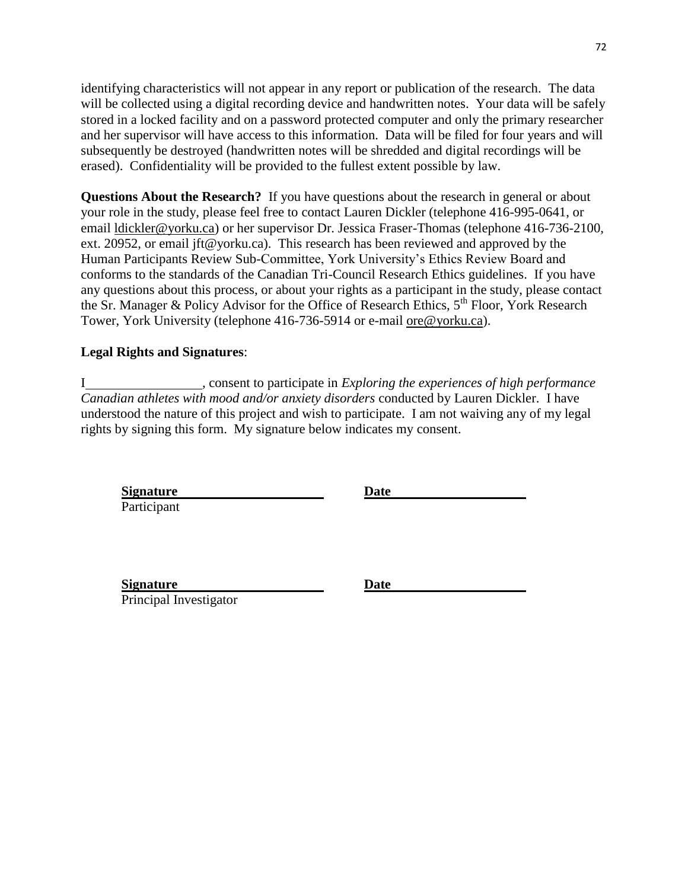identifying characteristics will not appear in any report or publication of the research. The data will be collected using a digital recording device and handwritten notes. Your data will be safely stored in a locked facility and on a password protected computer and only the primary researcher and her supervisor will have access to this information. Data will be filed for four years and will subsequently be destroyed (handwritten notes will be shredded and digital recordings will be erased). Confidentiality will be provided to the fullest extent possible by law.

**Questions About the Research?** If you have questions about the research in general or about your role in the study, please feel free to contact Lauren Dickler (telephone 416-995-0641, or email ldickler@yorku.ca) or her supervisor Dr. Jessica Fraser-Thomas (telephone 416-736-2100, ext. 20952, or email jft@yorku.ca). This research has been reviewed and approved by the Human Participants Review Sub-Committee, York University's Ethics Review Board and conforms to the standards of the Canadian Tri-Council Research Ethics guidelines. If you have any questions about this process, or about your rights as a participant in the study, please contact the Sr. Manager & Policy Advisor for the Office of Research Ethics, 5th Floor, York Research Tower, York University (telephone 416-736-5914 or e-mail ore@yorku.ca).

**Legal Rights and Signatures**:

I________________, consent to participate in *Exploring the experiences of high performance Canadian athletes with mood and/or anxiety disorders* conducted by Lauren Dickler. I have understood the nature of this project and wish to participate. I am not waiving any of my legal rights by signing this form. My signature below indicates my consent.

**Signature**____________________ **Date**____________________
Participant

**Signature**____________________ **Date**____________________
Principal Investigator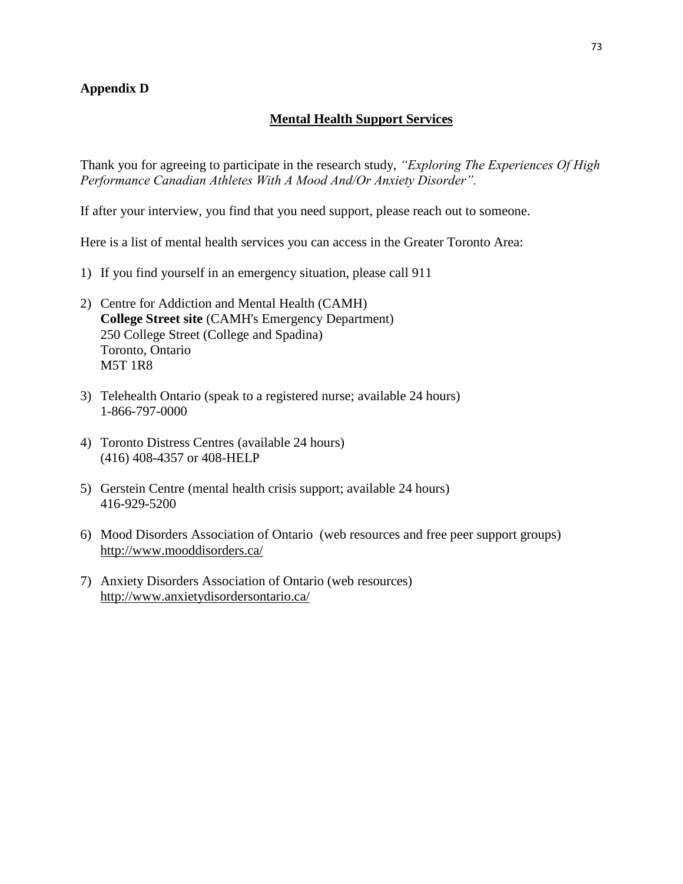**Appendix D**

**Mental Health Support Services**

Thank you for agreeing to participate in the research study, *"Exploring The Experiences Of High Performance Canadian Athletes With A Mood And/Or Anxiety Disorder".*

If after your interview, you find that you need support, please reach out to someone.

Here is a list of mental health services you can access in the Greater Toronto Area:

1) If you find yourself in an emergency situation, please call 911

2) Centre for Addiction and Mental Health (CAMH)
   **College Street site** (CAMH's Emergency Department)
   250 College Street (College and Spadina)
   Toronto, Ontario
   M5T 1R8

3) Telehealth Ontario (speak to a registered nurse; available 24 hours)
   1-866-797-0000

4) Toronto Distress Centres (available 24 hours)
   (416) 408-4357 or 408-HELP

5) Gerstein Centre (mental health crisis support; available 24 hours)
   416-929-5200

6) Mood Disorders Association of Ontario (web resources and free peer support groups)
   http://www.mooddisorders.ca/

7) Anxiety Disorders Association of Ontario (web resources)
   http://www.anxietydisordersontario.ca/